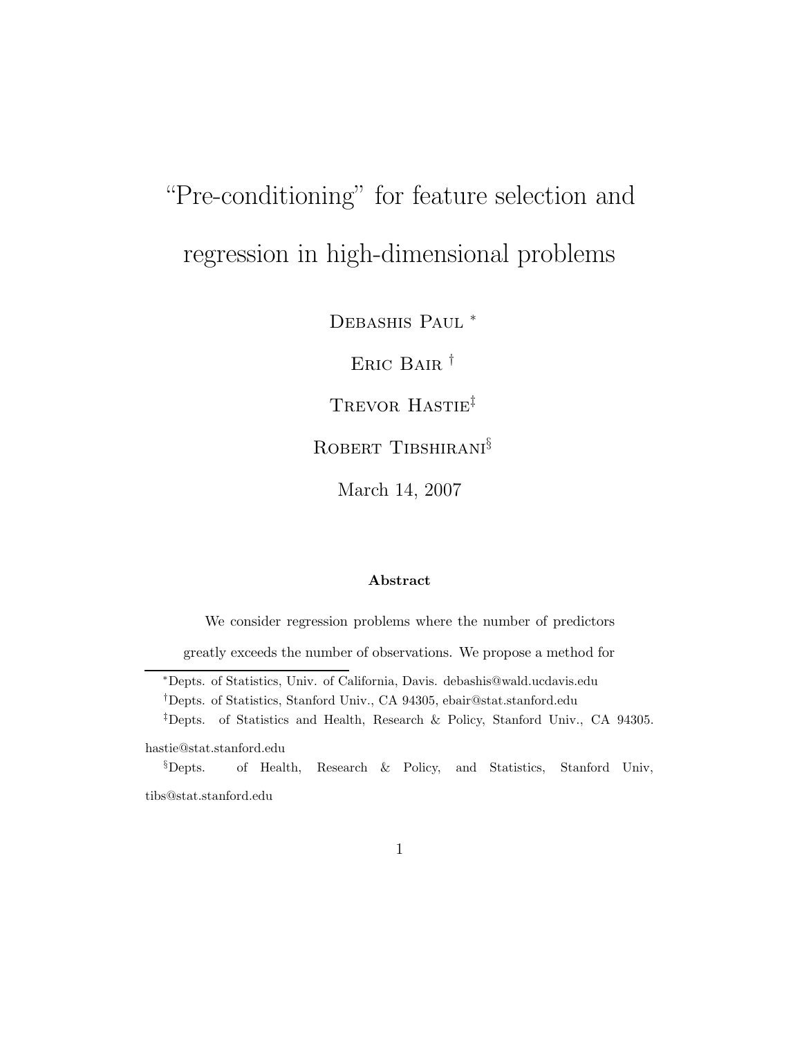# "Pre-conditioning" for feature selection and regression in high-dimensional problems

Debashis Paul [*]

Eric Bair [†]

Trevor Hastie[‡]

Robert Tibshirani[§]

March 14, 2007

**Abstract**

We consider regression problems where the number of predictors greatly exceeds the number of observations. We propose a method for

---

[*]Depts. of Statistics, Univ. of California, Davis. debashis@wald.ucdavis.edu

[†]Depts. of Statistics, Stanford Univ., CA 94305, ebair@stat.stanford.edu

[‡]Depts. of Statistics and Health, Research & Policy, Stanford Univ., CA 94305. hastie@stat.stanford.edu

[§]Depts. of Health, Research & Policy, and Statistics, Stanford Univ, tibs@stat.stanford.edu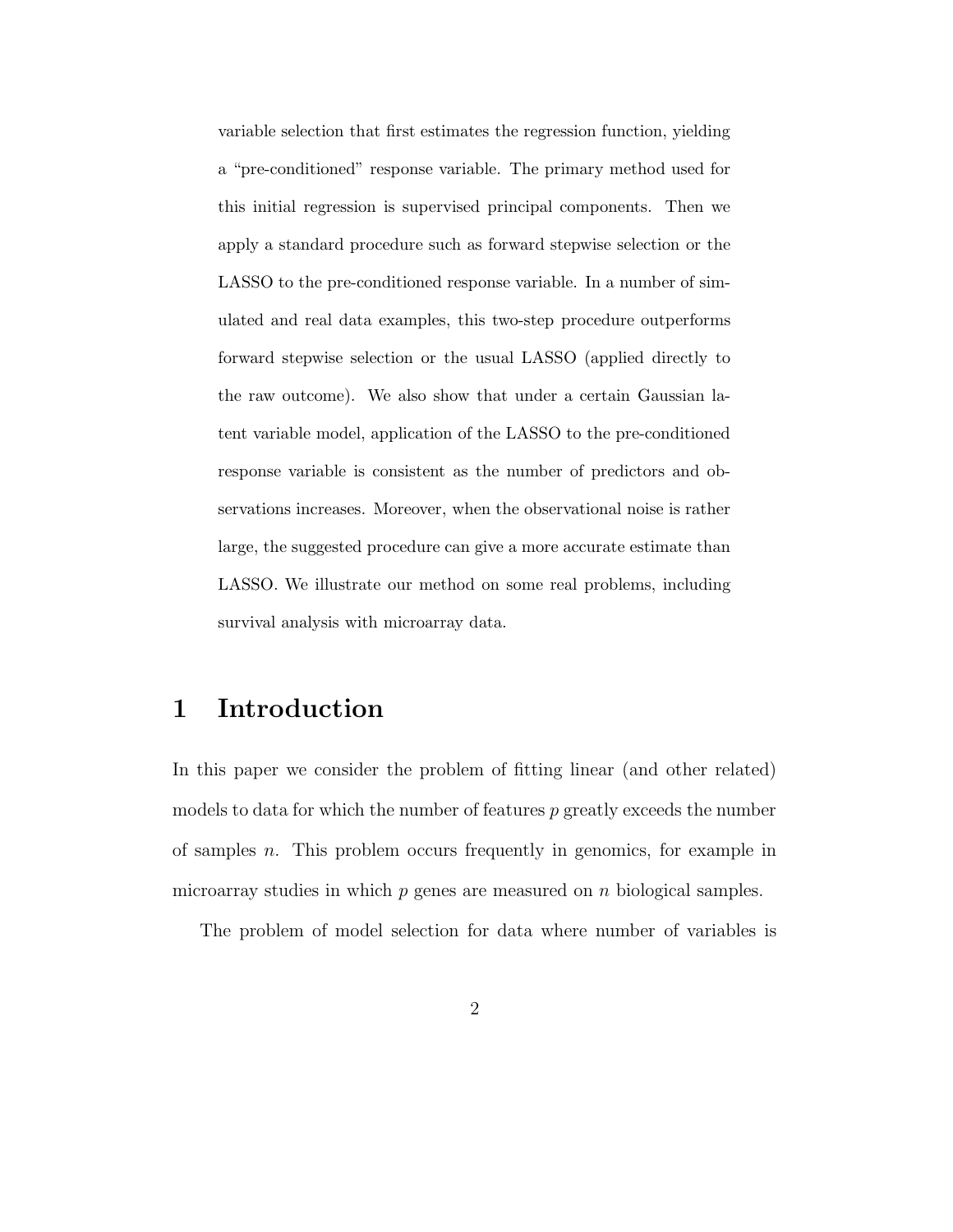variable selection that first estimates the regression function, yielding a "pre-conditioned" response variable. The primary method used for this initial regression is supervised principal components. Then we apply a standard procedure such as forward stepwise selection or the LASSO to the pre-conditioned response variable. In a number of simulated and real data examples, this two-step procedure outperforms forward stepwise selection or the usual LASSO (applied directly to the raw outcome). We also show that under a certain Gaussian latent variable model, application of the LASSO to the pre-conditioned response variable is consistent as the number of predictors and observations increases. Moreover, when the observational noise is rather large, the suggested procedure can give a more accurate estimate than LASSO. We illustrate our method on some real problems, including survival analysis with microarray data.

# 1 Introduction

In this paper we consider the problem of fitting linear (and other related) models to data for which the number of features $p$ greatly exceeds the number of samples $n$. This problem occurs frequently in genomics, for example in microarray studies in which $p$ genes are measured on $n$ biological samples.

The problem of model selection for data where number of variables is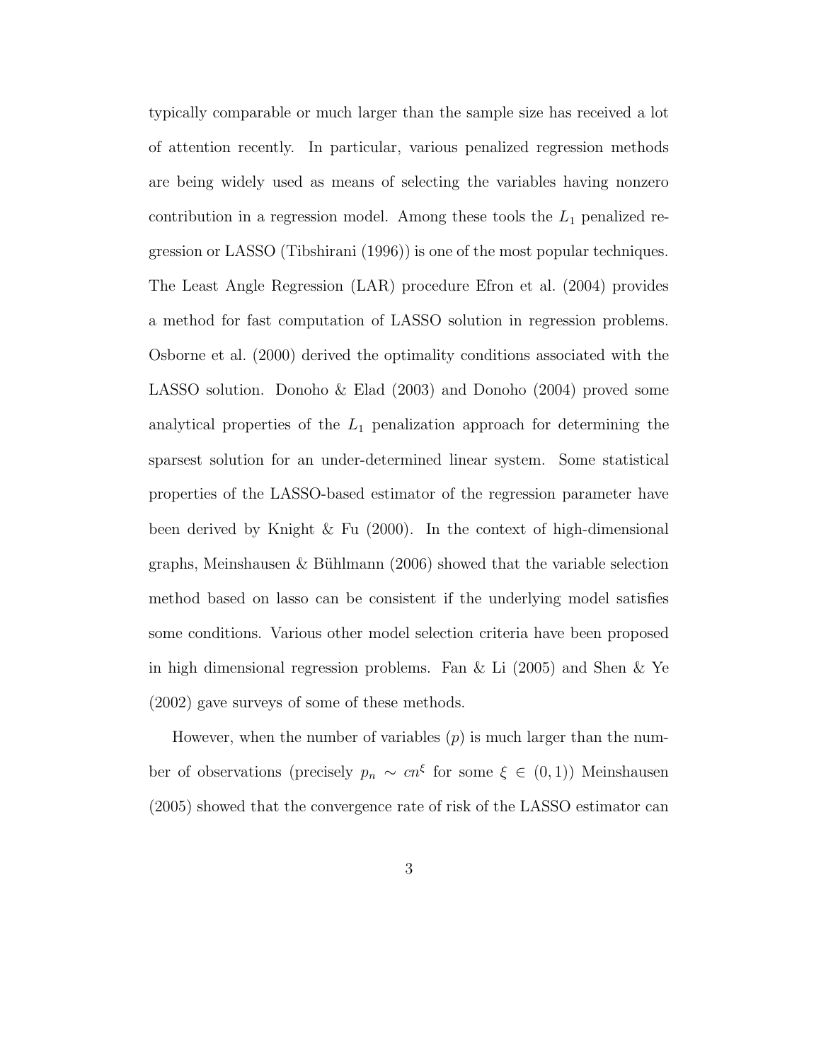typically comparable or much larger than the sample size has received a lot of attention recently. In particular, various penalized regression methods are being widely used as means of selecting the variables having nonzero contribution in a regression model. Among these tools the $L_1$ penalized regression or LASSO (Tibshirani (1996)) is one of the most popular techniques. The Least Angle Regression (LAR) procedure Efron et al. (2004) provides a method for fast computation of LASSO solution in regression problems. Osborne et al. (2000) derived the optimality conditions associated with the LASSO solution. Donoho & Elad (2003) and Donoho (2004) proved some analytical properties of the $L_1$ penalization approach for determining the sparsest solution for an under-determined linear system. Some statistical properties of the LASSO-based estimator of the regression parameter have been derived by Knight & Fu (2000). In the context of high-dimensional graphs, Meinshausen & Bühlmann (2006) showed that the variable selection method based on lasso can be consistent if the underlying model satisfies some conditions. Various other model selection criteria have been proposed in high dimensional regression problems. Fan & Li (2005) and Shen & Ye (2002) gave surveys of some of these methods.

However, when the number of variables ($p$) is much larger than the number of observations (precisely $p_n \sim cn^{\xi}$ for some $\xi \in (0,1)$) Meinshausen (2005) showed that the convergence rate of risk of the LASSO estimator can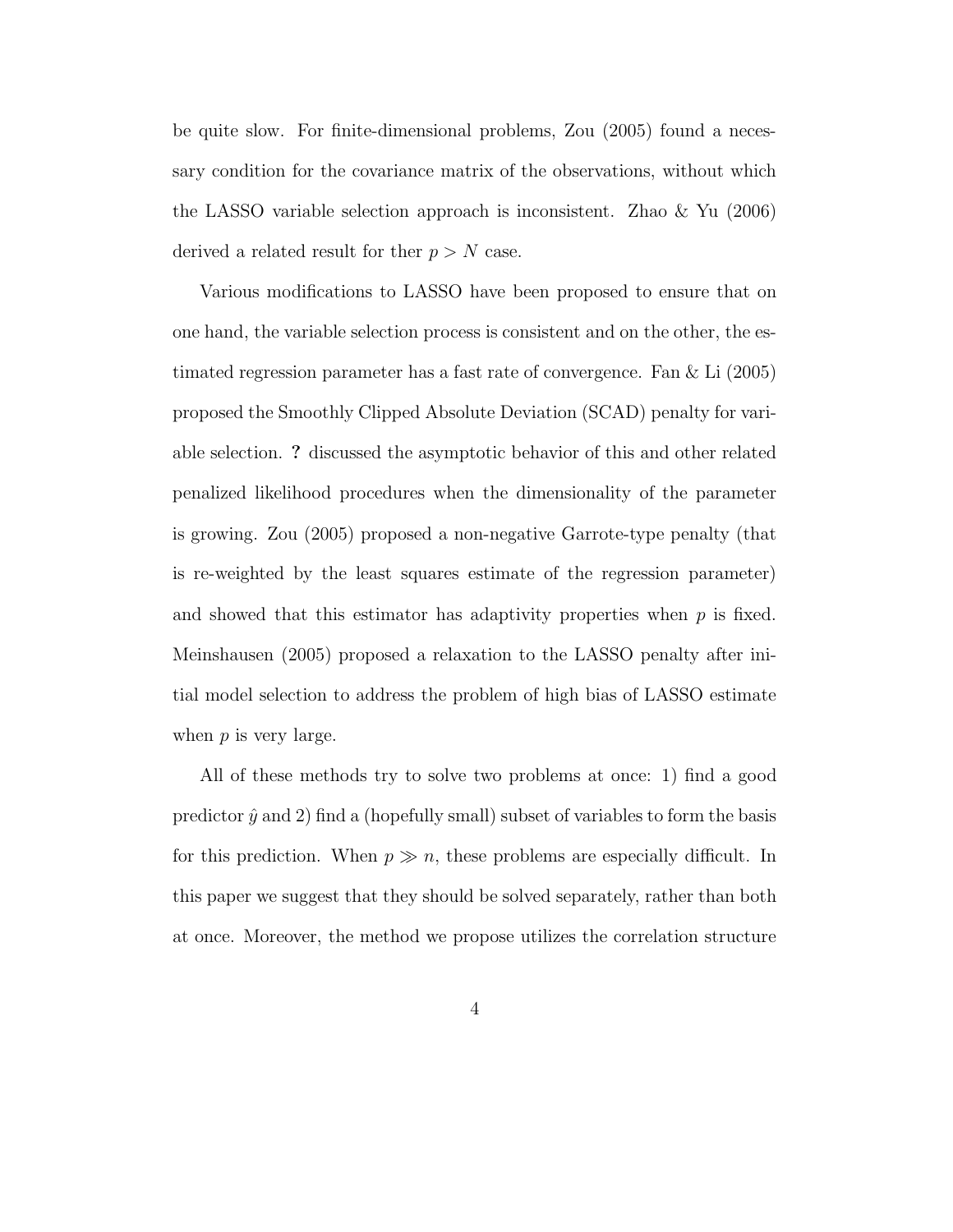be quite slow. For finite-dimensional problems, Zou (2005) found a necessary condition for the covariance matrix of the observations, without which the LASSO variable selection approach is inconsistent. Zhao & Yu (2006) derived a related result for ther $p > N$ case.

Various modifications to LASSO have been proposed to ensure that on one hand, the variable selection process is consistent and on the other, the estimated regression parameter has a fast rate of convergence. Fan & Li (2005) proposed the Smoothly Clipped Absolute Deviation (SCAD) penalty for variable selection. **?** discussed the asymptotic behavior of this and other related penalized likelihood procedures when the dimensionality of the parameter is growing. Zou (2005) proposed a non-negative Garrote-type penalty (that is re-weighted by the least squares estimate of the regression parameter) and showed that this estimator has adaptivity properties when $p$ is fixed. Meinshausen (2005) proposed a relaxation to the LASSO penalty after initial model selection to address the problem of high bias of LASSO estimate when $p$ is very large.

All of these methods try to solve two problems at once: 1) find a good predictor $\hat{y}$ and 2) find a (hopefully small) subset of variables to form the basis for this prediction. When $p \gg n$, these problems are especially difficult. In this paper we suggest that they should be solved separately, rather than both at once. Moreover, the method we propose utilizes the correlation structure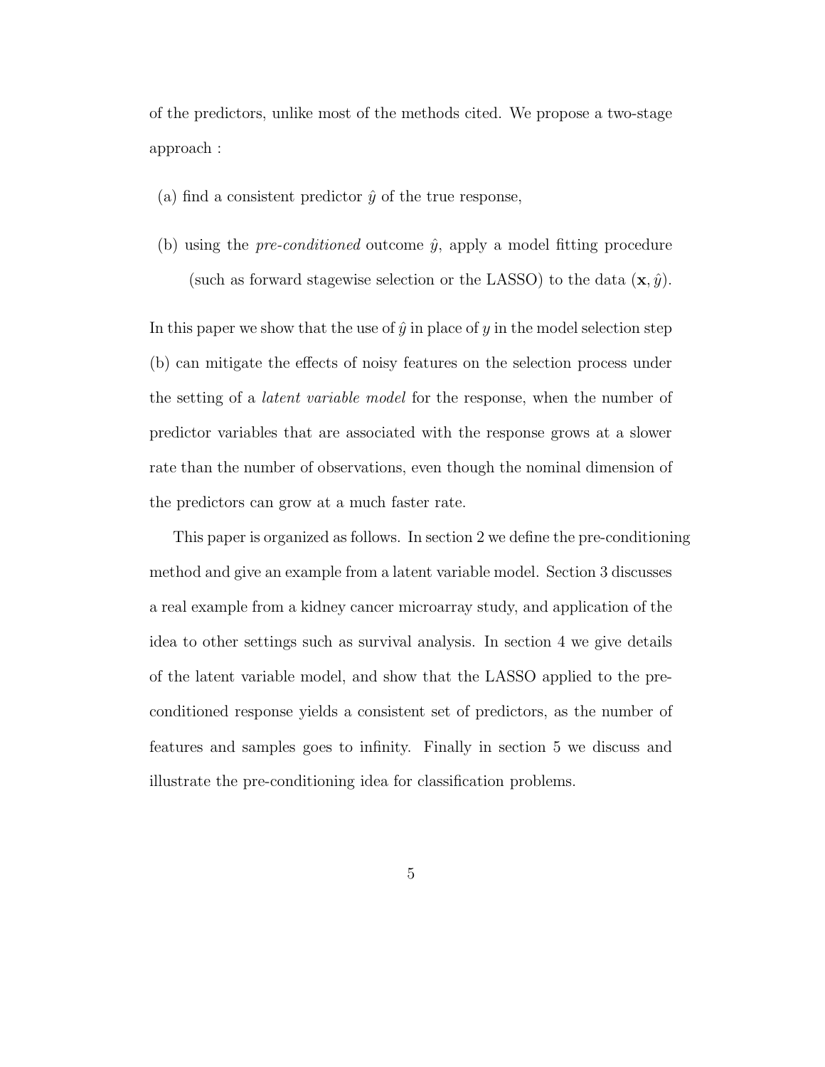of the predictors, unlike most of the methods cited. We propose a two-stage approach :

(a) find a consistent predictor $\hat{y}$ of the true response,

(b) using the *pre-conditioned* outcome $\hat{y}$, apply a model fitting procedure (such as forward stagewise selection or the LASSO) to the data $(\mathbf{x}, \hat{y})$.

In this paper we show that the use of $\hat{y}$ in place of $y$ in the model selection step (b) can mitigate the effects of noisy features on the selection process under the setting of a *latent variable model* for the response, when the number of predictor variables that are associated with the response grows at a slower rate than the number of observations, even though the nominal dimension of the predictors can grow at a much faster rate.

This paper is organized as follows. In section 2 we define the pre-conditioning method and give an example from a latent variable model. Section 3 discusses a real example from a kidney cancer microarray study, and application of the idea to other settings such as survival analysis. In section 4 we give details of the latent variable model, and show that the LASSO applied to the pre-conditioned response yields a consistent set of predictors, as the number of features and samples goes to infinity. Finally in section 5 we discuss and illustrate the pre-conditioning idea for classification problems.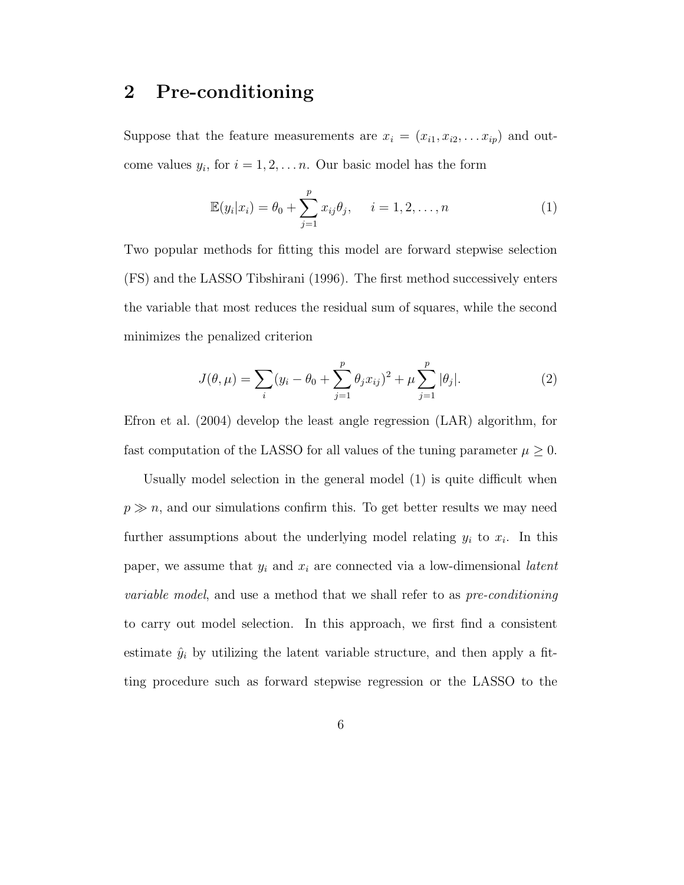## 2 Pre-conditioning

Suppose that the feature measurements are $x_i = (x_{i1}, x_{i2}, \ldots x_{ip})$ and outcome values $y_i$, for $i = 1, 2, \ldots n$. Our basic model has the form

$$\mathbb{E}(y_i|x_i) = \theta_0 + \sum_{j=1}^{p} x_{ij}\theta_j, \quad i = 1, 2, \ldots, n \tag{1}$$

Two popular methods for fitting this model are forward stepwise selection (FS) and the LASSO Tibshirani (1996). The first method successively enters the variable that most reduces the residual sum of squares, while the second minimizes the penalized criterion

$$J(\theta, \mu) = \sum_i (y_i - \theta_0 + \sum_{j=1}^{p} \theta_j x_{ij})^2 + \mu \sum_{j=1}^{p} |\theta_j|. \tag{2}$$

Efron et al. (2004) develop the least angle regression (LAR) algorithm, for fast computation of the LASSO for all values of the tuning parameter $\mu \geq 0$.

Usually model selection in the general model (1) is quite difficult when $p \gg n$, and our simulations confirm this. To get better results we may need further assumptions about the underlying model relating $y_i$ to $x_i$. In this paper, we assume that $y_i$ and $x_i$ are connected via a low-dimensional *latent variable model*, and use a method that we shall refer to as *pre-conditioning* to carry out model selection. In this approach, we first find a consistent estimate $\hat{y}_i$ by utilizing the latent variable structure, and then apply a fitting procedure such as forward stepwise regression or the LASSO to the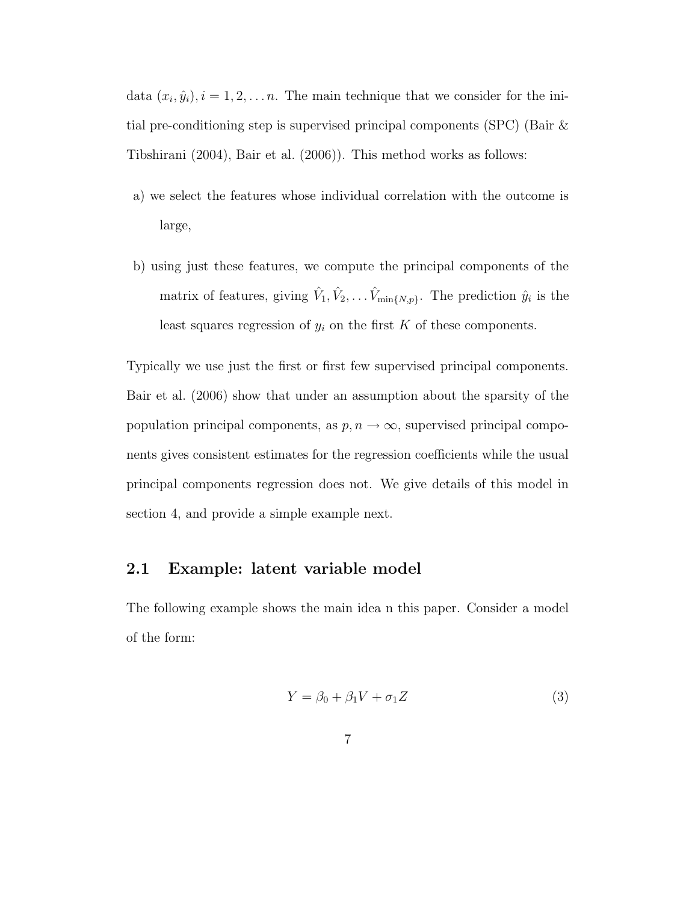data $(x_i, \hat{y}_i), i = 1, 2, \ldots n$. The main technique that we consider for the initial pre-conditioning step is supervised principal components (SPC) (Bair & Tibshirani (2004), Bair et al. (2006)). This method works as follows:

a) we select the features whose individual correlation with the outcome is large,

b) using just these features, we compute the principal components of the matrix of features, giving $\hat{V}_1, \hat{V}_2, \ldots \hat{V}_{\min\{N,p\}}$. The prediction $\hat{y}_i$ is the least squares regression of $y_i$ on the first $K$ of these components.

Typically we use just the first or first few supervised principal components. Bair et al. (2006) show that under an assumption about the sparsity of the population principal components, as $p, n \to \infty$, supervised principal components gives consistent estimates for the regression coefficients while the usual principal components regression does not. We give details of this model in section 4, and provide a simple example next.

## 2.1 Example: latent variable model

The following example shows the main idea n this paper. Consider a model of the form:

$$Y = \beta_0 + \beta_1 V + \sigma_1 Z \tag{3}$$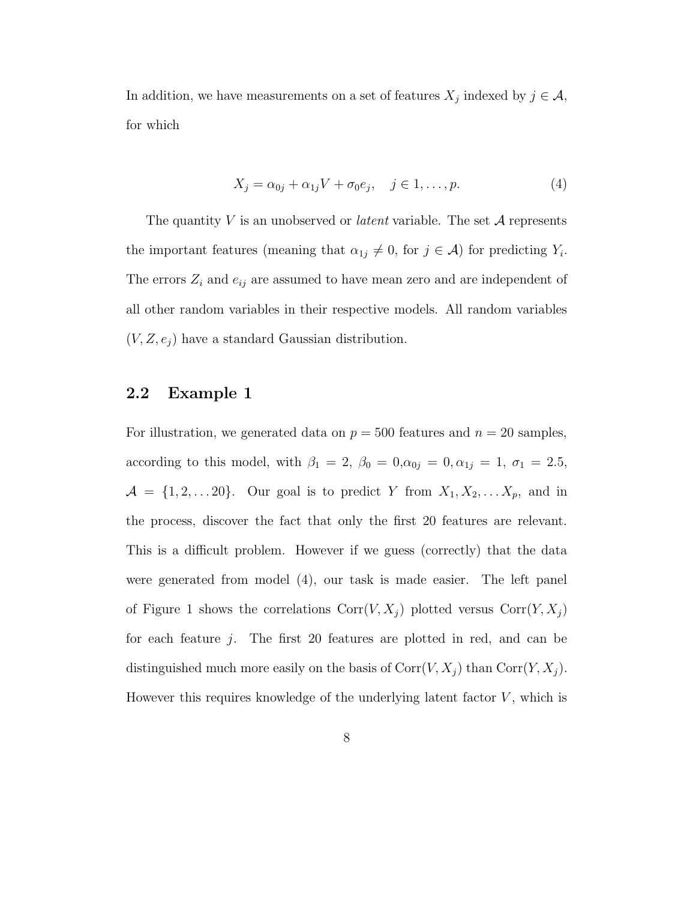In addition, we have measurements on a set of features $X_j$ indexed by $j \in \mathcal{A}$, for which

$$X_j = \alpha_{0j} + \alpha_{1j} V + \sigma_0 e_j, \quad j \in 1, \ldots, p. \tag{4}$$

The quantity $V$ is an unobserved or *latent* variable. The set $\mathcal{A}$ represents the important features (meaning that $\alpha_{1j} \neq 0$, for $j \in \mathcal{A}$) for predicting $Y_i$. The errors $Z_i$ and $e_{ij}$ are assumed to have mean zero and are independent of all other random variables in their respective models. All random variables $(V, Z, e_j)$ have a standard Gaussian distribution.

## 2.2 Example 1

For illustration, we generated data on $p = 500$ features and $n = 20$ samples, according to this model, with $\beta_1 = 2$, $\beta_0 = 0$,$\alpha_{0j} = 0, \alpha_{1j} = 1$, $\sigma_1 = 2.5$, $\mathcal{A} = \{1, 2, \ldots 20\}$. Our goal is to predict $Y$ from $X_1, X_2, \ldots X_p$, and in the process, discover the fact that only the first 20 features are relevant. This is a difficult problem. However if we guess (correctly) that the data were generated from model (4), our task is made easier. The left panel of Figure 1 shows the correlations $\text{Corr}(V, X_j)$ plotted versus $\text{Corr}(Y, X_j)$ for each feature $j$. The first 20 features are plotted in red, and can be distinguished much more easily on the basis of $\text{Corr}(V, X_j)$ than $\text{Corr}(Y, X_j)$. However this requires knowledge of the underlying latent factor $V$, which is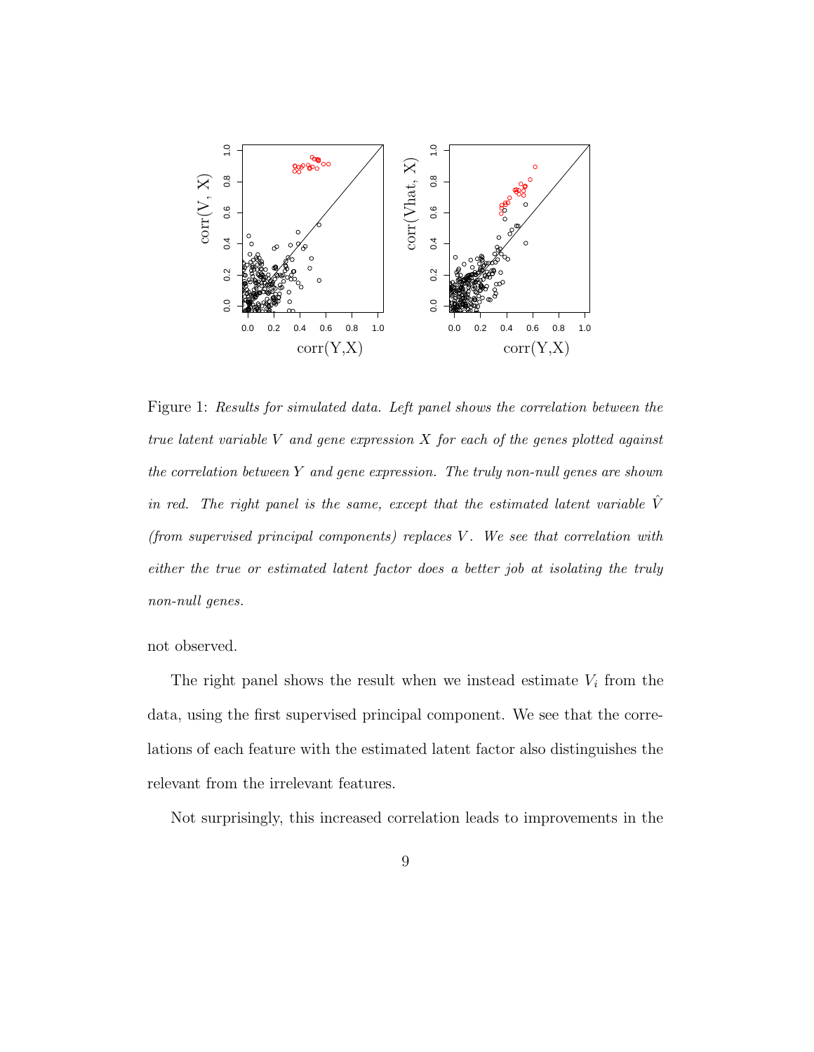Figure 1: *Results for simulated data. Left panel shows the correlation between the true latent variable $V$ and gene expression $X$ for each of the genes plotted against the correlation between $Y$ and gene expression. The truly non-null genes are shown in red. The right panel is the same, except that the estimated latent variable $\hat{V}$ (from supervised principal components) replaces $V$. We see that correlation with either the true or estimated latent factor does a better job at isolating the truly non-null genes.*

not observed.

The right panel shows the result when we instead estimate $V_i$ from the data, using the first supervised principal component. We see that the correlations of each feature with the estimated latent factor also distinguishes the relevant from the irrelevant features.

Not surprisingly, this increased correlation leads to improvements in the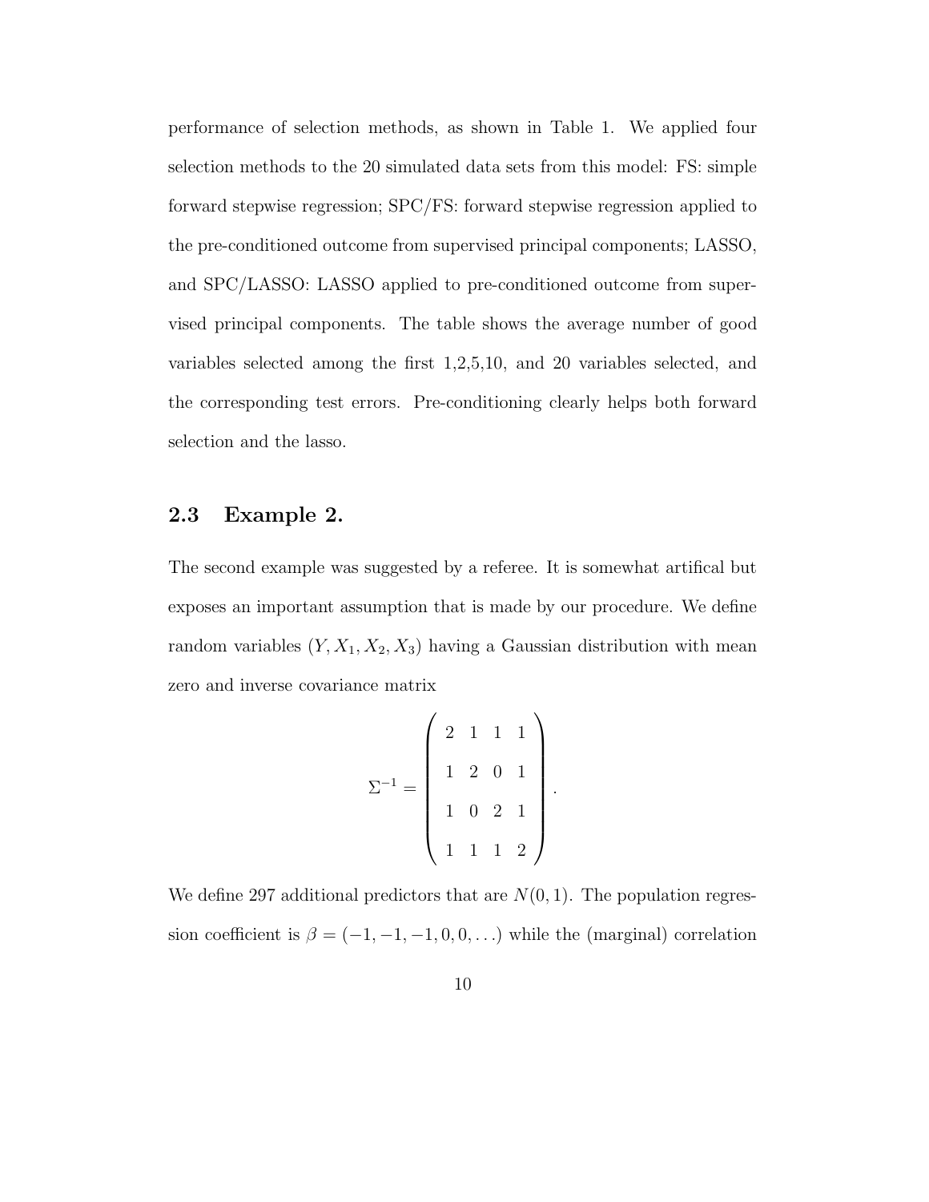performance of selection methods, as shown in Table 1. We applied four selection methods to the 20 simulated data sets from this model: FS: simple forward stepwise regression; SPC/FS: forward stepwise regression applied to the pre-conditioned outcome from supervised principal components; LASSO, and SPC/LASSO: LASSO applied to pre-conditioned outcome from supervised principal components. The table shows the average number of good variables selected among the first 1,2,5,10, and 20 variables selected, and the corresponding test errors. Pre-conditioning clearly helps both forward selection and the lasso.

### 2.3 Example 2.

The second example was suggested by a referee. It is somewhat artifical but exposes an important assumption that is made by our procedure. We define random variables $(Y, X_1, X_2, X_3)$ having a Gaussian distribution with mean zero and inverse covariance matrix

$$\Sigma^{-1} = \begin{pmatrix} 2 & 1 & 1 & 1 \\ 1 & 2 & 0 & 1 \\ 1 & 0 & 2 & 1 \\ 1 & 1 & 1 & 2 \end{pmatrix}.$$

We define 297 additional predictors that are $N(0, 1)$. The population regression coefficient is $\beta = (-1, -1, -1, 0, 0, \ldots)$ while the (marginal) correlation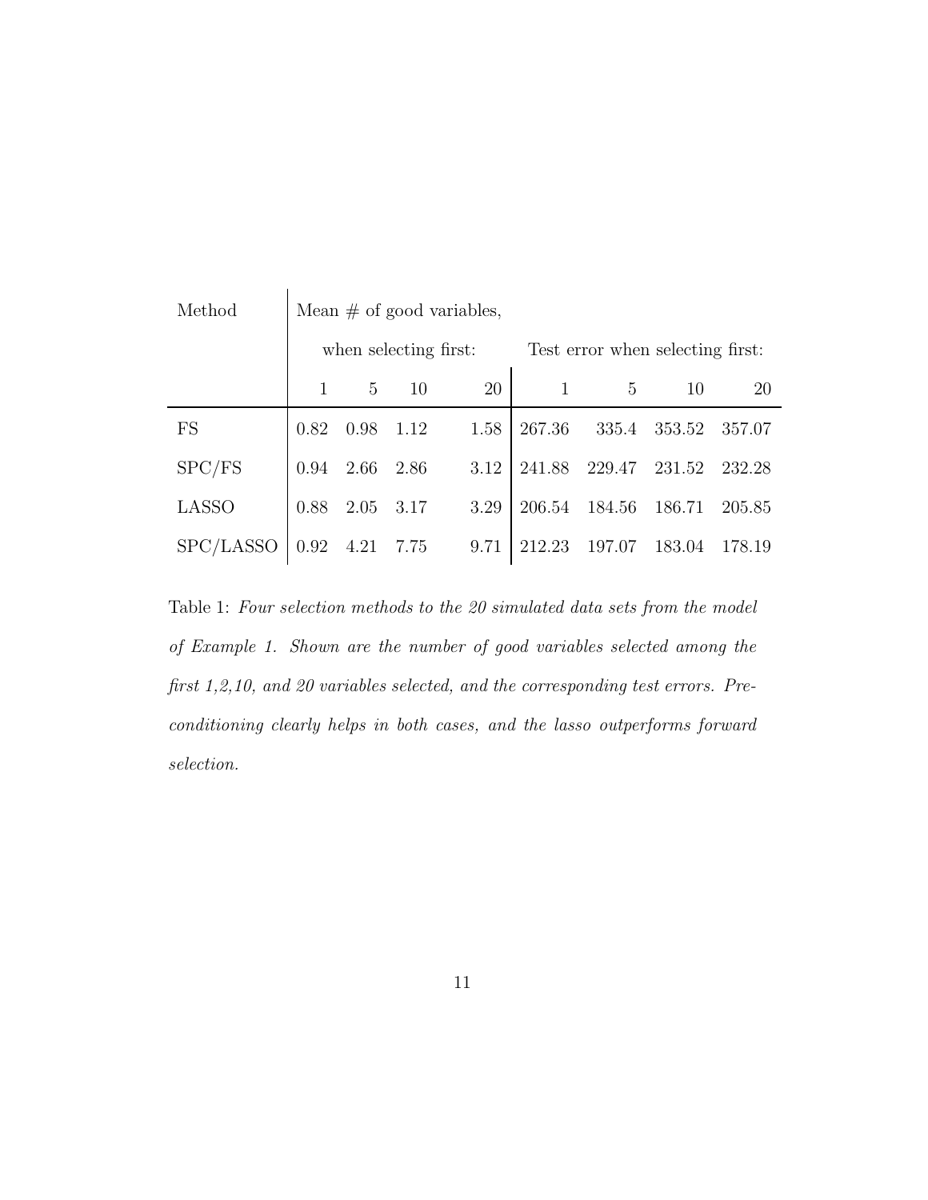| Method | Mean # of good variables, when selecting first: | | | | Test error when selecting first: | | | |
|---|---|---|---|---|---|---|---|---|
| | 1 | 5 | 10 | 20 | 1 | 5 | 10 | 20 |
| FS | 0.82 | 0.98 | 1.12 | 1.58 | 267.36 | 335.4 | 353.52 | 357.07 |
| SPC/FS | 0.94 | 2.66 | 2.86 | 3.12 | 241.88 | 229.47 | 231.52 | 232.28 |
| LASSO | 0.88 | 2.05 | 3.17 | 3.29 | 206.54 | 184.56 | 186.71 | 205.85 |
| SPC/LASSO | 0.92 | 4.21 | 7.75 | 9.71 | 212.23 | 197.07 | 183.04 | 178.19 |

Table 1: *Four selection methods to the 20 simulated data sets from the model of Example 1. Shown are the number of good variables selected among the first 1,2,10, and 20 variables selected, and the corresponding test errors. Preconditioning clearly helps in both cases, and the lasso outperforms forward selection.*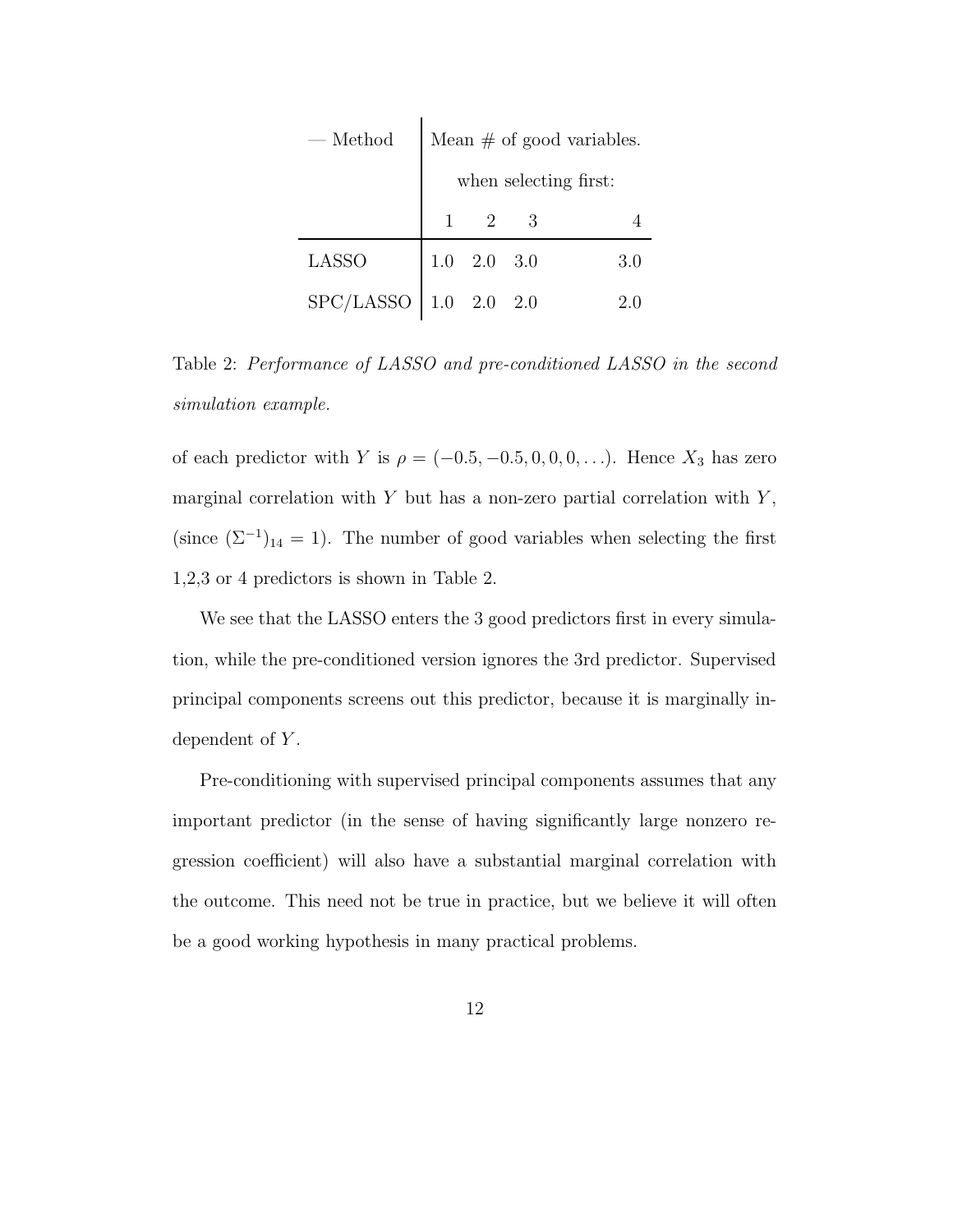| — Method | Mean # of good variables. when selecting first: | | | |
|---|---|---|---|---|
| | 1 | 2 | 3 | 4 |
| LASSO | 1.0 | 2.0 | 3.0 | 3.0 |
| SPC/LASSO | 1.0 | 2.0 | 2.0 | 2.0 |

Table 2: *Performance of LASSO and pre-conditioned LASSO in the second simulation example.*

of each predictor with $Y$ is $\rho = (-0.5, -0.5, 0, 0, 0, \ldots)$. Hence $X_3$ has zero marginal correlation with $Y$ but has a non-zero partial correlation with $Y$, (since $(\Sigma^{-1})_{14} = 1$). The number of good variables when selecting the first 1,2,3 or 4 predictors is shown in Table 2.

We see that the LASSO enters the 3 good predictors first in every simulation, while the pre-conditioned version ignores the 3rd predictor. Supervised principal components screens out this predictor, because it is marginally independent of $Y$.

Pre-conditioning with supervised principal components assumes that any important predictor (in the sense of having significantly large nonzero regression coefficient) will also have a substantial marginal correlation with the outcome. This need not be true in practice, but we believe it will often be a good working hypothesis in many practical problems.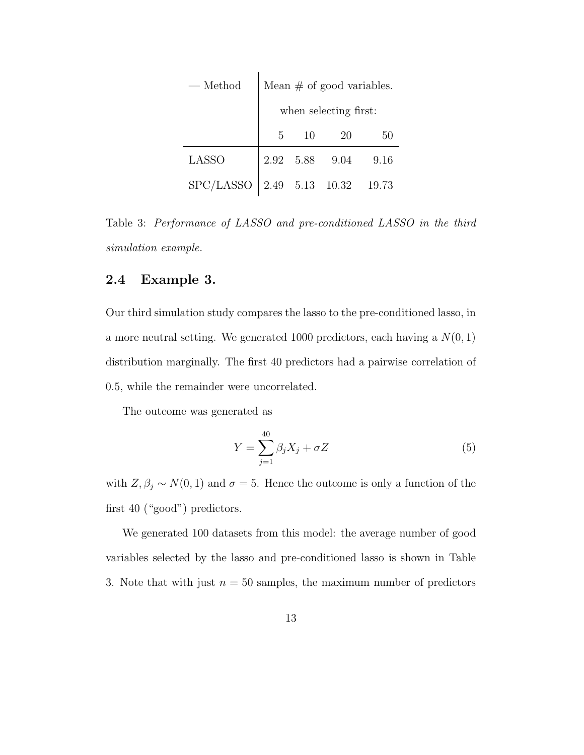| — Method | Mean # of good variables. when selecting first: | | | |
|---|---|---|---|---|
| | 5 | 10 | 20 | 50 |
| LASSO | 2.92 | 5.88 | 9.04 | 9.16 |
| SPC/LASSO | 2.49 | 5.13 | 10.32 | 19.73 |

Table 3: *Performance of LASSO and pre-conditioned LASSO in the third simulation example.*

## 2.4 Example 3.

Our third simulation study compares the lasso to the pre-conditioned lasso, in a more neutral setting. We generated 1000 predictors, each having a $N(0, 1)$ distribution marginally. The first 40 predictors had a pairwise correlation of 0.5, while the remainder were uncorrelated.

The outcome was generated as

$$Y = \sum_{j=1}^{40} \beta_j X_j + \sigma Z \tag{5}$$

with $Z, \beta_j \sim N(0, 1)$ and $\sigma = 5$. Hence the outcome is only a function of the first 40 ("good") predictors.

We generated 100 datasets from this model: the average number of good variables selected by the lasso and pre-conditioned lasso is shown in Table 3. Note that with just $n = 50$ samples, the maximum number of predictors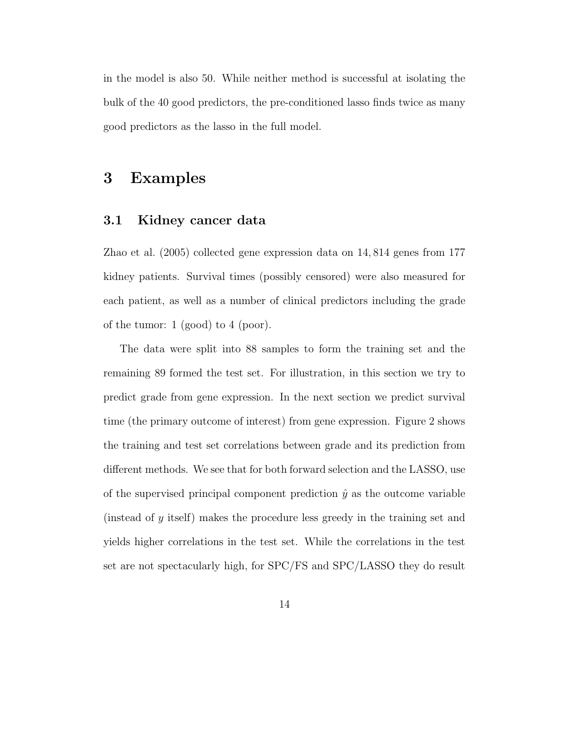in the model is also 50. While neither method is successful at isolating the bulk of the 40 good predictors, the pre-conditioned lasso finds twice as many good predictors as the lasso in the full model.

# 3 Examples

## 3.1 Kidney cancer data

Zhao et al. (2005) collected gene expression data on 14,814 genes from 177 kidney patients. Survival times (possibly censored) were also measured for each patient, as well as a number of clinical predictors including the grade of the tumor: 1 (good) to 4 (poor).

The data were split into 88 samples to form the training set and the remaining 89 formed the test set. For illustration, in this section we try to predict grade from gene expression. In the next section we predict survival time (the primary outcome of interest) from gene expression. Figure 2 shows the training and test set correlations between grade and its prediction from different methods. We see that for both forward selection and the LASSO, use of the supervised principal component prediction $\hat{y}$ as the outcome variable (instead of $y$ itself) makes the procedure less greedy in the training set and yields higher correlations in the test set. While the correlations in the test set are not spectacularly high, for SPC/FS and SPC/LASSO they do result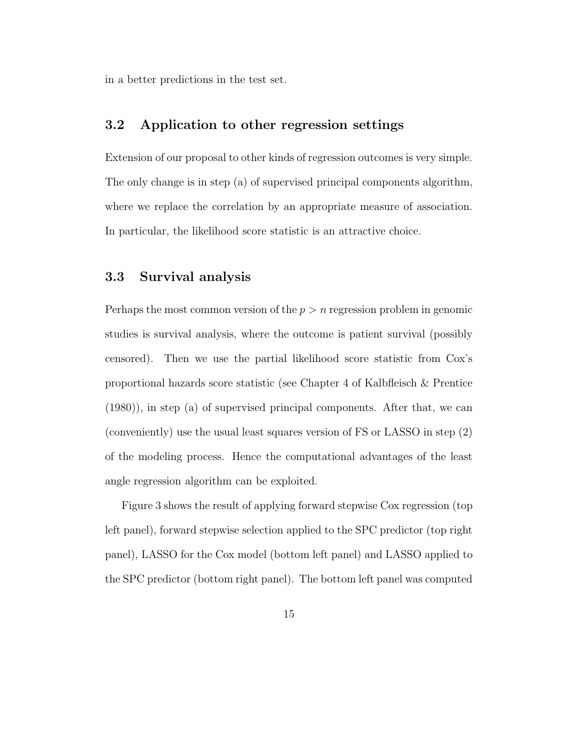in a better predictions in the test set.

### 3.2 Application to other regression settings

Extension of our proposal to other kinds of regression outcomes is very simple. The only change is in step (a) of supervised principal components algorithm, where we replace the correlation by an appropriate measure of association. In particular, the likelihood score statistic is an attractive choice.

### 3.3 Survival analysis

Perhaps the most common version of the $p > n$ regression problem in genomic studies is survival analysis, where the outcome is patient survival (possibly censored). Then we use the partial likelihood score statistic from Cox's proportional hazards score statistic (see Chapter 4 of Kalbfleisch & Prentice (1980)), in step (a) of supervised principal components. After that, we can (conveniently) use the usual least squares version of FS or LASSO in step (2) of the modeling process. Hence the computational advantages of the least angle regression algorithm can be exploited.

Figure 3 shows the result of applying forward stepwise Cox regression (top left panel), forward stepwise selection applied to the SPC predictor (top right panel), LASSO for the Cox model (bottom left panel) and LASSO applied to the SPC predictor (bottom right panel). The bottom left panel was computed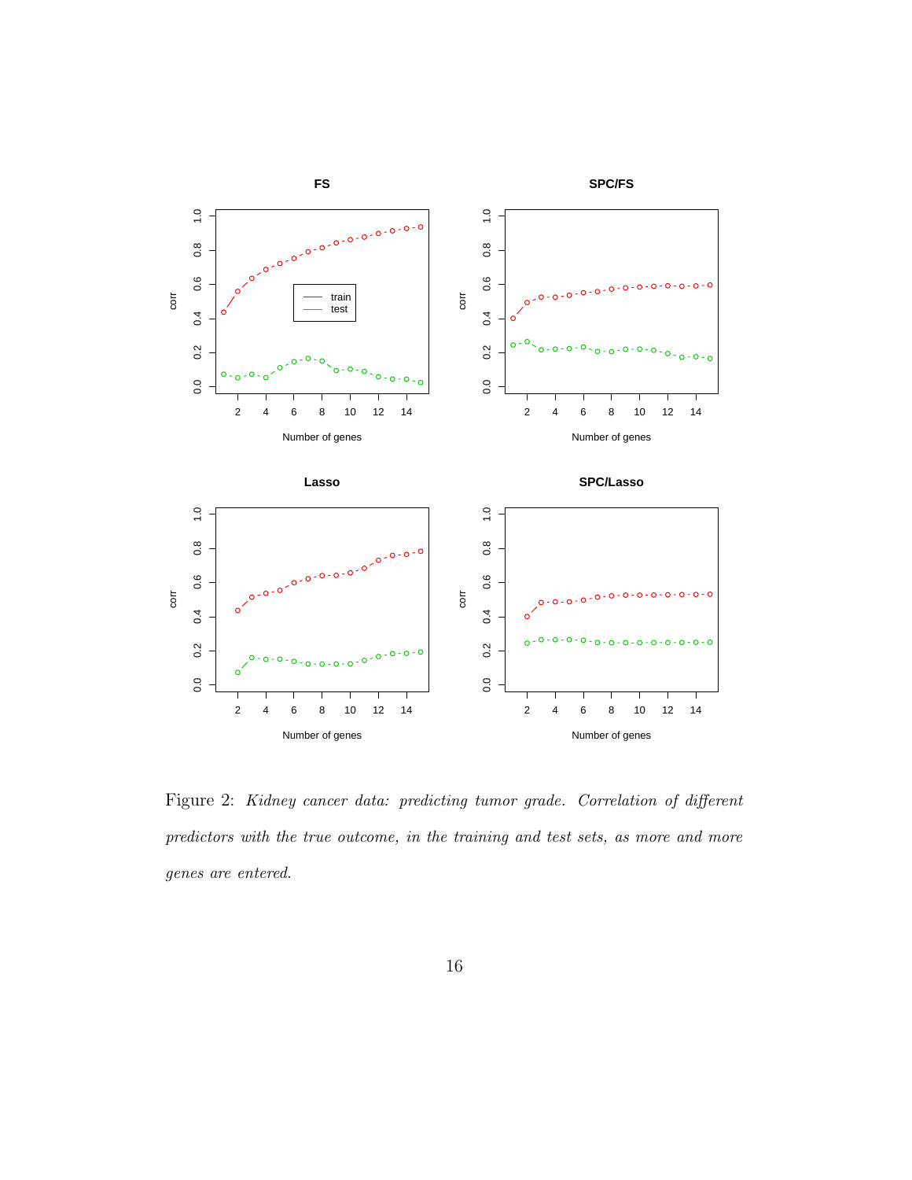Figure 2: *Kidney cancer data: predicting tumor grade. Correlation of different predictors with the true outcome, in the training and test sets, as more and more genes are entered.*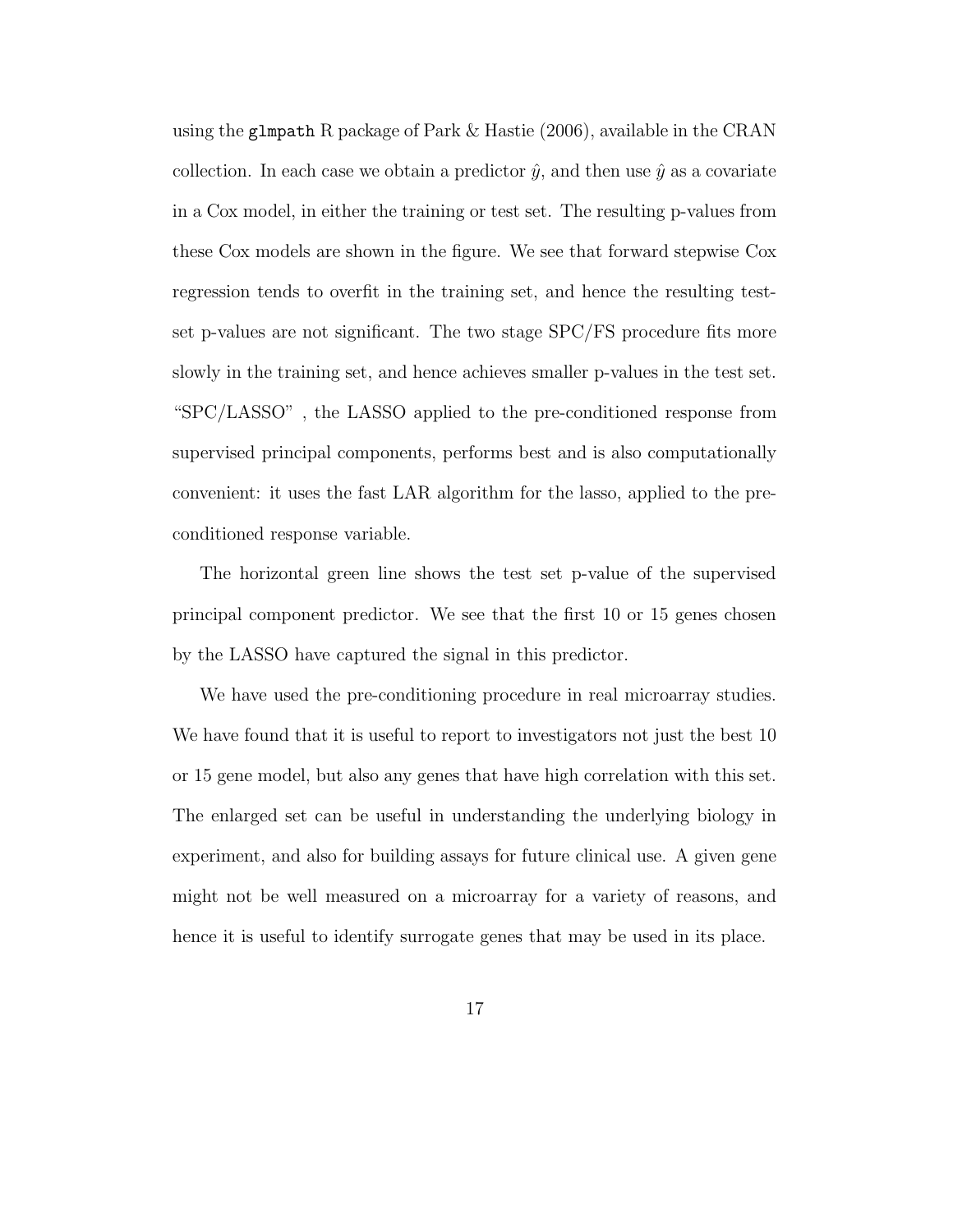using the `glmpath` R package of Park & Hastie (2006), available in the CRAN collection. In each case we obtain a predictor $\hat{y}$, and then use $\hat{y}$ as a covariate in a Cox model, in either the training or test set. The resulting p-values from these Cox models are shown in the figure. We see that forward stepwise Cox regression tends to overfit in the training set, and hence the resulting test-set p-values are not significant. The two stage SPC/FS procedure fits more slowly in the training set, and hence achieves smaller p-values in the test set. "SPC/LASSO" , the LASSO applied to the pre-conditioned response from supervised principal components, performs best and is also computationally convenient: it uses the fast LAR algorithm for the lasso, applied to the pre-conditioned response variable.

The horizontal green line shows the test set p-value of the supervised principal component predictor. We see that the first 10 or 15 genes chosen by the LASSO have captured the signal in this predictor.

We have used the pre-conditioning procedure in real microarray studies. We have found that it is useful to report to investigators not just the best 10 or 15 gene model, but also any genes that have high correlation with this set. The enlarged set can be useful in understanding the underlying biology in experiment, and also for building assays for future clinical use. A given gene might not be well measured on a microarray for a variety of reasons, and hence it is useful to identify surrogate genes that may be used in its place.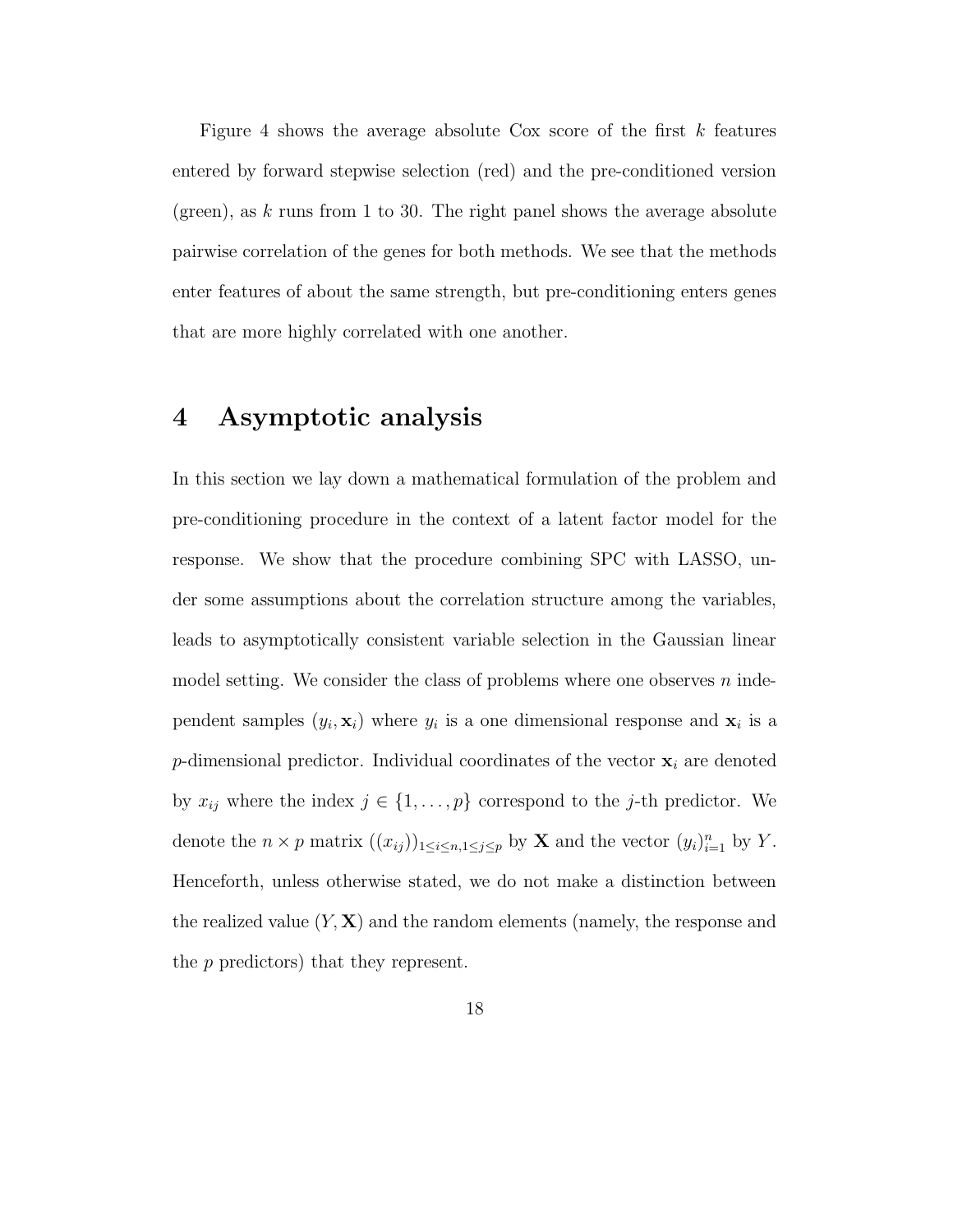Figure 4 shows the average absolute Cox score of the first $k$ features entered by forward stepwise selection (red) and the pre-conditioned version (green), as $k$ runs from 1 to 30. The right panel shows the average absolute pairwise correlation of the genes for both methods. We see that the methods enter features of about the same strength, but pre-conditioning enters genes that are more highly correlated with one another.

# 4 Asymptotic analysis

In this section we lay down a mathematical formulation of the problem and pre-conditioning procedure in the context of a latent factor model for the response. We show that the procedure combining SPC with LASSO, under some assumptions about the correlation structure among the variables, leads to asymptotically consistent variable selection in the Gaussian linear model setting. We consider the class of problems where one observes $n$ independent samples $(y_i, \mathbf{x}_i)$ where $y_i$ is a one dimensional response and $\mathbf{x}_i$ is a $p$-dimensional predictor. Individual coordinates of the vector $\mathbf{x}_i$ are denoted by $x_{ij}$ where the index $j \in \{1, \ldots, p\}$ correspond to the $j$-th predictor. We denote the $n \times p$ matrix $((x_{ij}))_{1 \leq i \leq n, 1 \leq j \leq p}$ by $\mathbf{X}$ and the vector $(y_i)_{i=1}^n$ by $Y$. Henceforth, unless otherwise stated, we do not make a distinction between the realized value $(Y, \mathbf{X})$ and the random elements (namely, the response and the $p$ predictors) that they represent.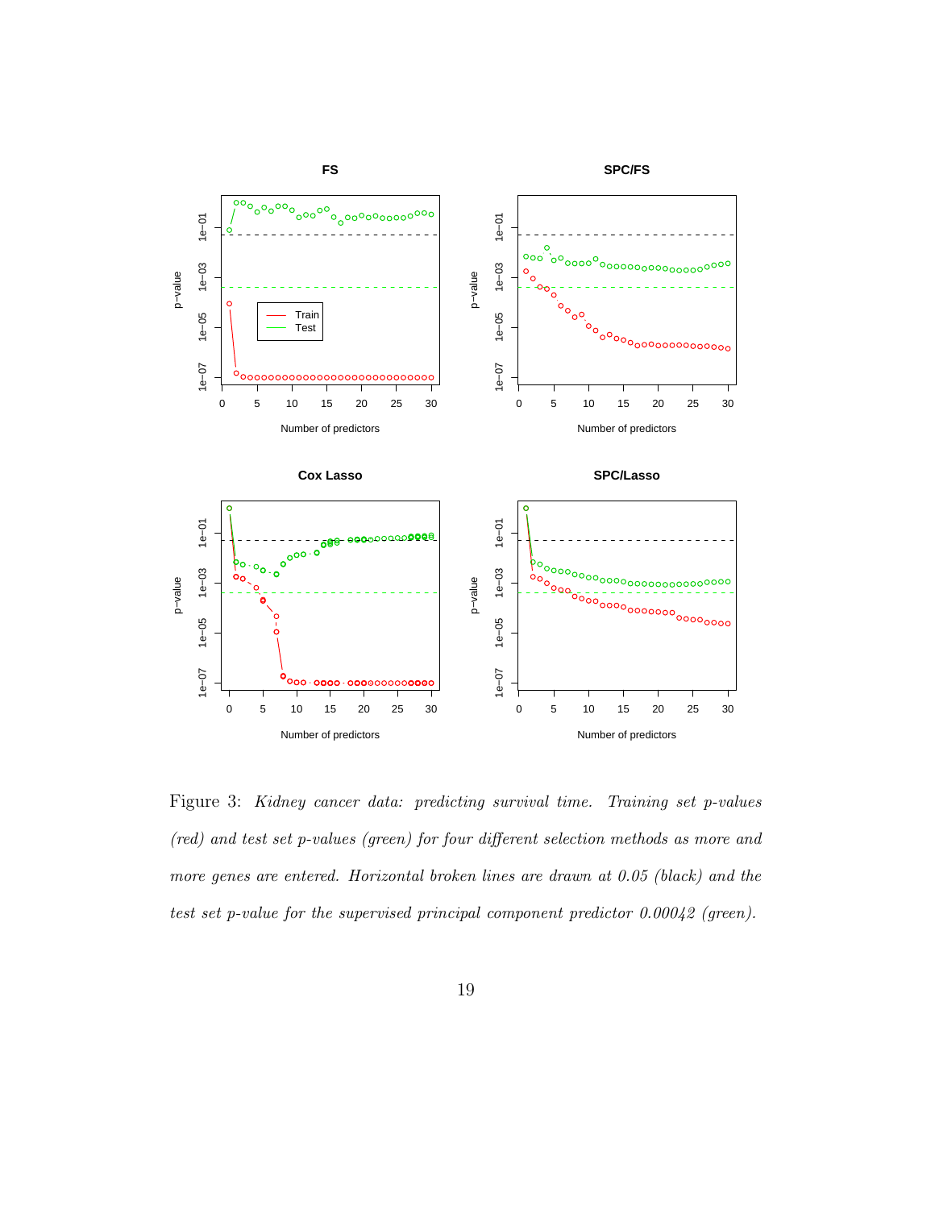Figure 3: *Kidney cancer data: predicting survival time. Training set p-values (red) and test set p-values (green) for four different selection methods as more and more genes are entered. Horizontal broken lines are drawn at 0.05 (black) and the test set p-value for the supervised principal component predictor 0.00042 (green).*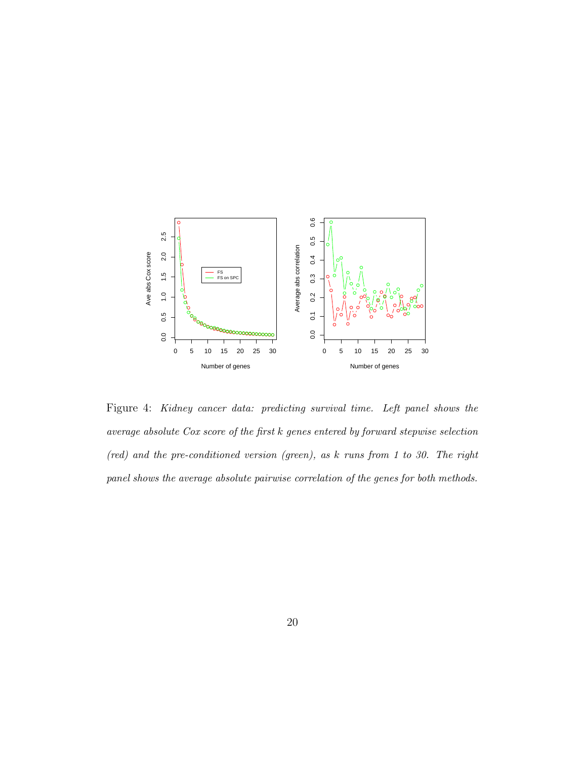Figure 4: *Kidney cancer data: predicting survival time. Left panel shows the average absolute Cox score of the first $k$ genes entered by forward stepwise selection (red) and the pre-conditioned version (green), as $k$ runs from 1 to 30. The right panel shows the average absolute pairwise correlation of the genes for both methods.*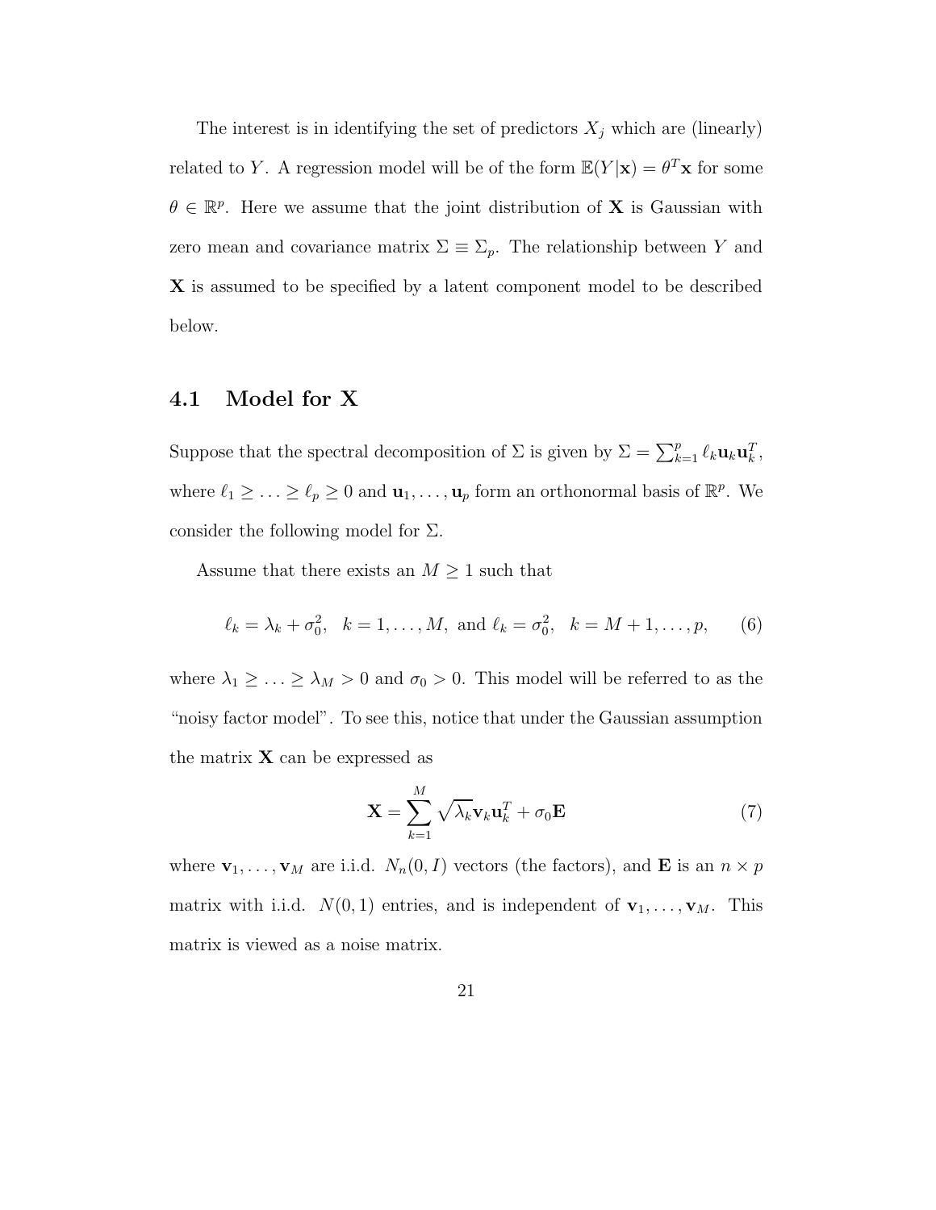The interest is in identifying the set of predictors $X_j$ which are (linearly) related to $Y$. A regression model will be of the form $\mathbb{E}(Y|\mathbf{x}) = \theta^T\mathbf{x}$ for some $\theta \in \mathbb{R}^p$. Here we assume that the joint distribution of $\mathbf{X}$ is Gaussian with zero mean and covariance matrix $\Sigma \equiv \Sigma_p$. The relationship between $Y$ and $\mathbf{X}$ is assumed to be specified by a latent component model to be described below.

## 4.1 Model for X

Suppose that the spectral decomposition of $\Sigma$ is given by $\Sigma = \sum_{k=1}^p \ell_k \mathbf{u}_k \mathbf{u}_k^T$, where $\ell_1 \geq \ldots \geq \ell_p \geq 0$ and $\mathbf{u}_1, \ldots, \mathbf{u}_p$ form an orthonormal basis of $\mathbb{R}^p$. We consider the following model for $\Sigma$.

Assume that there exists an $M \geq 1$ such that

$$\ell_k = \lambda_k + \sigma_0^2, \quad k = 1, \ldots, M, \text{ and } \ell_k = \sigma_0^2, \quad k = M+1, \ldots, p, \tag{6}$$

where $\lambda_1 \geq \ldots \geq \lambda_M > 0$ and $\sigma_0 > 0$. This model will be referred to as the "noisy factor model". To see this, notice that under the Gaussian assumption the matrix $\mathbf{X}$ can be expressed as

$$\mathbf{X} = \sum_{k=1}^M \sqrt{\lambda_k} \mathbf{v}_k \mathbf{u}_k^T + \sigma_0 \mathbf{E} \tag{7}$$

where $\mathbf{v}_1, \ldots, \mathbf{v}_M$ are i.i.d. $N_n(0, I)$ vectors (the factors), and $\mathbf{E}$ is an $n \times p$ matrix with i.i.d. $N(0,1)$ entries, and is independent of $\mathbf{v}_1, \ldots, \mathbf{v}_M$. This matrix is viewed as a noise matrix.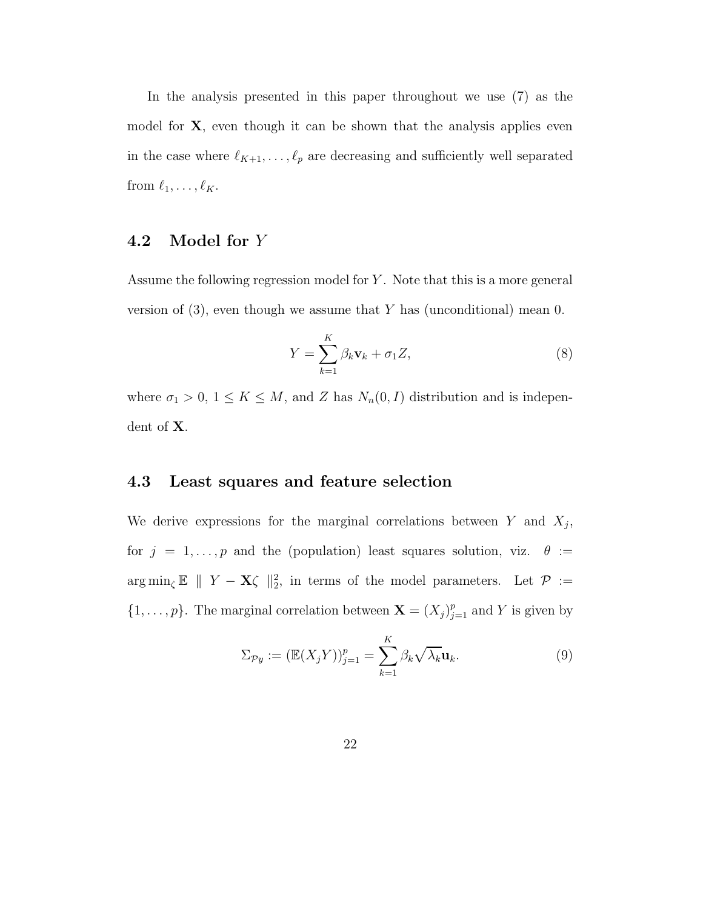In the analysis presented in this paper throughout we use (7) as the model for $\mathbf{X}$, even though it can be shown that the analysis applies even in the case where $\ell_{K+1}, \ldots, \ell_p$ are decreasing and sufficiently well separated from $\ell_1, \ldots, \ell_K$.

### 4.2 Model for $Y$

Assume the following regression model for $Y$. Note that this is a more general version of (3), even though we assume that $Y$ has (unconditional) mean 0.

$$Y = \sum_{k=1}^{K} \beta_k \mathbf{v}_k + \sigma_1 Z, \tag{8}$$

where $\sigma_1 > 0$, $1 \leq K \leq M$, and $Z$ has $N_n(0, I)$ distribution and is independent of $\mathbf{X}$.

### 4.3 Least squares and feature selection

We derive expressions for the marginal correlations between $Y$ and $X_j$, for $j = 1, \ldots, p$ and the (population) least squares solution, viz. $\theta := \arg\min_\zeta \mathbb{E} \parallel Y - \mathbf{X}\zeta \parallel_2^2$, in terms of the model parameters. Let $\mathcal{P} := \{1, \ldots, p\}$. The marginal correlation between $\mathbf{X} = (X_j)_{j=1}^p$ and $Y$ is given by

$$\Sigma_{\mathcal{P}y} := (\mathbb{E}(X_j Y))_{j=1}^p = \sum_{k=1}^{K} \beta_k \sqrt{\lambda_k} \mathbf{u}_k. \tag{9}$$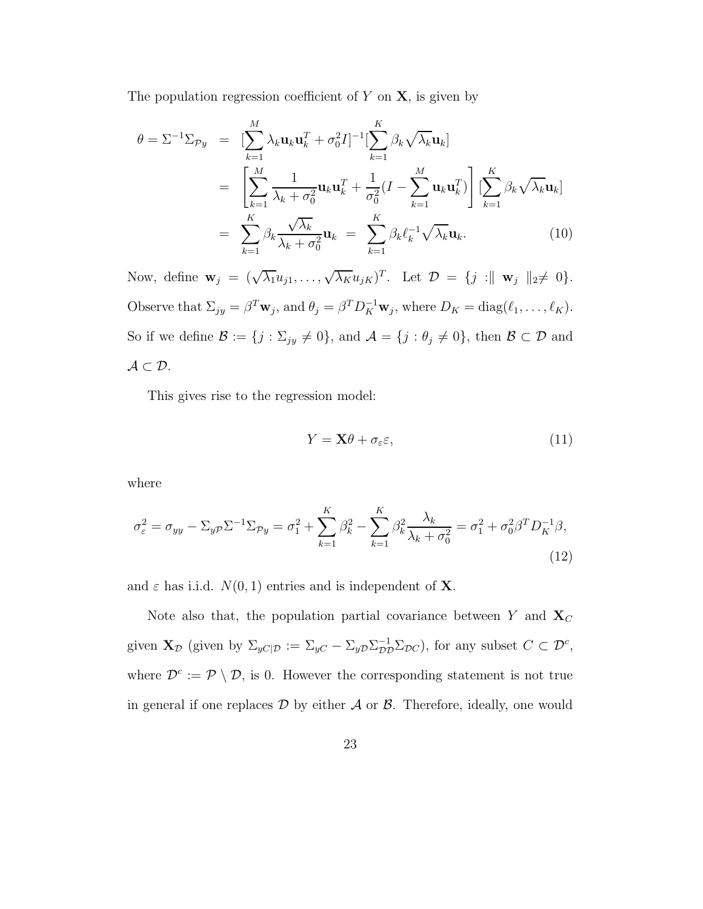The population regression coefficient of $Y$ on $\mathbf{X}$, is given by

$$
\begin{aligned}
\theta = \Sigma^{-1}\Sigma_{\mathcal{P}y} &= [\sum_{k=1}^{M} \lambda_k \mathbf{u}_k \mathbf{u}_k^T + \sigma_0^2 I]^{-1} [\sum_{k=1}^{K} \beta_k \sqrt{\lambda_k} \mathbf{u}_k] \\
&= \left[ \sum_{k=1}^{M} \frac{1}{\lambda_k + \sigma_0^2} \mathbf{u}_k \mathbf{u}_k^T + \frac{1}{\sigma_0^2}(I - \sum_{k=1}^{M} \mathbf{u}_k \mathbf{u}_k^T) \right] [\sum_{k=1}^{K} \beta_k \sqrt{\lambda_k} \mathbf{u}_k] \\
&= \sum_{k=1}^{K} \beta_k \frac{\sqrt{\lambda_k}}{\lambda_k + \sigma_0^2} \mathbf{u}_k \ = \ \sum_{k=1}^{K} \beta_k \ell_k^{-1} \sqrt{\lambda_k} \mathbf{u}_k. \qquad (10)
\end{aligned}
$$

Now, define $\mathbf{w}_j = (\sqrt{\lambda_1} u_{j1}, \ldots, \sqrt{\lambda_K} u_{jK})^T$. Let $\mathcal{D} = \{j : \| \mathbf{w}_j \|_2 \neq 0\}$. Observe that $\Sigma_{jy} = \beta^T \mathbf{w}_j$, and $\theta_j = \beta^T D_K^{-1} \mathbf{w}_j$, where $D_K = \text{diag}(\ell_1, \ldots, \ell_K)$. So if we define $\mathcal{B} := \{j : \Sigma_{jy} \neq 0\}$, and $\mathcal{A} = \{j : \theta_j \neq 0\}$, then $\mathcal{B} \subset \mathcal{D}$ and $\mathcal{A} \subset \mathcal{D}$.

This gives rise to the regression model:

$$
Y = \mathbf{X}\theta + \sigma_\varepsilon \varepsilon, \qquad (11)
$$

where

$$
\sigma_\varepsilon^2 = \sigma_{yy} - \Sigma_{y\mathcal{P}} \Sigma^{-1} \Sigma_{\mathcal{P}y} = \sigma_1^2 + \sum_{k=1}^{K} \beta_k^2 - \sum_{k=1}^{K} \beta_k^2 \frac{\lambda_k}{\lambda_k + \sigma_0^2} = \sigma_1^2 + \sigma_0^2 \beta^T D_K^{-1} \beta, \qquad (12)
$$

and $\varepsilon$ has i.i.d. $N(0, 1)$ entries and is independent of $\mathbf{X}$.

Note also that, the population partial covariance between $Y$ and $\mathbf{X}_C$ given $\mathbf{X}_\mathcal{D}$ (given by $\Sigma_{yC|\mathcal{D}} := \Sigma_{yC} - \Sigma_{y\mathcal{D}} \Sigma_{\mathcal{D}\mathcal{D}}^{-1} \Sigma_{\mathcal{D}C}$), for any subset $C \subset \mathcal{D}^c$, where $\mathcal{D}^c := \mathcal{P} \setminus \mathcal{D}$, is 0. However the corresponding statement is not true in general if one replaces $\mathcal{D}$ by either $\mathcal{A}$ or $\mathcal{B}$. Therefore, ideally, one would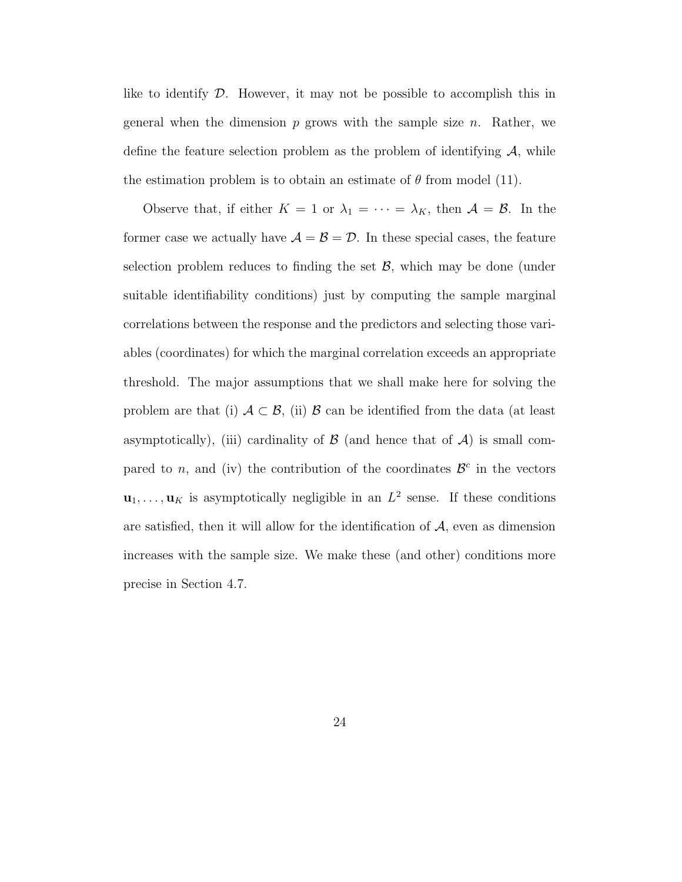like to identify $\mathcal{D}$. However, it may not be possible to accomplish this in general when the dimension $p$ grows with the sample size $n$. Rather, we define the feature selection problem as the problem of identifying $\mathcal{A}$, while the estimation problem is to obtain an estimate of $\theta$ from model (11).

Observe that, if either $K = 1$ or $\lambda_1 = \cdots = \lambda_K$, then $\mathcal{A} = \mathcal{B}$. In the former case we actually have $\mathcal{A} = \mathcal{B} = \mathcal{D}$. In these special cases, the feature selection problem reduces to finding the set $\mathcal{B}$, which may be done (under suitable identifiability conditions) just by computing the sample marginal correlations between the response and the predictors and selecting those variables (coordinates) for which the marginal correlation exceeds an appropriate threshold. The major assumptions that we shall make here for solving the problem are that (i) $\mathcal{A} \subset \mathcal{B}$, (ii) $\mathcal{B}$ can be identified from the data (at least asymptotically), (iii) cardinality of $\mathcal{B}$ (and hence that of $\mathcal{A}$) is small compared to $n$, and (iv) the contribution of the coordinates $\mathcal{B}^c$ in the vectors $\mathbf{u}_1, \ldots, \mathbf{u}_K$ is asymptotically negligible in an $L^2$ sense. If these conditions are satisfied, then it will allow for the identification of $\mathcal{A}$, even as dimension increases with the sample size. We make these (and other) conditions more precise in Section 4.7.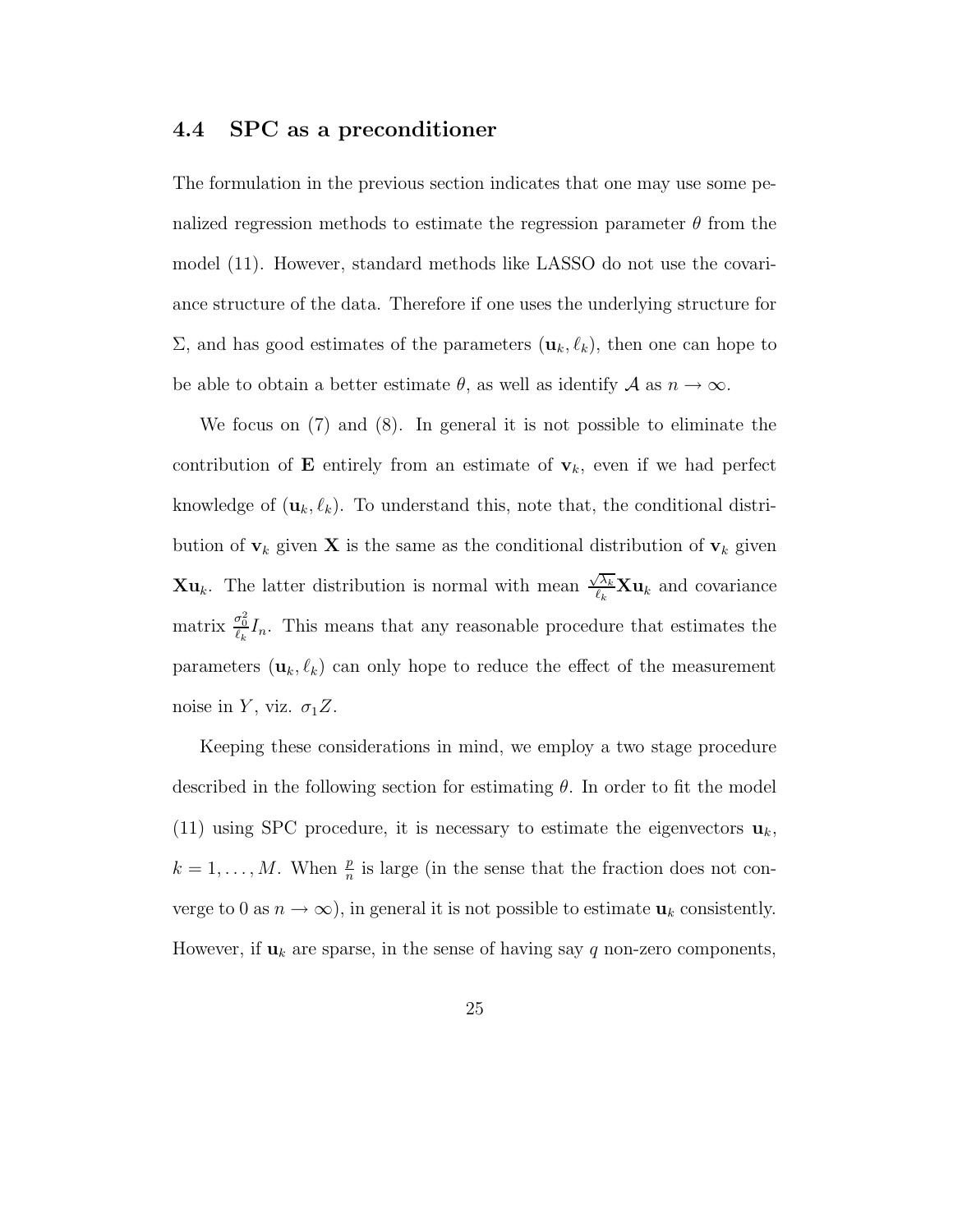### 4.4 SPC as a preconditioner

The formulation in the previous section indicates that one may use some penalized regression methods to estimate the regression parameter $\theta$ from the model (11). However, standard methods like LASSO do not use the covariance structure of the data. Therefore if one uses the underlying structure for $\Sigma$, and has good estimates of the parameters $(\mathbf{u}_k, \ell_k)$, then one can hope to be able to obtain a better estimate $\theta$, as well as identify $\mathcal{A}$ as $n \to \infty$.

We focus on (7) and (8). In general it is not possible to eliminate the contribution of $\mathbf{E}$ entirely from an estimate of $\mathbf{v}_k$, even if we had perfect knowledge of $(\mathbf{u}_k, \ell_k)$. To understand this, note that, the conditional distribution of $\mathbf{v}_k$ given $\mathbf{X}$ is the same as the conditional distribution of $\mathbf{v}_k$ given $\mathbf{X}\mathbf{u}_k$. The latter distribution is normal with mean $\frac{\sqrt{\lambda_k}}{\ell_k}\mathbf{X}\mathbf{u}_k$ and covariance matrix $\frac{\sigma_0^2}{\ell_k}I_n$. This means that any reasonable procedure that estimates the parameters $(\mathbf{u}_k, \ell_k)$ can only hope to reduce the effect of the measurement noise in $Y$, viz. $\sigma_1 Z$.

Keeping these considerations in mind, we employ a two stage procedure described in the following section for estimating $\theta$. In order to fit the model (11) using SPC procedure, it is necessary to estimate the eigenvectors $\mathbf{u}_k$, $k = 1, \ldots, M$. When $\frac{p}{n}$ is large (in the sense that the fraction does not converge to 0 as $n \to \infty$), in general it is not possible to estimate $\mathbf{u}_k$ consistently. However, if $\mathbf{u}_k$ are sparse, in the sense of having say $q$ non-zero components,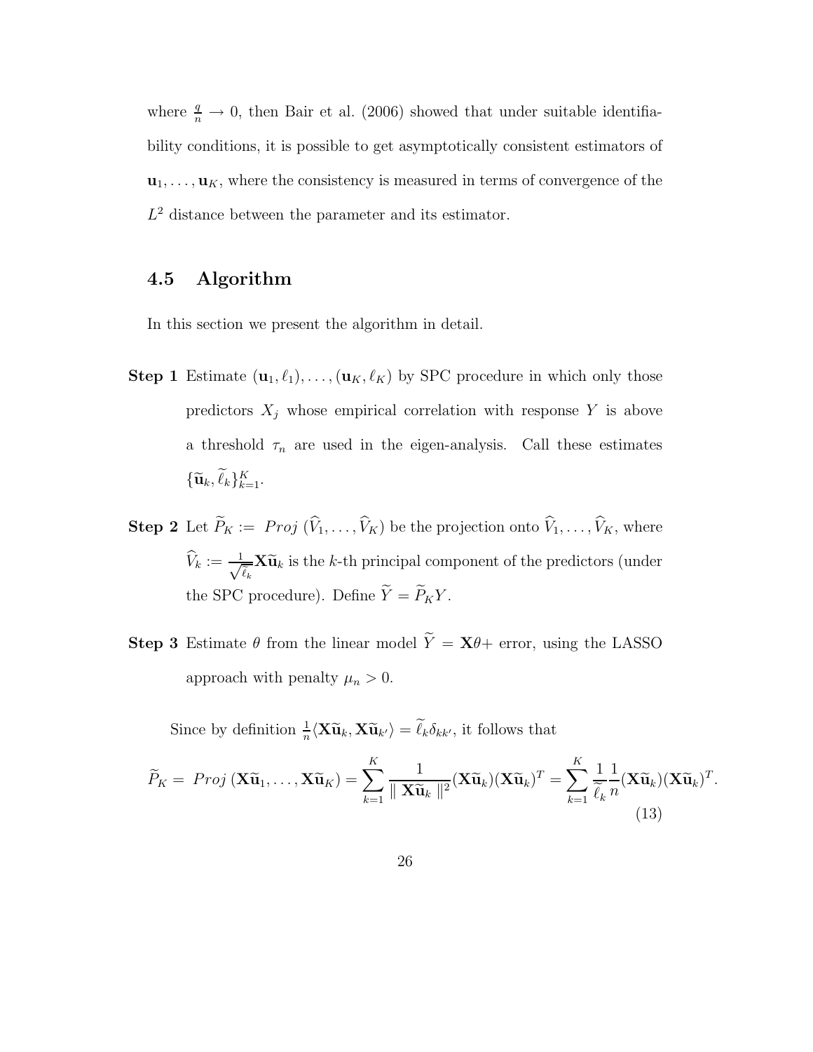where $\frac{q}{n} \to 0$, then Bair et al. (2006) showed that under suitable identifiability conditions, it is possible to get asymptotically consistent estimators of $\mathbf{u}_1, \ldots, \mathbf{u}_K$, where the consistency is measured in terms of convergence of the $L^2$ distance between the parameter and its estimator.

## 4.5 Algorithm

In this section we present the algorithm in detail.

**Step 1** Estimate $(\mathbf{u}_1, \ell_1), \ldots, (\mathbf{u}_K, \ell_K)$ by SPC procedure in which only those predictors $X_j$ whose empirical correlation with response $Y$ is above a threshold $\tau_n$ are used in the eigen-analysis. Call these estimates $\{\widetilde{\mathbf{u}}_k, \widetilde{\ell}_k\}_{k=1}^K$.

**Step 2** Let $\widetilde{P}_K := \ Proj \ (\widehat{V}_1, \ldots, \widehat{V}_K)$ be the projection onto $\widehat{V}_1, \ldots, \widehat{V}_K$, where $\widehat{V}_k := \frac{1}{\sqrt{\widetilde{\ell}_k}} \mathbf{X}\widetilde{\mathbf{u}}_k$ is the $k$-th principal component of the predictors (under the SPC procedure). Define $\widetilde{Y} = \widetilde{P}_K Y$.

**Step 3** Estimate $\theta$ from the linear model $\widetilde{Y} = \mathbf{X}\theta +$ error, using the LASSO approach with penalty $\mu_n > 0$.

Since by definition $\frac{1}{n}\langle \mathbf{X}\widetilde{\mathbf{u}}_k, \mathbf{X}\widetilde{\mathbf{u}}_{k'} \rangle = \widetilde{\ell}_k \delta_{kk'}$, it follows that

$$\widetilde{P}_K = \ Proj \ (\mathbf{X}\widetilde{\mathbf{u}}_1, \ldots, \mathbf{X}\widetilde{\mathbf{u}}_K) = \sum_{k=1}^{K} \frac{1}{\| \mathbf{X}\widetilde{\mathbf{u}}_k \|^2} (\mathbf{X}\widetilde{\mathbf{u}}_k)(\mathbf{X}\widetilde{\mathbf{u}}_k)^T = \sum_{k=1}^{K} \frac{1}{\widetilde{\ell}_k} \frac{1}{n} (\mathbf{X}\widetilde{\mathbf{u}}_k)(\mathbf{X}\widetilde{\mathbf{u}}_k)^T. \tag{13}$$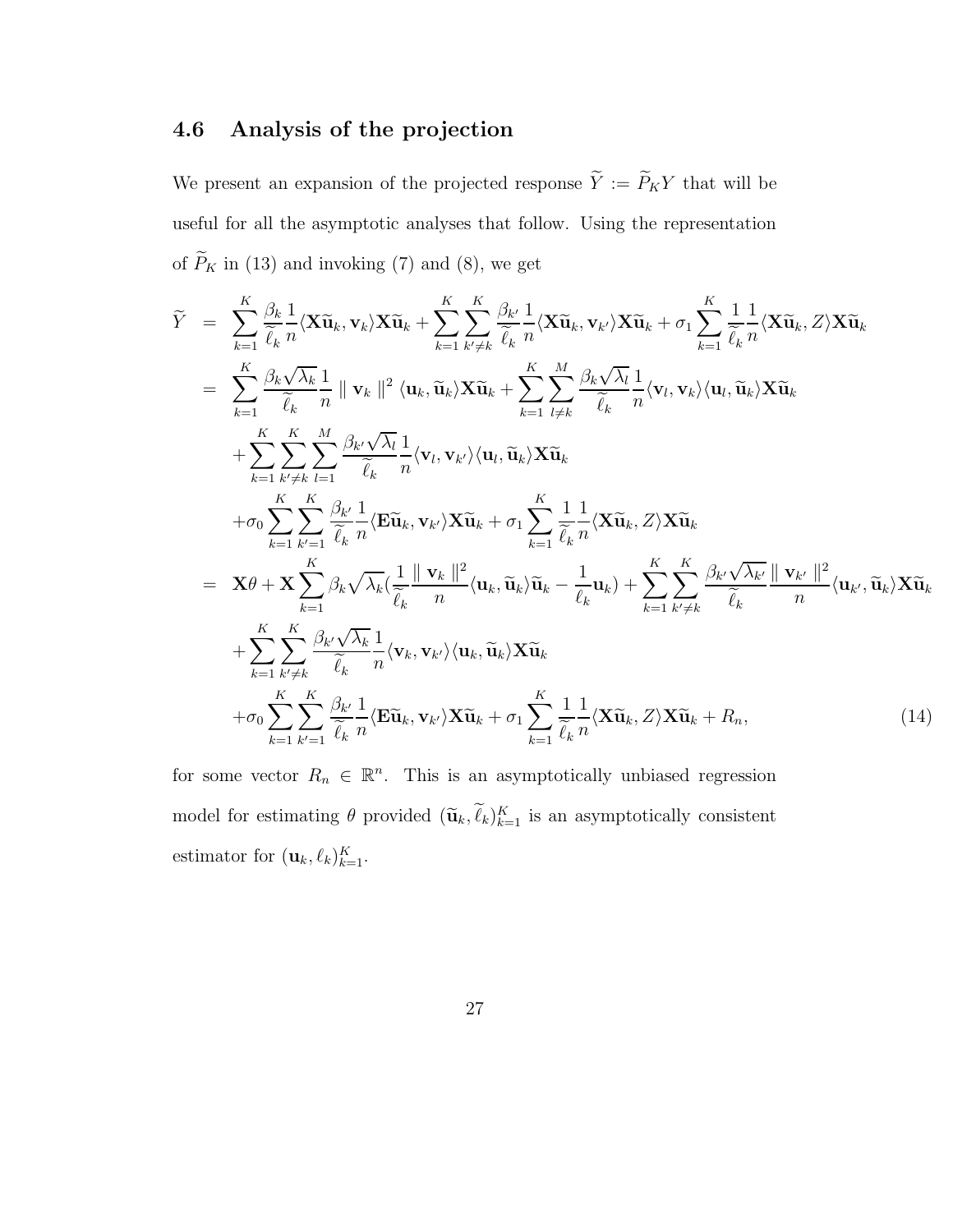## 4.6 Analysis of the projection

We present an expansion of the projected response $\widetilde{Y} := \widetilde{P}_K Y$ that will be useful for all the asymptotic analyses that follow. Using the representation of $\widetilde{P}_K$ in (13) and invoking (7) and (8), we get

$$
\begin{aligned}
\widetilde{Y} &= \sum_{k=1}^{K} \frac{\beta_k}{\widetilde{\ell}_k} \frac{1}{n} \langle \mathbf{X}\widetilde{\mathbf{u}}_k, \mathbf{v}_k \rangle \mathbf{X}\widetilde{\mathbf{u}}_k + \sum_{k=1}^{K} \sum_{k' \neq k}^{K} \frac{\beta_{k'}}{\widetilde{\ell}_k} \frac{1}{n} \langle \mathbf{X}\widetilde{\mathbf{u}}_k, \mathbf{v}_{k'} \rangle \mathbf{X}\widetilde{\mathbf{u}}_k + \sigma_1 \sum_{k=1}^{K} \frac{1}{\widetilde{\ell}_k} \frac{1}{n} \langle \mathbf{X}\widetilde{\mathbf{u}}_k, Z \rangle \mathbf{X}\widetilde{\mathbf{u}}_k \\
&= \sum_{k=1}^{K} \frac{\beta_k \sqrt{\lambda_k}}{\widetilde{\ell}_k} \frac{1}{n} \parallel \mathbf{v}_k \parallel^2 \langle \mathbf{u}_k, \widetilde{\mathbf{u}}_k \rangle \mathbf{X}\widetilde{\mathbf{u}}_k + \sum_{k=1}^{K} \sum_{l \neq k}^{M} \frac{\beta_k \sqrt{\lambda_l}}{\widetilde{\ell}_k} \frac{1}{n} \langle \mathbf{v}_l, \mathbf{v}_k \rangle \langle \mathbf{u}_l, \widetilde{\mathbf{u}}_k \rangle \mathbf{X}\widetilde{\mathbf{u}}_k \\
&\quad + \sum_{k=1}^{K} \sum_{k' \neq k}^{K} \sum_{l=1}^{M} \frac{\beta_{k'} \sqrt{\lambda_l}}{\widetilde{\ell}_k} \frac{1}{n} \langle \mathbf{v}_l, \mathbf{v}_{k'} \rangle \langle \mathbf{u}_l, \widetilde{\mathbf{u}}_k \rangle \mathbf{X}\widetilde{\mathbf{u}}_k \\
&\quad + \sigma_0 \sum_{k=1}^{K} \sum_{k'=1}^{K} \frac{\beta_{k'}}{\widetilde{\ell}_k} \frac{1}{n} \langle \mathbf{E}\widetilde{\mathbf{u}}_k, \mathbf{v}_{k'} \rangle \mathbf{X}\widetilde{\mathbf{u}}_k + \sigma_1 \sum_{k=1}^{K} \frac{1}{\widetilde{\ell}_k} \frac{1}{n} \langle \mathbf{X}\widetilde{\mathbf{u}}_k, Z \rangle \mathbf{X}\widetilde{\mathbf{u}}_k \\
&= \mathbf{X}\theta + \mathbf{X} \sum_{k=1}^{K} \beta_k \sqrt{\lambda_k} \Big( \frac{1}{\widetilde{\ell}_k} \frac{\parallel \mathbf{v}_k \parallel^2}{n} \langle \mathbf{u}_k, \widetilde{\mathbf{u}}_k \rangle \widetilde{\mathbf{u}}_k - \frac{1}{\ell_k} \mathbf{u}_k \Big) + \sum_{k=1}^{K} \sum_{k' \neq k}^{K} \frac{\beta_{k'} \sqrt{\lambda_{k'}}}{\widetilde{\ell}_k} \frac{\parallel \mathbf{v}_{k'} \parallel^2}{n} \langle \mathbf{u}_{k'}, \widetilde{\mathbf{u}}_k \rangle \mathbf{X}\widetilde{\mathbf{u}}_k \\
&\quad + \sum_{k=1}^{K} \sum_{k' \neq k}^{K} \frac{\beta_{k'} \sqrt{\lambda_k}}{\widetilde{\ell}_k} \frac{1}{n} \langle \mathbf{v}_k, \mathbf{v}_{k'} \rangle \langle \mathbf{u}_k, \widetilde{\mathbf{u}}_k \rangle \mathbf{X}\widetilde{\mathbf{u}}_k \\
&\quad + \sigma_0 \sum_{k=1}^{K} \sum_{k'=1}^{K} \frac{\beta_{k'}}{\widetilde{\ell}_k} \frac{1}{n} \langle \mathbf{E}\widetilde{\mathbf{u}}_k, \mathbf{v}_{k'} \rangle \mathbf{X}\widetilde{\mathbf{u}}_k + \sigma_1 \sum_{k=1}^{K} \frac{1}{\widetilde{\ell}_k} \frac{1}{n} \langle \mathbf{X}\widetilde{\mathbf{u}}_k, Z \rangle \mathbf{X}\widetilde{\mathbf{u}}_k + R_n, \qquad (14)
\end{aligned}
$$

for some vector $R_n \in \mathbb{R}^n$. This is an asymptotically unbiased regression model for estimating $\theta$ provided $(\widetilde{\mathbf{u}}_k, \widetilde{\ell}_k)_{k=1}^K$ is an asymptotically consistent estimator for $(\mathbf{u}_k, \ell_k)_{k=1}^K$.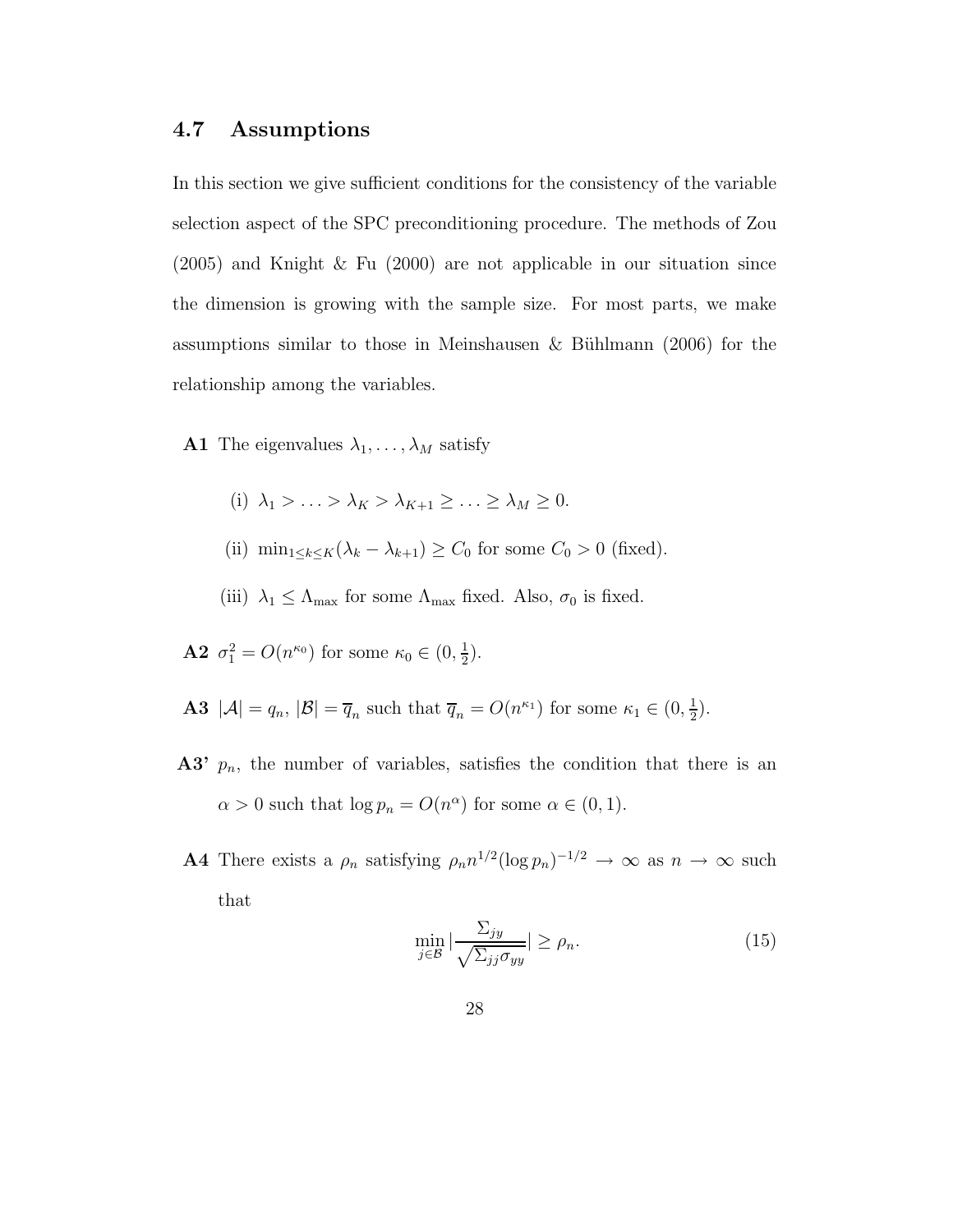### 4.7 Assumptions

In this section we give sufficient conditions for the consistency of the variable selection aspect of the SPC preconditioning procedure. The methods of Zou (2005) and Knight & Fu (2000) are not applicable in our situation since the dimension is growing with the sample size. For most parts, we make assumptions similar to those in Meinshausen & Bühlmann (2006) for the relationship among the variables.

**A1** The eigenvalues $\lambda_1, \ldots, \lambda_M$ satisfy

- (i) $\lambda_1 > \ldots > \lambda_K > \lambda_{K+1} \geq \ldots \geq \lambda_M \geq 0$.
- (ii) $\min_{1 \leq k \leq K}(\lambda_k - \lambda_{k+1}) \geq C_0$ for some $C_0 > 0$ (fixed).
- (iii) $\lambda_1 \leq \Lambda_{\max}$ for some $\Lambda_{\max}$ fixed. Also, $\sigma_0$ is fixed.

**A2** $\sigma_1^2 = O(n^{\kappa_0})$ for some $\kappa_0 \in (0, \frac{1}{2})$.

**A3** $|\mathcal{A}| = q_n$, $|\mathcal{B}| = \overline{q}_n$ such that $\overline{q}_n = O(n^{\kappa_1})$ for some $\kappa_1 \in (0, \frac{1}{2})$.

**A3'** $p_n$, the number of variables, satisfies the condition that there is an $\alpha > 0$ such that $\log p_n = O(n^{\alpha})$ for some $\alpha \in (0, 1)$.

**A4** There exists a $\rho_n$ satisfying $\rho_n n^{1/2}(\log p_n)^{-1/2} \to \infty$ as $n \to \infty$ such that

$$\min_{j \in \mathcal{B}} \left|\frac{\Sigma_{jy}}{\sqrt{\Sigma_{jj}\sigma_{yy}}}\right| \geq \rho_n. \tag{15}$$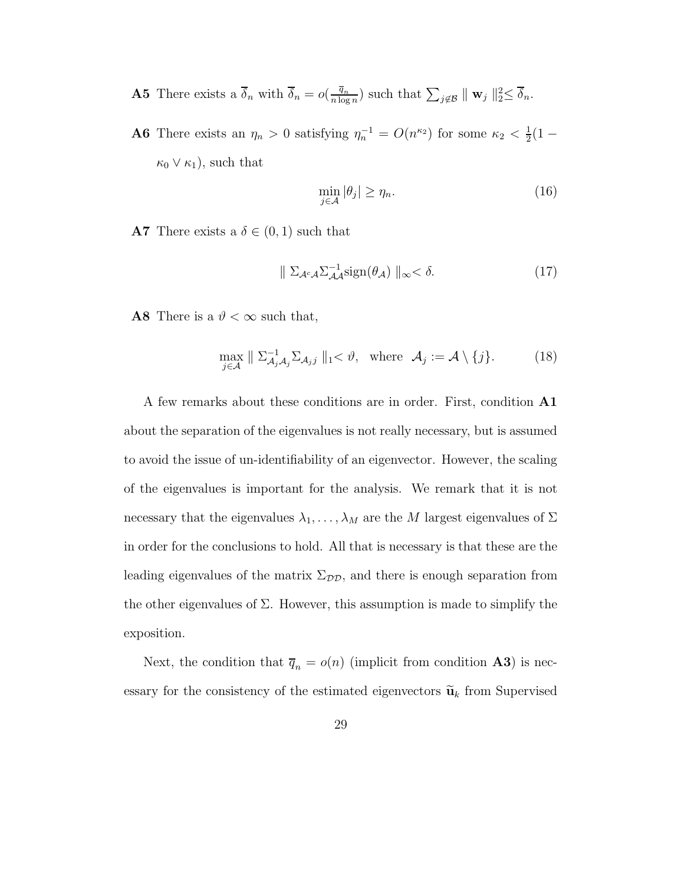**A5** There exists a $\overline{\delta}_n$ with $\overline{\delta}_n = o(\frac{\overline{q}_n}{n \log n})$ such that $\sum_{j \notin \mathcal{B}} \| \mathbf{w}_j \|_2^2 \leq \overline{\delta}_n$.

**A6** There exists an $\eta_n > 0$ satisfying $\eta_n^{-1} = O(n^{\kappa_2})$ for some $\kappa_2 < \frac{1}{2}(1 - \kappa_0 \vee \kappa_1)$, such that

$$\min_{j \in \mathcal{A}} |\theta_j| \geq \eta_n. \tag{16}$$

**A7** There exists a $\delta \in (0, 1)$ such that

$$\| \Sigma_{\mathcal{A}^c \mathcal{A}} \Sigma_{\mathcal{A}\mathcal{A}}^{-1} \text{sign}(\theta_{\mathcal{A}}) \|_\infty < \delta. \tag{17}$$

**A8** There is a $\vartheta < \infty$ such that,

$$\max_{j \in \mathcal{A}} \| \Sigma_{\mathcal{A}_j \mathcal{A}_j}^{-1} \Sigma_{\mathcal{A}_j j} \|_1 < \vartheta, \quad \text{where} \quad \mathcal{A}_j := \mathcal{A} \setminus \{j\}. \tag{18}$$

A few remarks about these conditions are in order. First, condition **A1** about the separation of the eigenvalues is not really necessary, but is assumed to avoid the issue of un-identifiability of an eigenvector. However, the scaling of the eigenvalues is important for the analysis. We remark that it is not necessary that the eigenvalues $\lambda_1, \ldots, \lambda_M$ are the $M$ largest eigenvalues of $\Sigma$ in order for the conclusions to hold. All that is necessary is that these are the leading eigenvalues of the matrix $\Sigma_{\mathcal{D}\mathcal{D}}$, and there is enough separation from the other eigenvalues of $\Sigma$. However, this assumption is made to simplify the exposition.

Next, the condition that $\overline{q}_n = o(n)$ (implicit from condition **A3**) is necessary for the consistency of the estimated eigenvectors $\widetilde{\mathbf{u}}_k$ from Supervised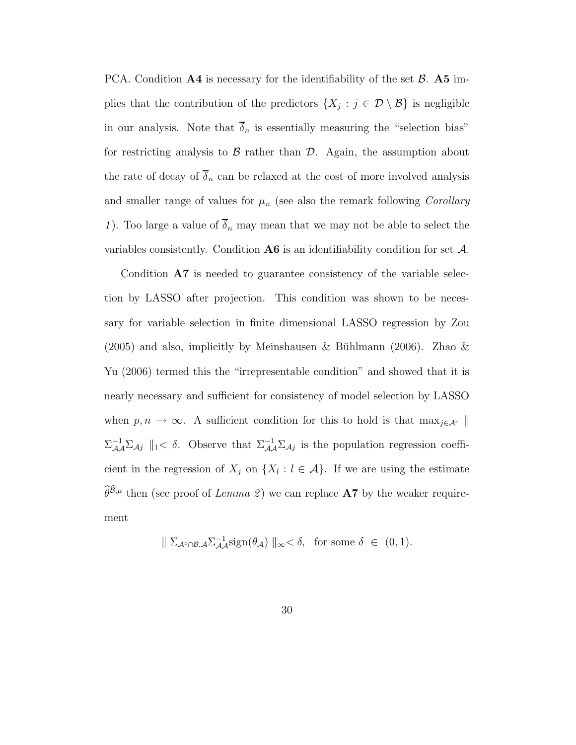PCA. Condition **A4** is necessary for the identifiability of the set $\mathcal{B}$. **A5** implies that the contribution of the predictors $\{X_j : j \in \mathcal{D} \setminus \mathcal{B}\}$ is negligible in our analysis. Note that $\overline{\delta}_n$ is essentially measuring the "selection bias" for restricting analysis to $\mathcal{B}$ rather than $\mathcal{D}$. Again, the assumption about the rate of decay of $\overline{\delta}_n$ can be relaxed at the cost of more involved analysis and smaller range of values for $\mu_n$ (see also the remark following *Corollary 1*). Too large a value of $\overline{\delta}_n$ may mean that we may not be able to select the variables consistently. Condition **A6** is an identifiability condition for set $\mathcal{A}$.

Condition **A7** is needed to guarantee consistency of the variable selection by LASSO after projection. This condition was shown to be necessary for variable selection in finite dimensional LASSO regression by Zou (2005) and also, implicitly by Meinshausen & Bühlmann (2006). Zhao & Yu (2006) termed this the "irrepresentable condition" and showed that it is nearly necessary and sufficient for consistency of model selection by LASSO when $p, n \to \infty$. A sufficient condition for this to hold is that $\max_{j \in \mathcal{A}^c} \| \Sigma_{\mathcal{A}\mathcal{A}}^{-1}\Sigma_{\mathcal{A}j} \|_1 < \delta$. Observe that $\Sigma_{\mathcal{A}\mathcal{A}}^{-1}\Sigma_{\mathcal{A}j}$ is the population regression coefficient in the regression of $X_j$ on $\{X_l : l \in \mathcal{A}\}$. If we are using the estimate $\widehat{\theta}^{\widehat{\mathcal{B}},\mu}$ then (see proof of *Lemma 2*) we can replace **A7** by the weaker requirement

$$\| \Sigma_{\mathcal{A}^c \cap \mathcal{B}, \mathcal{A}} \Sigma_{\mathcal{A}\mathcal{A}}^{-1} \mathrm{sign}(\theta_{\mathcal{A}}) \|_\infty < \delta, \quad \text{for some } \delta \in (0,1).$$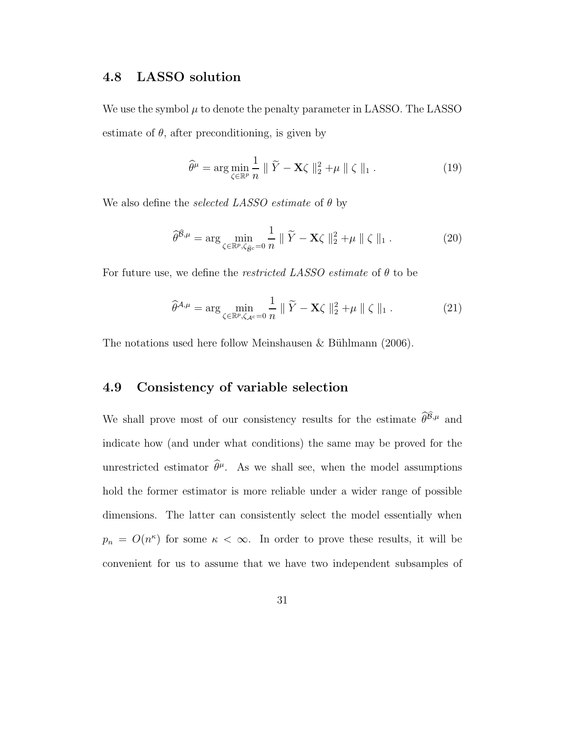## 4.8 LASSO solution

We use the symbol $\mu$ to denote the penalty parameter in LASSO. The LASSO estimate of $\theta$, after preconditioning, is given by

$$\widehat{\theta}^{\mu} = \arg\min_{\zeta \in \mathbb{R}^p} \frac{1}{n} \parallel \widetilde{Y} - \mathbf{X}\zeta \parallel_2^2 + \mu \parallel \zeta \parallel_1 . \tag{19}$$

We also define the *selected LASSO estimate* of $\theta$ by

$$\widehat{\theta}^{\widehat{\mathcal{B}},\mu} = \arg\min_{\zeta \in \mathbb{R}^p, \zeta_{\widehat{\mathcal{B}}^c}=0} \frac{1}{n} \parallel \widetilde{Y} - \mathbf{X}\zeta \parallel_2^2 + \mu \parallel \zeta \parallel_1 . \tag{20}$$

For future use, we define the *restricted LASSO estimate* of $\theta$ to be

$$\widehat{\theta}^{\mathcal{A},\mu} = \arg\min_{\zeta \in \mathbb{R}^p, \zeta_{\mathcal{A}^c}=0} \frac{1}{n} \parallel \widetilde{Y} - \mathbf{X}\zeta \parallel_2^2 + \mu \parallel \zeta \parallel_1 . \tag{21}$$

The notations used here follow Meinshausen & Bühlmann (2006).

## 4.9 Consistency of variable selection

We shall prove most of our consistency results for the estimate $\widehat{\theta}^{\widehat{\mathcal{B}},\mu}$ and indicate how (and under what conditions) the same may be proved for the unrestricted estimator $\widehat{\theta}^{\mu}$. As we shall see, when the model assumptions hold the former estimator is more reliable under a wider range of possible dimensions. The latter can consistently select the model essentially when $p_n = O(n^{\kappa})$ for some $\kappa < \infty$. In order to prove these results, it will be convenient for us to assume that we have two independent subsamples of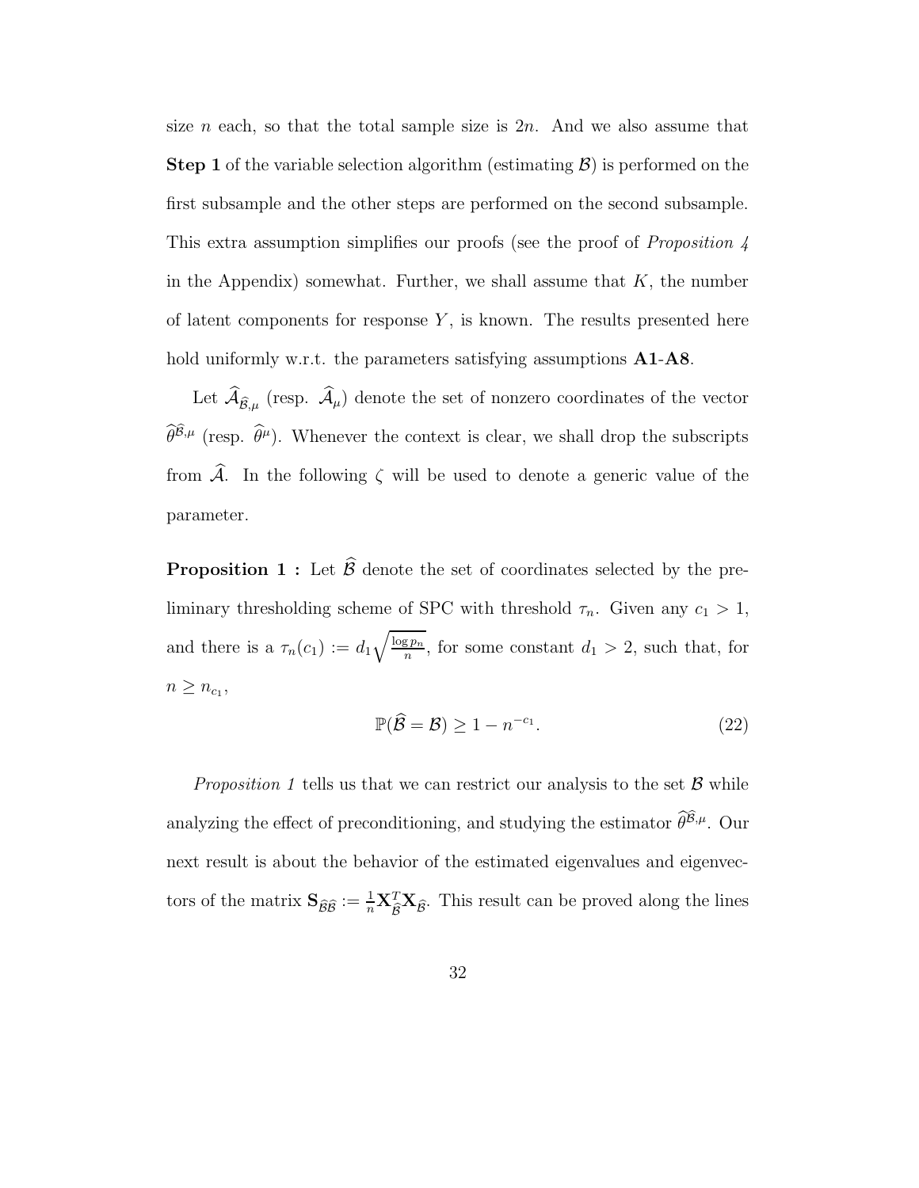size $n$ each, so that the total sample size is $2n$. And we also assume that **Step 1** of the variable selection algorithm (estimating $\mathcal{B}$) is performed on the first subsample and the other steps are performed on the second subsample. This extra assumption simplifies our proofs (see the proof of *Proposition 4* in the Appendix) somewhat. Further, we shall assume that $K$, the number of latent components for response $Y$, is known. The results presented here hold uniformly w.r.t. the parameters satisfying assumptions **A1**-**A8**.

Let $\widehat{\mathcal{A}}_{\widehat{\mathcal{B}},\mu}$ (resp. $\widehat{\mathcal{A}}_{\mu}$) denote the set of nonzero coordinates of the vector $\widehat{\theta}^{\widehat{\mathcal{B}},\mu}$ (resp. $\widehat{\theta}^{\mu}$). Whenever the context is clear, we shall drop the subscripts from $\widehat{\mathcal{A}}$. In the following $\zeta$ will be used to denote a generic value of the parameter.

**Proposition 1 :** Let $\widehat{\mathcal{B}}$ denote the set of coordinates selected by the preliminary thresholding scheme of SPC with threshold $\tau_n$. Given any $c_1 > 1$, and there is a $\tau_n(c_1) := d_1\sqrt{\frac{\log p_n}{n}}$, for some constant $d_1 > 2$, such that, for $n \geq n_{c_1}$,

$$\mathbb{P}(\widehat{\mathcal{B}} = \mathcal{B}) \geq 1 - n^{-c_1}. \tag{22}$$

*Proposition 1* tells us that we can restrict our analysis to the set $\mathcal{B}$ while analyzing the effect of preconditioning, and studying the estimator $\widehat{\theta}^{\widehat{\mathcal{B}},\mu}$. Our next result is about the behavior of the estimated eigenvalues and eigenvectors of the matrix $\mathbf{S}_{\widehat{\mathcal{B}}\widehat{\mathcal{B}}} := \frac{1}{n}\mathbf{X}_{\widehat{\mathcal{B}}}^T\mathbf{X}_{\widehat{\mathcal{B}}}$. This result can be proved along the lines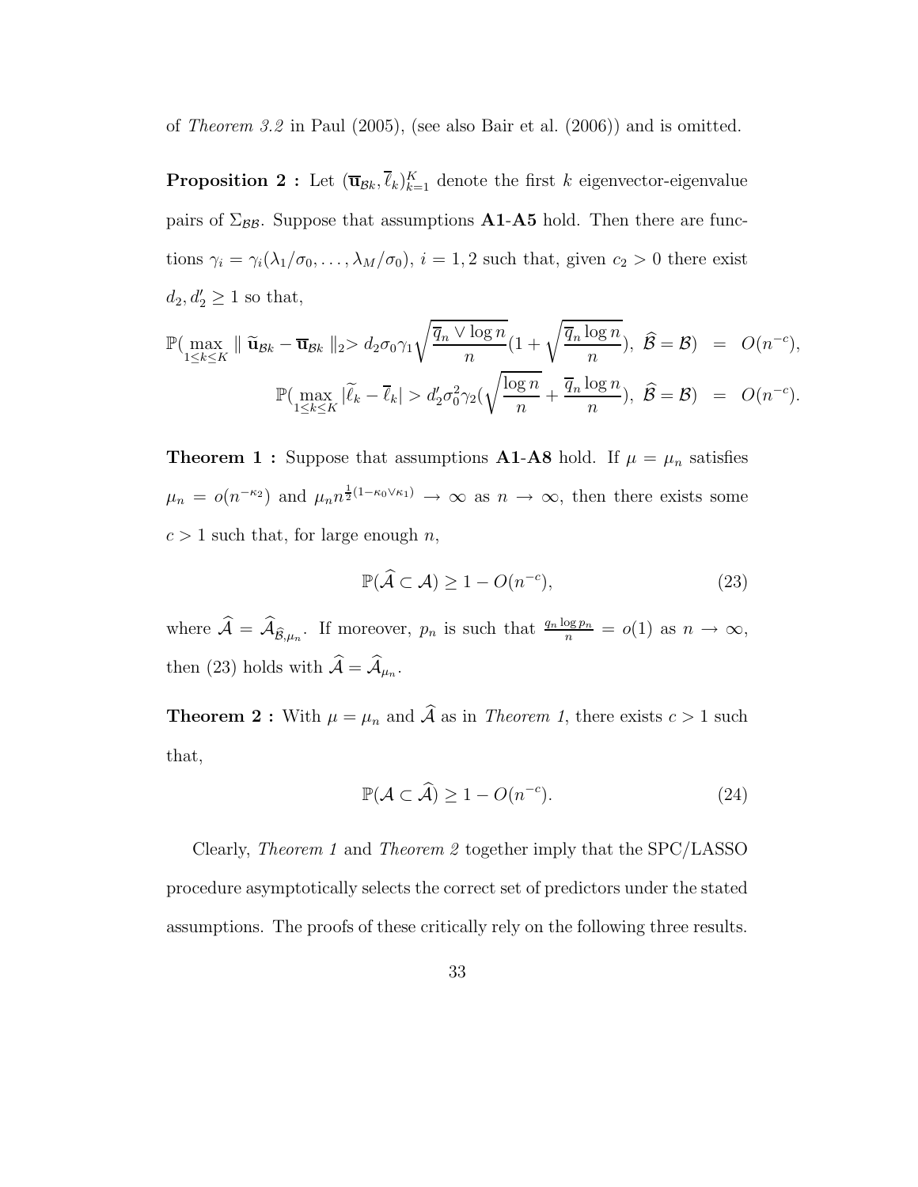of *Theorem 3.2* in Paul (2005), (see also Bair et al. (2006)) and is omitted.

**Proposition 2 :** Let $(\overline{\mathbf{u}}_{\mathcal{B}k}, \overline{\ell}_k)_{k=1}^K$ denote the first $k$ eigenvector-eigenvalue pairs of $\Sigma_{\mathcal{B}\mathcal{B}}$. Suppose that assumptions **A1**-**A5** hold. Then there are functions $\gamma_i = \gamma_i(\lambda_1/\sigma_0, \ldots, \lambda_M/\sigma_0)$, $i = 1, 2$ such that, given $c_2 > 0$ there exist $d_2, d_2' \geq 1$ so that,

$$
\begin{aligned}
\mathbb{P}(\max_{1\leq k\leq K} \parallel \widetilde{\mathbf{u}}_{\mathcal{B}k} - \overline{\mathbf{u}}_{\mathcal{B}k} \parallel_2 > d_2\sigma_0\gamma_1\sqrt{\frac{\overline{q}_n \vee \log n}{n}}(1 + \sqrt{\frac{\overline{q}_n \log n}{n}}),\ \widehat{\mathcal{B}} = \mathcal{B}) &= O(n^{-c}), \\
\mathbb{P}(\max_{1\leq k\leq K} |\widetilde{\ell}_k - \overline{\ell}_k| > d_2'\sigma_0^2\gamma_2(\sqrt{\frac{\log n}{n}} + \frac{\overline{q}_n \log n}{n}),\ \widehat{\mathcal{B}} = \mathcal{B}) &= O(n^{-c}).
\end{aligned}
$$

**Theorem 1 :** Suppose that assumptions **A1**-**A8** hold. If $\mu = \mu_n$ satisfies $\mu_n = o(n^{-\kappa_2})$ and $\mu_n n^{\frac{1}{2}(1-\kappa_0\vee\kappa_1)} \to \infty$ as $n \to \infty$, then there exists some $c > 1$ such that, for large enough $n$,

$$
\mathbb{P}(\widehat{\mathcal{A}} \subset \mathcal{A}) \geq 1 - O(n^{-c}), \tag{23}
$$

where $\widehat{\mathcal{A}} = \widehat{\mathcal{A}}_{\widehat{\mathcal{B}},\mu_n}$. If moreover, $p_n$ is such that $\frac{q_n \log p_n}{n} = o(1)$ as $n \to \infty$, then (23) holds with $\widehat{\mathcal{A}} = \widehat{\mathcal{A}}_{\mu_n}$.

**Theorem 2 :** With $\mu = \mu_n$ and $\widehat{\mathcal{A}}$ as in *Theorem 1*, there exists $c > 1$ such that,

$$
\mathbb{P}(\mathcal{A} \subset \widehat{\mathcal{A}}) \geq 1 - O(n^{-c}). \tag{24}
$$

Clearly, *Theorem 1* and *Theorem 2* together imply that the SPC/LASSO procedure asymptotically selects the correct set of predictors under the stated assumptions. The proofs of these critically rely on the following three results.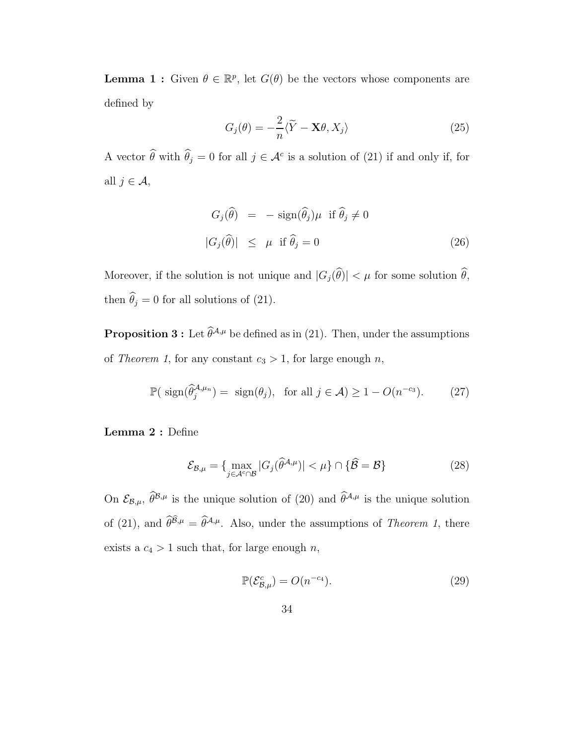**Lemma 1 :** Given $\theta \in \mathbb{R}^p$, let $G(\theta)$ be the vectors whose components are defined by

$$G_j(\theta) = -\frac{2}{n}\langle \widetilde{Y} - \mathbf{X}\theta, X_j \rangle \tag{25}$$

A vector $\widehat{\theta}$ with $\widehat{\theta}_j = 0$ for all $j \in \mathcal{A}^c$ is a solution of (21) if and only if, for all $j \in \mathcal{A}$,

$$\begin{aligned} G_j(\widehat{\theta}) &= -\operatorname{sign}(\widehat{\theta}_j)\mu \ \text{ if } \widehat{\theta}_j \neq 0 \\ |G_j(\widehat{\theta})| &\leq \mu \ \text{ if } \widehat{\theta}_j = 0 \end{aligned} \tag{26}$$

Moreover, if the solution is not unique and $|G_j(\widehat{\theta})| < \mu$ for some solution $\widehat{\theta}$, then $\widehat{\theta}_j = 0$ for all solutions of (21).

**Proposition 3 :** Let $\widehat{\theta}^{\mathcal{A},\mu}$ be defined as in (21). Then, under the assumptions of *Theorem 1*, for any constant $c_3 > 1$, for large enough $n$,

$$\mathbb{P}(\operatorname{sign}(\widehat{\theta}_j^{\mathcal{A},\mu_n}) = \operatorname{sign}(\theta_j), \ \text{ for all } j \in \mathcal{A}) \geq 1 - O(n^{-c_3}). \tag{27}$$

**Lemma 2 :** Define

$$\mathcal{E}_{\mathcal{B},\mu} = \{\max_{j \in \mathcal{A}^c \cap \mathcal{B}} |G_j(\widehat{\theta}^{\mathcal{A},\mu})| < \mu\} \cap \{\widehat{\mathcal{B}} = \mathcal{B}\} \tag{28}$$

On $\mathcal{E}_{\mathcal{B},\mu}$, $\widehat{\theta}^{\mathcal{B},\mu}$ is the unique solution of (20) and $\widehat{\theta}^{\mathcal{A},\mu}$ is the unique solution of (21), and $\widehat{\theta}^{\widehat{\mathcal{B}},\mu} = \widehat{\theta}^{\mathcal{A},\mu}$. Also, under the assumptions of *Theorem 1*, there exists a $c_4 > 1$ such that, for large enough $n$,

$$\mathbb{P}(\mathcal{E}_{\mathcal{B},\mu}^c) = O(n^{-c_4}). \tag{29}$$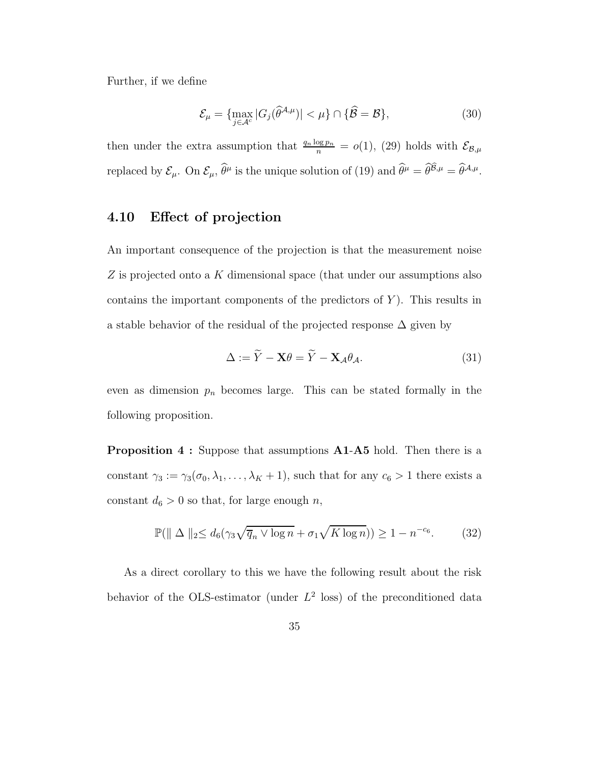Further, if we define

$$\mathcal{E}_\mu = \{\max_{j \in \mathcal{A}^c} |G_j(\widehat{\theta}^{\mathcal{A},\mu})| < \mu\} \cap \{\widehat{\mathcal{B}} = \mathcal{B}\}, \tag{30}$$

then under the extra assumption that $\frac{q_n \log p_n}{n} = o(1)$, (29) holds with $\mathcal{E}_{\mathcal{B},\mu}$ replaced by $\mathcal{E}_\mu$. On $\mathcal{E}_\mu$, $\widehat{\theta}^\mu$ is the unique solution of (19) and $\widehat{\theta}^\mu = \widehat{\theta}^{\widehat{\mathcal{B}},\mu} = \widehat{\theta}^{\mathcal{A},\mu}$.

## 4.10 Effect of projection

An important consequence of the projection is that the measurement noise $Z$ is projected onto a $K$ dimensional space (that under our assumptions also contains the important components of the predictors of $Y$). This results in a stable behavior of the residual of the projected response $\Delta$ given by

$$\Delta := \widetilde{Y} - \mathbf{X}\theta = \widetilde{Y} - \mathbf{X}_\mathcal{A}\theta_\mathcal{A}. \tag{31}$$

even as dimension $p_n$ becomes large. This can be stated formally in the following proposition.

**Proposition 4 :** Suppose that assumptions **A1**-**A5** hold. Then there is a constant $\gamma_3 := \gamma_3(\sigma_0, \lambda_1, \ldots, \lambda_K + 1)$, such that for any $c_6 > 1$ there exists a constant $d_6 > 0$ so that, for large enough $n$,

$$\mathbb{P}(\parallel \Delta \parallel_2 \leq d_6(\gamma_3\sqrt{\overline{q}_n \vee \log n} + \sigma_1\sqrt{K \log n})) \geq 1 - n^{-c_6}. \tag{32}$$

As a direct corollary to this we have the following result about the risk behavior of the OLS-estimator (under $L^2$ loss) of the preconditioned data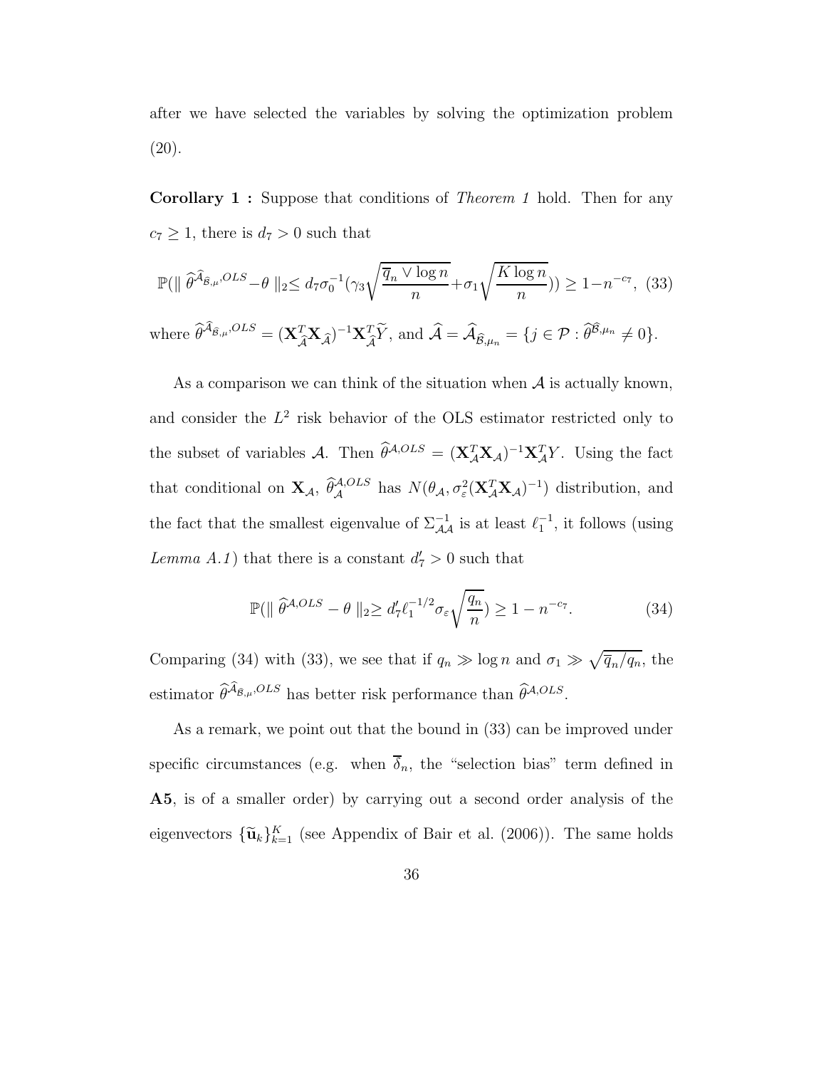after we have selected the variables by solving the optimization problem (20).

**Corollary 1 :** Suppose that conditions of *Theorem 1* hold. Then for any $c_7 \geq 1$, there is $d_7 > 0$ such that

$$\mathbb{P}(\parallel \widehat{\theta}^{\widehat{\mathcal{A}}_{\widehat{\mathcal{B}},\mu},OLS} - \theta \parallel_2 \leq d_7 \sigma_0^{-1}(\gamma_3 \sqrt{\frac{\overline{q}_n \vee \log n}{n}} + \sigma_1 \sqrt{\frac{K \log n}{n}})) \geq 1 - n^{-c_7}, \quad (33)$$

where $\widehat{\theta}^{\widehat{\mathcal{A}}_{\widehat{\mathcal{B}},\mu},OLS} = (\mathbf{X}_{\widehat{\mathcal{A}}}^T \mathbf{X}_{\widehat{\mathcal{A}}})^{-1} \mathbf{X}_{\widehat{\mathcal{A}}}^T \widetilde{Y}$, and $\widehat{\mathcal{A}} = \widehat{\mathcal{A}}_{\widehat{\mathcal{B}},\mu_n} = \{j \in \mathcal{P} : \widehat{\theta}^{\widehat{\mathcal{B}},\mu_n} \neq 0\}$.

As a comparison we can think of the situation when $\mathcal{A}$ is actually known, and consider the $L^2$ risk behavior of the OLS estimator restricted only to the subset of variables $\mathcal{A}$. Then $\widehat{\theta}^{\mathcal{A},OLS} = (\mathbf{X}_{\mathcal{A}}^T \mathbf{X}_{\mathcal{A}})^{-1} \mathbf{X}_{\mathcal{A}}^T Y$. Using the fact that conditional on $\mathbf{X}_{\mathcal{A}}$, $\widehat{\theta}_{\mathcal{A}}^{\mathcal{A},OLS}$ has $N(\theta_{\mathcal{A}}, \sigma_\varepsilon^2 (\mathbf{X}_{\mathcal{A}}^T \mathbf{X}_{\mathcal{A}})^{-1})$ distribution, and the fact that the smallest eigenvalue of $\Sigma_{\mathcal{A}\mathcal{A}}^{-1}$ is at least $\ell_1^{-1}$, it follows (using *Lemma A.1*) that there is a constant $d_7' > 0$ such that

$$\mathbb{P}(\parallel \widehat{\theta}^{\mathcal{A},OLS} - \theta \parallel_2 \geq d_7' \ell_1^{-1/2} \sigma_\varepsilon \sqrt{\frac{q_n}{n}}) \geq 1 - n^{-c_7}. \quad (34)$$

Comparing (34) with (33), we see that if $q_n \gg \log n$ and $\sigma_1 \gg \sqrt{\overline{q}_n / q_n}$, the estimator $\widehat{\theta}^{\widehat{\mathcal{A}}_{\widehat{\mathcal{B}},\mu},OLS}$ has better risk performance than $\widehat{\theta}^{\mathcal{A},OLS}$.

As a remark, we point out that the bound in (33) can be improved under specific circumstances (e.g. when $\overline{\delta}_n$, the "selection bias" term defined in **A5**, is of a smaller order) by carrying out a second order analysis of the eigenvectors $\{\widetilde{\mathbf{u}}_k\}_{k=1}^K$ (see Appendix of Bair et al. (2006)). The same holds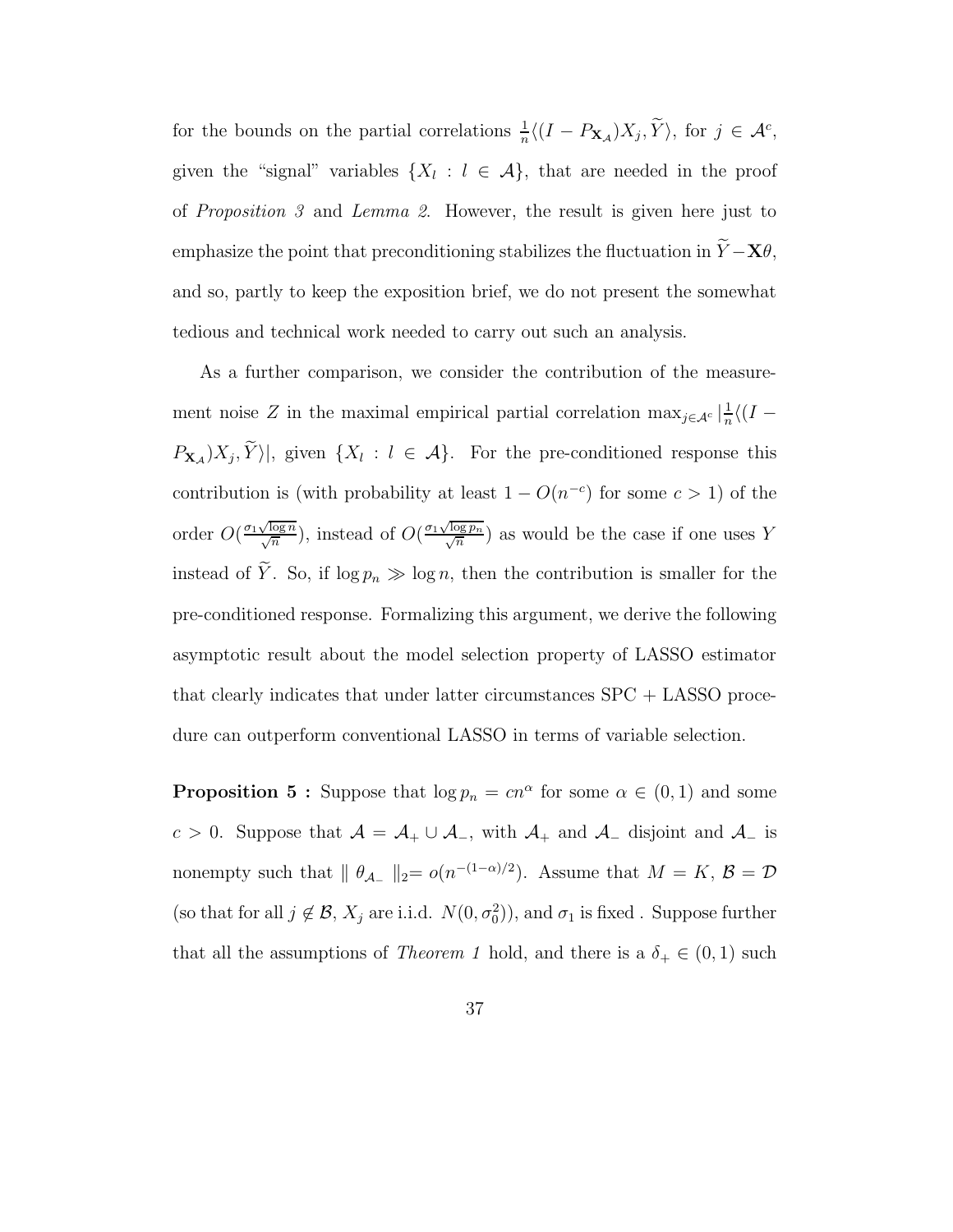for the bounds on the partial correlations $\frac{1}{n}\langle (I - P_{\mathbf{X}_{\mathcal{A}}})X_j, \widetilde{Y}\rangle$, for $j \in \mathcal{A}^c$, given the "signal" variables $\{X_l : l \in \mathcal{A}\}$, that are needed in the proof of *Proposition 3* and *Lemma 2*. However, the result is given here just to emphasize the point that preconditioning stabilizes the fluctuation in $\widetilde{Y} - \mathbf{X}\theta$, and so, partly to keep the exposition brief, we do not present the somewhat tedious and technical work needed to carry out such an analysis.

As a further comparison, we consider the contribution of the measurement noise $Z$ in the maximal empirical partial correlation $\max_{j \in \mathcal{A}^c} |\frac{1}{n}\langle (I - P_{\mathbf{X}_{\mathcal{A}}})X_j, \widetilde{Y}\rangle|$, given $\{X_l : l \in \mathcal{A}\}$. For the pre-conditioned response this contribution is (with probability at least $1 - O(n^{-c})$ for some $c > 1$) of the order $O(\frac{\sigma_1 \sqrt{\log n}}{\sqrt{n}})$, instead of $O(\frac{\sigma_1 \sqrt{\log p_n}}{\sqrt{n}})$ as would be the case if one uses $Y$ instead of $\widetilde{Y}$. So, if $\log p_n \gg \log n$, then the contribution is smaller for the pre-conditioned response. Formalizing this argument, we derive the following asymptotic result about the model selection property of LASSO estimator that clearly indicates that under latter circumstances SPC + LASSO procedure can outperform conventional LASSO in terms of variable selection.

**Proposition 5 :** Suppose that $\log p_n = cn^{\alpha}$ for some $\alpha \in (0,1)$ and some $c > 0$. Suppose that $\mathcal{A} = \mathcal{A}_+ \cup \mathcal{A}_-$, with $\mathcal{A}_+$ and $\mathcal{A}_-$ disjoint and $\mathcal{A}_-$ is nonempty such that $\parallel \theta_{\mathcal{A}_-} \parallel_2 = o(n^{-(1-\alpha)/2})$. Assume that $M = K$, $\mathcal{B} = \mathcal{D}$ (so that for all $j \notin \mathcal{B}$, $X_j$ are i.i.d. $N(0, \sigma_0^2)$), and $\sigma_1$ is fixed . Suppose further that all the assumptions of *Theorem 1* hold, and there is a $\delta_+ \in (0,1)$ such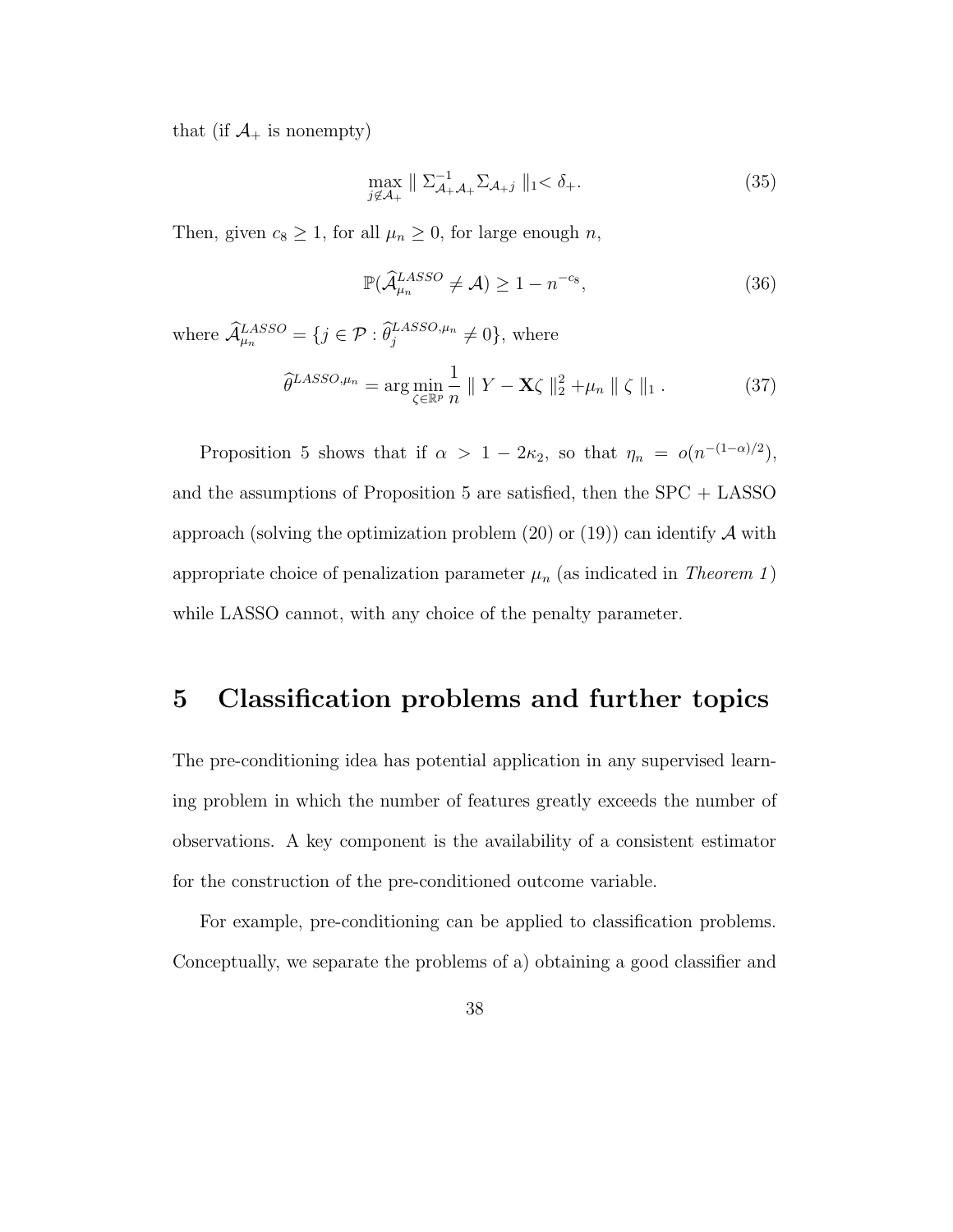that (if $\mathcal{A}_+$ is nonempty)

$$
\max_{j \notin \mathcal{A}_+} \parallel \Sigma_{\mathcal{A}_+\mathcal{A}_+}^{-1} \Sigma_{\mathcal{A}_+ j} \parallel_1 < \delta_+. \tag{35}
$$

Then, given $c_8 \geq 1$, for all $\mu_n \geq 0$, for large enough $n$,

$$
\mathbb{P}(\widehat{\mathcal{A}}_{\mu_n}^{LASSO} \neq \mathcal{A}) \geq 1 - n^{-c_8}, \tag{36}
$$

where $\widehat{\mathcal{A}}_{\mu_n}^{LASSO} = \{j \in \mathcal{P} : \widehat{\theta}_j^{LASSO,\mu_n} \neq 0\}$, where

$$
\widehat{\theta}^{LASSO,\mu_n} = \arg\min_{\zeta \in \mathbb{R}^p} \frac{1}{n} \parallel Y - \mathbf{X}\zeta \parallel_2^2 + \mu_n \parallel \zeta \parallel_1 . \tag{37}
$$

Proposition 5 shows that if $\alpha > 1 - 2\kappa_2$, so that $\eta_n = o(n^{-(1-\alpha)/2})$, and the assumptions of Proposition 5 are satisfied, then the SPC + LASSO approach (solving the optimization problem (20) or (19)) can identify $\mathcal{A}$ with appropriate choice of penalization parameter $\mu_n$ (as indicated in *Theorem 1*) while LASSO cannot, with any choice of the penalty parameter.

# 5 Classification problems and further topics

The pre-conditioning idea has potential application in any supervised learning problem in which the number of features greatly exceeds the number of observations. A key component is the availability of a consistent estimator for the construction of the pre-conditioned outcome variable.

For example, pre-conditioning can be applied to classification problems. Conceptually, we separate the problems of a) obtaining a good classifier and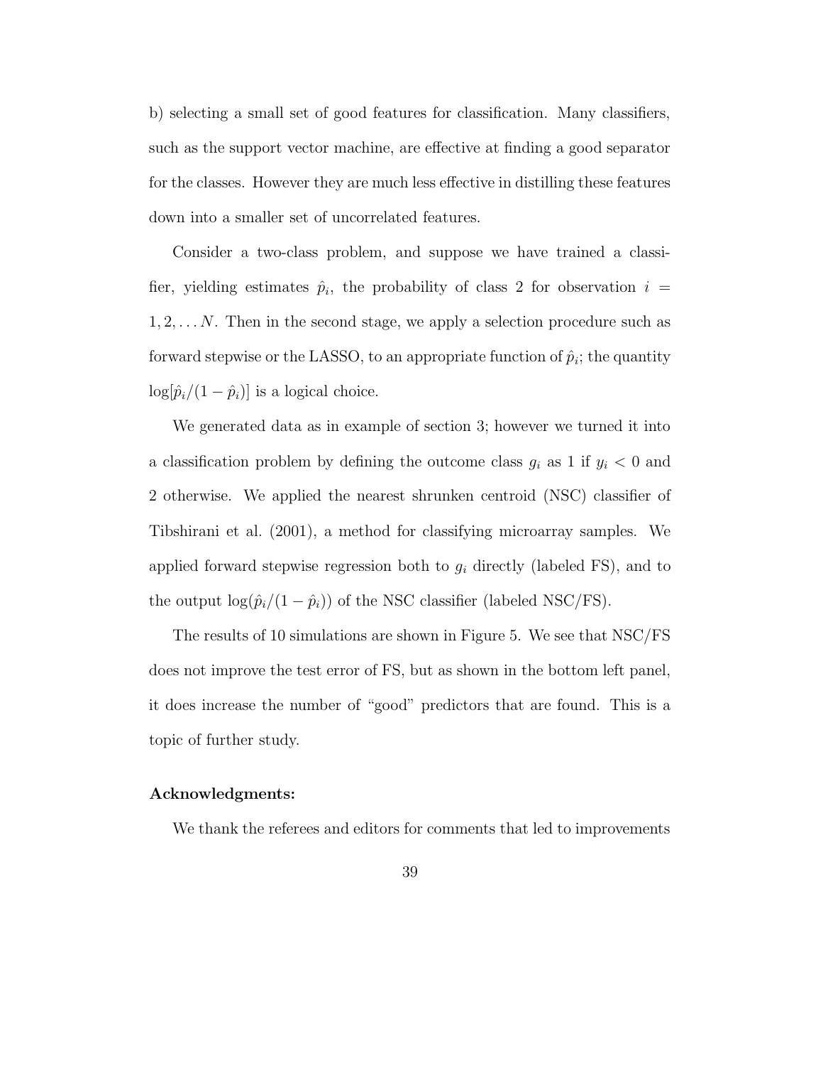b) selecting a small set of good features for classification. Many classifiers, such as the support vector machine, are effective at finding a good separator for the classes. However they are much less effective in distilling these features down into a smaller set of uncorrelated features.

Consider a two-class problem, and suppose we have trained a classifier, yielding estimates $\hat{p}_i$, the probability of class 2 for observation $i = 1, 2, \ldots N$. Then in the second stage, we apply a selection procedure such as forward stepwise or the LASSO, to an appropriate function of $\hat{p}_i$; the quantity $\log[\hat{p}_i/(1-\hat{p}_i)]$ is a logical choice.

We generated data as in example of section 3; however we turned it into a classification problem by defining the outcome class $g_i$ as 1 if $y_i < 0$ and 2 otherwise. We applied the nearest shrunken centroid (NSC) classifier of Tibshirani et al. (2001), a method for classifying microarray samples. We applied forward stepwise regression both to $g_i$ directly (labeled FS), and to the output $\log(\hat{p}_i/(1-\hat{p}_i))$ of the NSC classifier (labeled NSC/FS).

The results of 10 simulations are shown in Figure 5. We see that NSC/FS does not improve the test error of FS, but as shown in the bottom left panel, it does increase the number of "good" predictors that are found. This is a topic of further study.

**Acknowledgments:**

We thank the referees and editors for comments that led to improvements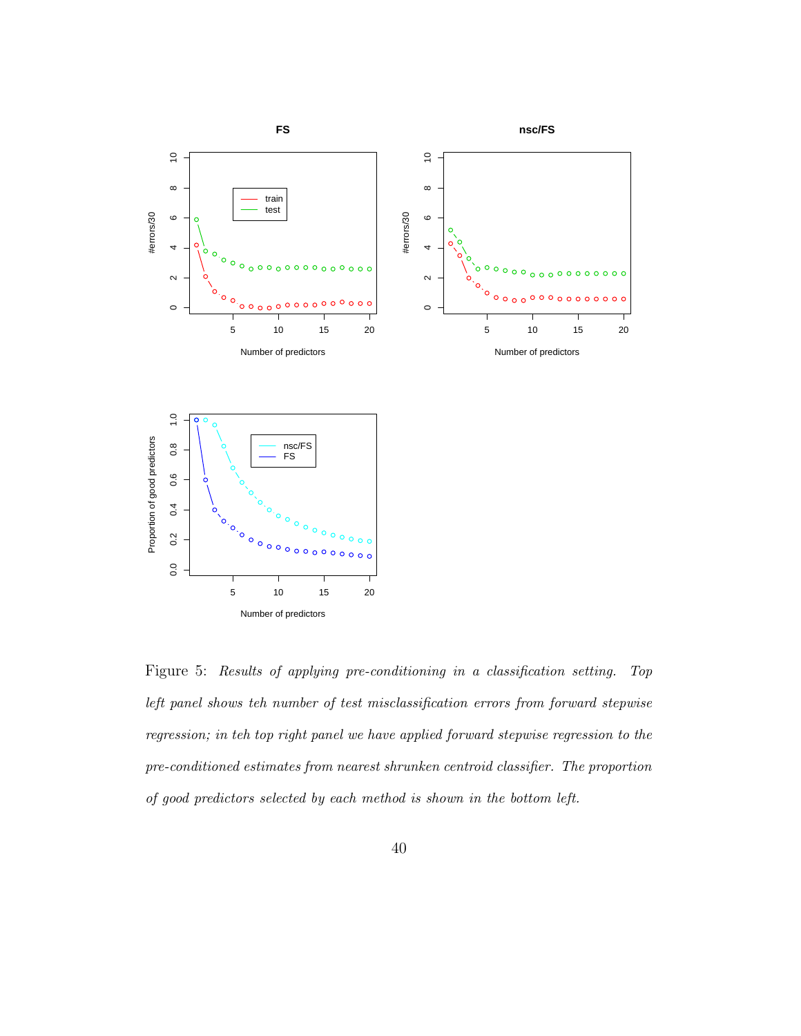Figure 5: *Results of applying pre-conditioning in a classification setting. Top left panel shows teh number of test misclassification errors from forward stepwise regression; in teh top right panel we have applied forward stepwise regression to the pre-conditioned estimates from nearest shrunken centroid classifier. The proportion of good predictors selected by each method is shown in the bottom left.*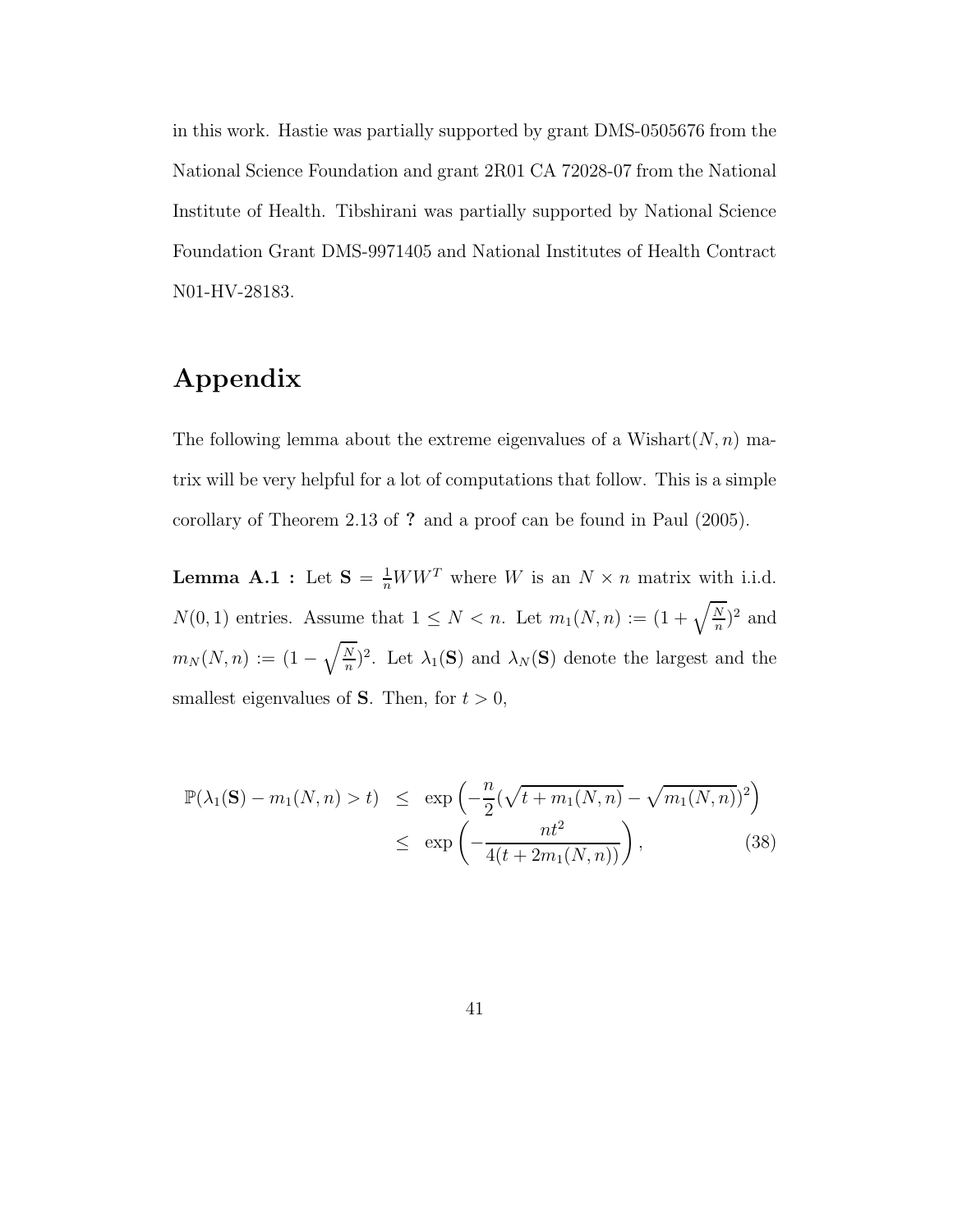in this work. Hastie was partially supported by grant DMS-0505676 from the National Science Foundation and grant 2R01 CA 72028-07 from the National Institute of Health. Tibshirani was partially supported by National Science Foundation Grant DMS-9971405 and National Institutes of Health Contract N01-HV-28183.

# Appendix

The following lemma about the extreme eigenvalues of a Wishart$(N, n)$ matrix will be very helpful for a lot of computations that follow. This is a simple corollary of Theorem 2.13 of **?** and a proof can be found in Paul (2005).

**Lemma A.1 :** Let $\mathbf{S} = \frac{1}{n}WW^T$ where $W$ is an $N \times n$ matrix with i.i.d. $N(0, 1)$ entries. Assume that $1 \leq N < n$. Let $m_1(N, n) := (1 + \sqrt{\frac{N}{n}})^2$ and $m_N(N, n) := (1 - \sqrt{\frac{N}{n}})^2$. Let $\lambda_1(\mathbf{S})$ and $\lambda_N(\mathbf{S})$ denote the largest and the smallest eigenvalues of $\mathbf{S}$. Then, for $t > 0$,

$$
\begin{aligned}
\mathbb{P}(\lambda_1(\mathbf{S}) - m_1(N, n) > t) &\leq \exp\left(-\frac{n}{2}(\sqrt{t + m_1(N, n)} - \sqrt{m_1(N, n)})^2\right) \\
&\leq \exp\left(-\frac{nt^2}{4(t + 2m_1(N, n))}\right), \qquad (38)
\end{aligned}
$$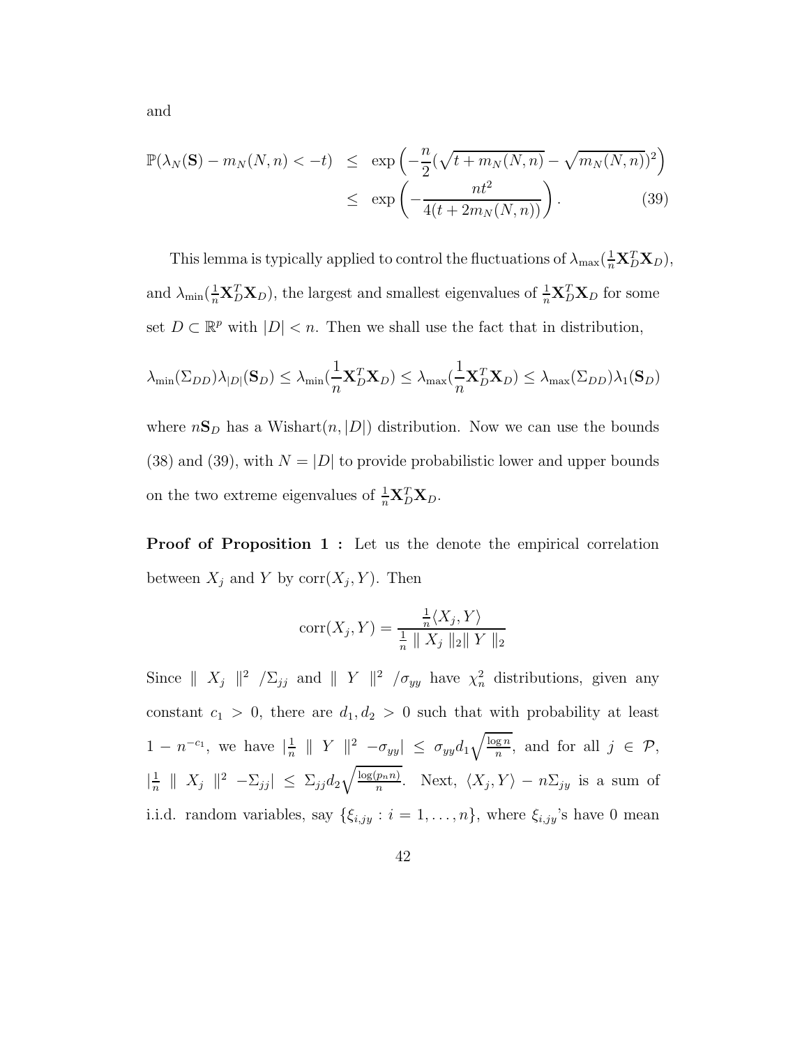and

$$\mathbb{P}(\lambda_N(\mathbf{S}) - m_N(N,n) < -t) \leq \exp\left(-\frac{n}{2}(\sqrt{t + m_N(N,n)} - \sqrt{m_N(N,n)})^2\right)$$
$$\leq \exp\left(-\frac{nt^2}{4(t + 2m_N(N,n))}\right). \tag{39}$$

This lemma is typically applied to control the fluctuations of $\lambda_{\max}(\frac{1}{n}\mathbf{X}_D^T\mathbf{X}_D)$, and $\lambda_{\min}(\frac{1}{n}\mathbf{X}_D^T\mathbf{X}_D)$, the largest and smallest eigenvalues of $\frac{1}{n}\mathbf{X}_D^T\mathbf{X}_D$ for some set $D \subset \mathbb{R}^p$ with $|D| < n$. Then we shall use the fact that in distribution,

$$\lambda_{\min}(\Sigma_{DD})\lambda_{|D|}(\mathbf{S}_D) \leq \lambda_{\min}(\frac{1}{n}\mathbf{X}_D^T\mathbf{X}_D) \leq \lambda_{\max}(\frac{1}{n}\mathbf{X}_D^T\mathbf{X}_D) \leq \lambda_{\max}(\Sigma_{DD})\lambda_1(\mathbf{S}_D)$$

where $n\mathbf{S}_D$ has a Wishart$(n, |D|)$ distribution. Now we can use the bounds (38) and (39), with $N = |D|$ to provide probabilistic lower and upper bounds on the two extreme eigenvalues of $\frac{1}{n}\mathbf{X}_D^T\mathbf{X}_D$.

**Proof of Proposition 1 :** Let us the denote the empirical correlation between $X_j$ and $Y$ by $\text{corr}(X_j, Y)$. Then

$$\text{corr}(X_j, Y) = \frac{\frac{1}{n}\langle X_j, Y\rangle}{\frac{1}{n} \parallel X_j \parallel_2 \parallel Y \parallel_2}$$

Since $\parallel X_j \parallel^2 / \Sigma_{jj}$ and $\parallel Y \parallel^2 / \sigma_{yy}$ have $\chi_n^2$ distributions, given any constant $c_1 > 0$, there are $d_1, d_2 > 0$ such that with probability at least $1 - n^{-c_1}$, we have $|\frac{1}{n} \parallel Y \parallel^2 - \sigma_{yy}| \leq \sigma_{yy}d_1\sqrt{\frac{\log n}{n}}$, and for all $j \in \mathcal{P}$, $|\frac{1}{n} \parallel X_j \parallel^2 - \Sigma_{jj}| \leq \Sigma_{jj}d_2\sqrt{\frac{\log(p_n n)}{n}}$. Next, $\langle X_j, Y\rangle - n\Sigma_{jy}$ is a sum of i.i.d. random variables, say $\{\xi_{i,jy} : i = 1, \ldots, n\}$, where $\xi_{i,jy}$'s have 0 mean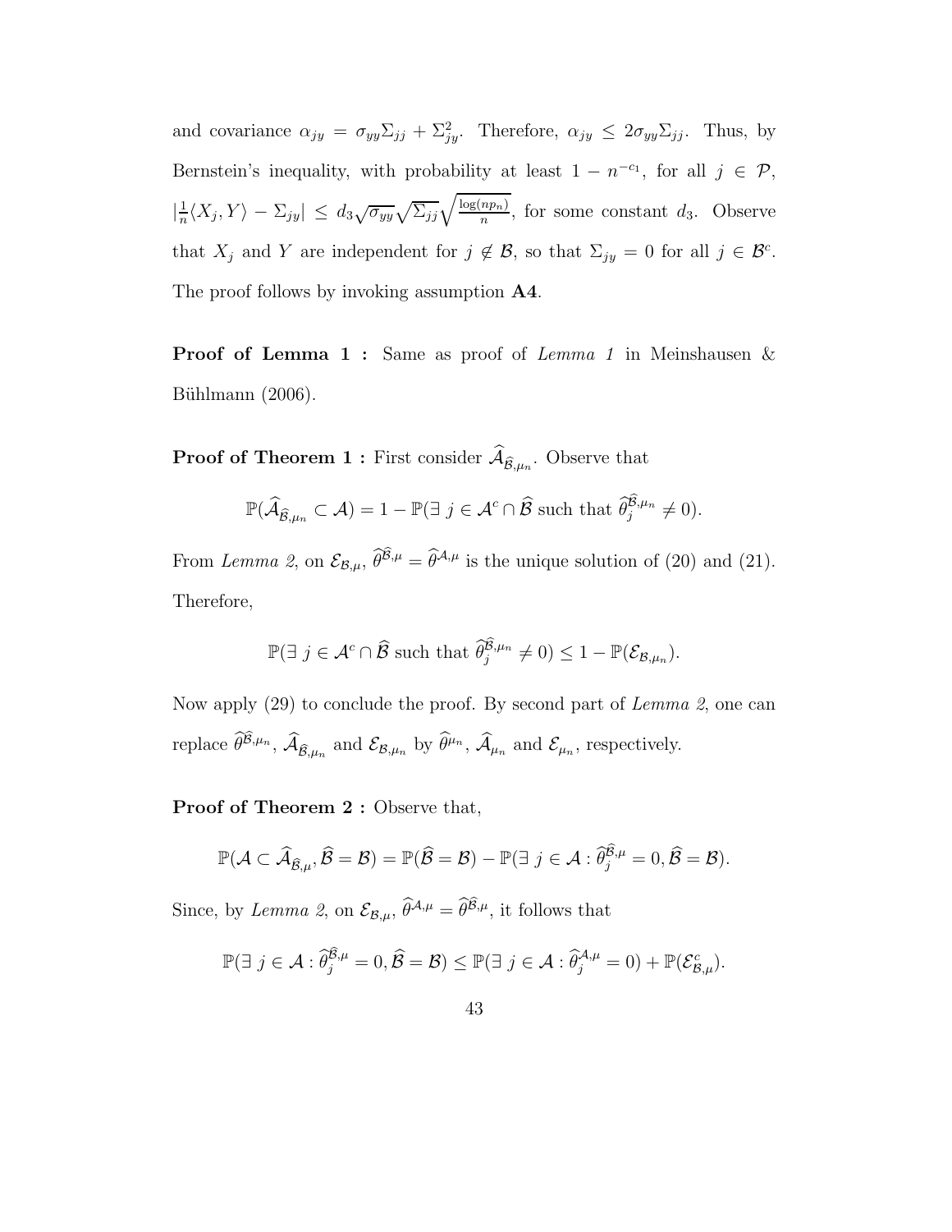and covariance $\alpha_{jy} = \sigma_{yy}\Sigma_{jj} + \Sigma_{jy}^2$. Therefore, $\alpha_{jy} \leq 2\sigma_{yy}\Sigma_{jj}$. Thus, by Bernstein's inequality, with probability at least $1 - n^{-c_1}$, for all $j \in \mathcal{P}$, $|\frac{1}{n}\langle X_j, Y\rangle - \Sigma_{jy}| \leq d_3\sqrt{\sigma_{yy}}\sqrt{\Sigma_{jj}}\sqrt{\frac{\log(np_n)}{n}}$, for some constant $d_3$. Observe that $X_j$ and $Y$ are independent for $j \notin \mathcal{B}$, so that $\Sigma_{jy} = 0$ for all $j \in \mathcal{B}^c$. The proof follows by invoking assumption **A4**.

**Proof of Lemma 1 :** Same as proof of *Lemma 1* in Meinshausen & Bühlmann (2006).

**Proof of Theorem 1 :** First consider $\widehat{\mathcal{A}}_{\widehat{\mathcal{B}},\mu_n}$. Observe that

$$\mathbb{P}(\widehat{\mathcal{A}}_{\widehat{\mathcal{B}},\mu_n} \subset \mathcal{A}) = 1 - \mathbb{P}(\exists\ j \in \mathcal{A}^c \cap \widehat{\mathcal{B}} \text{ such that } \widehat{\theta}_j^{\widehat{\mathcal{B}},\mu_n} \neq 0).$$

From *Lemma 2*, on $\mathcal{E}_{\mathcal{B},\mu}$, $\widehat{\theta}^{\widehat{\mathcal{B}},\mu} = \widehat{\theta}^{\mathcal{A},\mu}$ is the unique solution of (20) and (21). Therefore,

$$\mathbb{P}(\exists\ j \in \mathcal{A}^c \cap \widehat{\mathcal{B}} \text{ such that } \widehat{\theta}_j^{\widehat{\mathcal{B}},\mu_n} \neq 0) \leq 1 - \mathbb{P}(\mathcal{E}_{\mathcal{B},\mu_n}).$$

Now apply (29) to conclude the proof. By second part of *Lemma 2*, one can replace $\widehat{\theta}^{\widehat{\mathcal{B}},\mu_n}$, $\widehat{\mathcal{A}}_{\widehat{\mathcal{B}}_{\mu_n}}$ and $\mathcal{E}_{\mathcal{B},\mu_n}$ by $\widehat{\theta}^{\mu_n}$, $\widehat{\mathcal{A}}_{\mu_n}$ and $\mathcal{E}_{\mu_n}$, respectively.

**Proof of Theorem 2 :** Observe that,

$$\mathbb{P}(\mathcal{A} \subset \widehat{\mathcal{A}}_{\widehat{\mathcal{B}},\mu}, \widehat{\mathcal{B}} = \mathcal{B}) = \mathbb{P}(\widehat{\mathcal{B}} = \mathcal{B}) - \mathbb{P}(\exists\ j \in \mathcal{A} : \widehat{\theta}_j^{\widehat{\mathcal{B}},\mu} = 0, \widehat{\mathcal{B}} = \mathcal{B}).$$

Since, by *Lemma 2*, on $\mathcal{E}_{\mathcal{B},\mu}$, $\widehat{\theta}^{\mathcal{A},\mu} = \widehat{\theta}^{\widehat{\mathcal{B}},\mu}$, it follows that

$$\mathbb{P}(\exists\ j \in \mathcal{A} : \widehat{\theta}_j^{\widehat{\mathcal{B}},\mu} = 0, \widehat{\mathcal{B}} = \mathcal{B}) \leq \mathbb{P}(\exists\ j \in \mathcal{A} : \widehat{\theta}_j^{\mathcal{A},\mu} = 0) + \mathbb{P}(\mathcal{E}_{\mathcal{B},\mu}^c).$$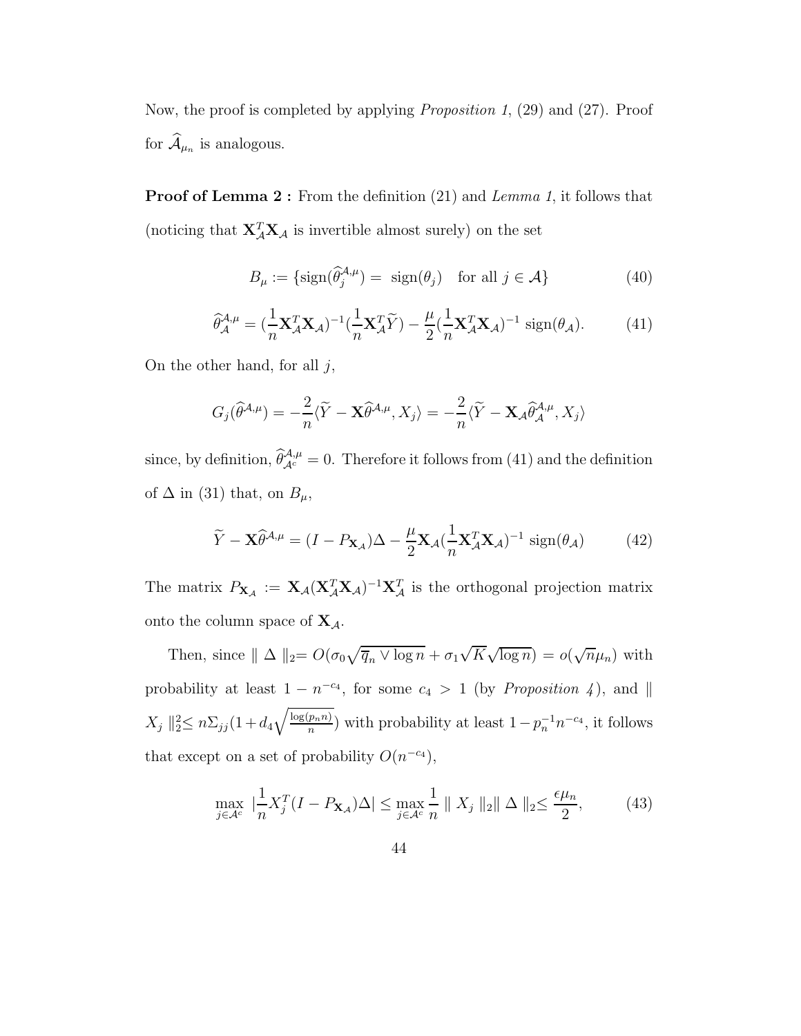Now, the proof is completed by applying *Proposition 1*, (29) and (27). Proof for $\widehat{\mathcal{A}}_{\mu_n}$ is analogous.

**Proof of Lemma 2 :** From the definition (21) and *Lemma 1*, it follows that (noticing that $\mathbf{X}_{\mathcal{A}}^T\mathbf{X}_{\mathcal{A}}$ is invertible almost surely) on the set

$$B_\mu := \{\text{sign}(\widehat{\theta}_j^{\mathcal{A},\mu}) = \text{ sign}(\theta_j) \quad \text{for all } j \in \mathcal{A}\} \tag{40}$$

$$\widehat{\theta}_{\mathcal{A}}^{\mathcal{A},\mu} = (\frac{1}{n}\mathbf{X}_{\mathcal{A}}^T\mathbf{X}_{\mathcal{A}})^{-1}(\frac{1}{n}\mathbf{X}_{\mathcal{A}}^T\widetilde{Y}) - \frac{\mu}{2}(\frac{1}{n}\mathbf{X}_{\mathcal{A}}^T\mathbf{X}_{\mathcal{A}})^{-1} \text{ sign}(\theta_{\mathcal{A}}). \tag{41}$$

On the other hand, for all $j$,

$$G_j(\widehat{\theta}^{\mathcal{A},\mu}) = -\frac{2}{n}\langle \widetilde{Y} - \mathbf{X}\widehat{\theta}^{\mathcal{A},\mu}, X_j\rangle = -\frac{2}{n}\langle \widetilde{Y} - \mathbf{X}_{\mathcal{A}}\widehat{\theta}_{\mathcal{A}}^{\mathcal{A},\mu}, X_j\rangle$$

since, by definition, $\widehat{\theta}_{\mathcal{A}^c}^{\mathcal{A},\mu} = 0$. Therefore it follows from (41) and the definition of $\Delta$ in (31) that, on $B_\mu$,

$$\widetilde{Y} - \mathbf{X}\widehat{\theta}^{\mathcal{A},\mu} = (I - P_{\mathbf{X}_{\mathcal{A}}})\Delta - \frac{\mu}{2}\mathbf{X}_{\mathcal{A}}(\frac{1}{n}\mathbf{X}_{\mathcal{A}}^T\mathbf{X}_{\mathcal{A}})^{-1} \text{ sign}(\theta_{\mathcal{A}}) \tag{42}$$

The matrix $P_{\mathbf{X}_{\mathcal{A}}} := \mathbf{X}_{\mathcal{A}}(\mathbf{X}_{\mathcal{A}}^T\mathbf{X}_{\mathcal{A}})^{-1}\mathbf{X}_{\mathcal{A}}^T$ is the orthogonal projection matrix onto the column space of $\mathbf{X}_{\mathcal{A}}$.

Then, since $\| \Delta \|_2 = O(\sigma_0\sqrt{\overline{q}_n \vee \log n} + \sigma_1\sqrt{K}\sqrt{\log n}) = o(\sqrt{n}\mu_n)$ with probability at least $1 - n^{-c_4}$, for some $c_4 > 1$ (by *Proposition 4*), and $\| X_j \|_2^2 \leq n\Sigma_{jj}(1 + d_4\sqrt{\frac{\log(p_n n)}{n}})$ with probability at least $1 - p_n^{-1}n^{-c_4}$, it follows that except on a set of probability $O(n^{-c_4})$,

$$\max_{j \in \mathcal{A}^c} |\frac{1}{n}X_j^T(I - P_{\mathbf{X}_{\mathcal{A}}})\Delta| \leq \max_{j \in \mathcal{A}^c} \frac{1}{n} \| X_j \|_2 \| \Delta \|_2 \leq \frac{\epsilon\mu_n}{2}, \tag{43}$$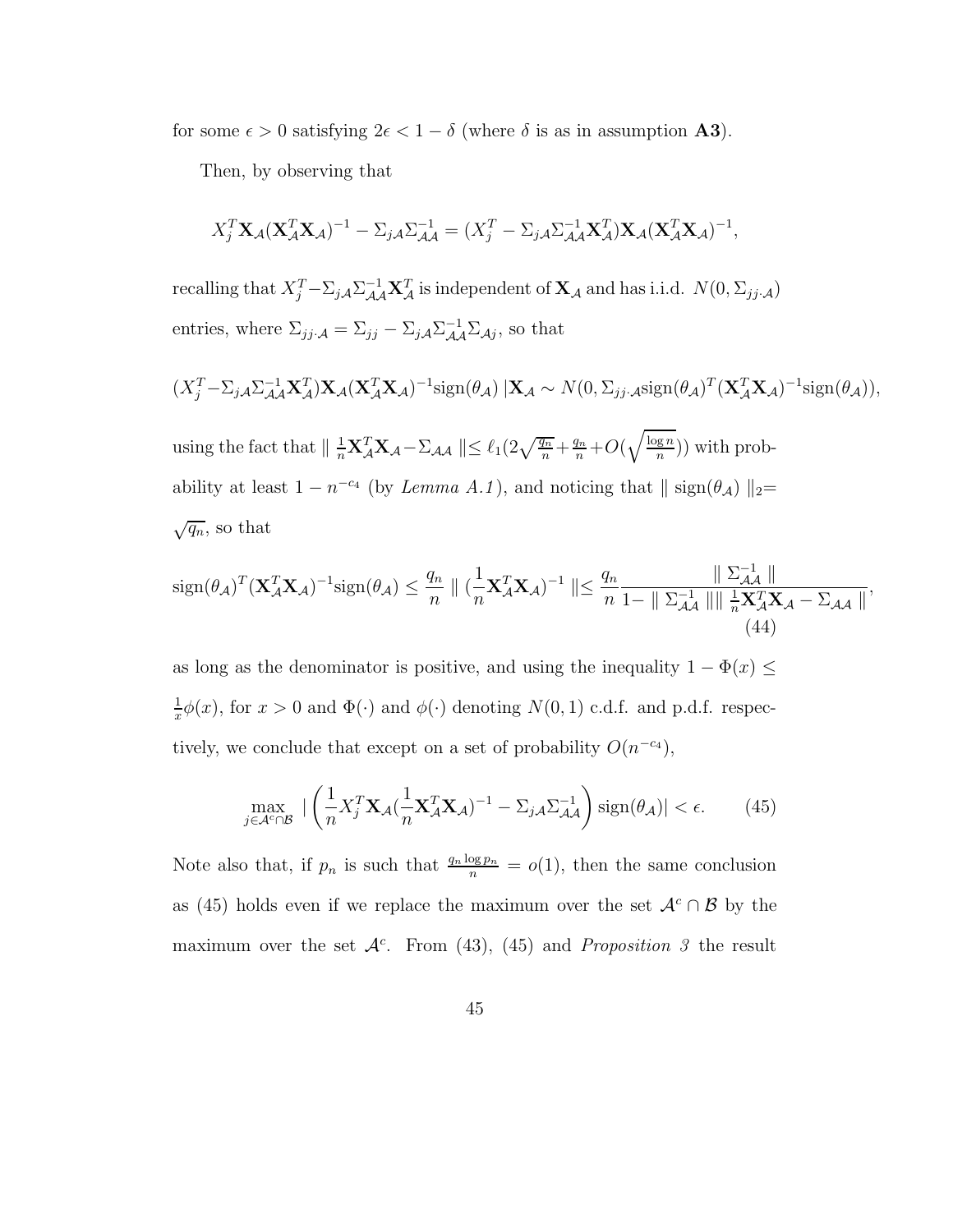for some $\epsilon > 0$ satisfying $2\epsilon < 1 - \delta$ (where $\delta$ is as in assumption **A3**).

Then, by observing that

$$X_j^T \mathbf{X}_{\mathcal{A}}(\mathbf{X}_{\mathcal{A}}^T \mathbf{X}_{\mathcal{A}})^{-1} - \Sigma_{j\mathcal{A}}\Sigma_{\mathcal{A}\mathcal{A}}^{-1} = (X_j^T - \Sigma_{j\mathcal{A}}\Sigma_{\mathcal{A}\mathcal{A}}^{-1}\mathbf{X}_{\mathcal{A}}^T)\mathbf{X}_{\mathcal{A}}(\mathbf{X}_{\mathcal{A}}^T \mathbf{X}_{\mathcal{A}})^{-1},$$

recalling that $X_j^T - \Sigma_{j\mathcal{A}}\Sigma_{\mathcal{A}\mathcal{A}}^{-1}\mathbf{X}_{\mathcal{A}}^T$ is independent of $\mathbf{X}_{\mathcal{A}}$ and has i.i.d. $N(0, \Sigma_{jj\cdot\mathcal{A}})$ entries, where $\Sigma_{jj\cdot\mathcal{A}} = \Sigma_{jj} - \Sigma_{j\mathcal{A}}\Sigma_{\mathcal{A}\mathcal{A}}^{-1}\Sigma_{\mathcal{A}j}$, so that

$$(X_j^T - \Sigma_{j\mathcal{A}}\Sigma_{\mathcal{A}\mathcal{A}}^{-1}\mathbf{X}_{\mathcal{A}}^T)\mathbf{X}_{\mathcal{A}}(\mathbf{X}_{\mathcal{A}}^T \mathbf{X}_{\mathcal{A}})^{-1}\text{sign}(\theta_{\mathcal{A}}) \,|\mathbf{X}_{\mathcal{A}} \sim N(0, \Sigma_{jj\cdot\mathcal{A}}\text{sign}(\theta_{\mathcal{A}})^T(\mathbf{X}_{\mathcal{A}}^T \mathbf{X}_{\mathcal{A}})^{-1}\text{sign}(\theta_{\mathcal{A}})),$$

using the fact that $\| \frac{1}{n}\mathbf{X}_{\mathcal{A}}^T \mathbf{X}_{\mathcal{A}} - \Sigma_{\mathcal{A}\mathcal{A}} \| \leq \ell_1(2\sqrt{\frac{q_n}{n}} + \frac{q_n}{n} + O(\sqrt{\frac{\log n}{n}}))$ with probability at least $1 - n^{-c_4}$ (by *Lemma A.1*), and noticing that $\| \text{sign}(\theta_{\mathcal{A}}) \|_2 = \sqrt{q_n}$, so that

$$\text{sign}(\theta_{\mathcal{A}})^T(\mathbf{X}_{\mathcal{A}}^T \mathbf{X}_{\mathcal{A}})^{-1}\text{sign}(\theta_{\mathcal{A}}) \leq \frac{q_n}{n} \| (\frac{1}{n}\mathbf{X}_{\mathcal{A}}^T \mathbf{X}_{\mathcal{A}})^{-1} \| \leq \frac{q_n}{n} \frac{\| \Sigma_{\mathcal{A}\mathcal{A}}^{-1} \|}{1 - \| \Sigma_{\mathcal{A}\mathcal{A}}^{-1} \| \| \frac{1}{n}\mathbf{X}_{\mathcal{A}}^T \mathbf{X}_{\mathcal{A}} - \Sigma_{\mathcal{A}\mathcal{A}} \|}, \tag{44}$$

as long as the denominator is positive, and using the inequality $1 - \Phi(x) \leq \frac{1}{x}\phi(x)$, for $x > 0$ and $\Phi(\cdot)$ and $\phi(\cdot)$ denoting $N(0,1)$ c.d.f. and p.d.f. respectively, we conclude that except on a set of probability $O(n^{-c_4})$,

$$\max_{j \in \mathcal{A}^c \cap \mathcal{B}} \left| \left( \frac{1}{n} X_j^T \mathbf{X}_{\mathcal{A}} (\frac{1}{n}\mathbf{X}_{\mathcal{A}}^T \mathbf{X}_{\mathcal{A}})^{-1} - \Sigma_{j\mathcal{A}}\Sigma_{\mathcal{A}\mathcal{A}}^{-1} \right) \text{sign}(\theta_{\mathcal{A}}) \right| < \epsilon. \tag{45}$$

Note also that, if $p_n$ is such that $\frac{q_n \log p_n}{n} = o(1)$, then the same conclusion as (45) holds even if we replace the maximum over the set $\mathcal{A}^c \cap \mathcal{B}$ by the maximum over the set $\mathcal{A}^c$. From (43), (45) and *Proposition 3* the result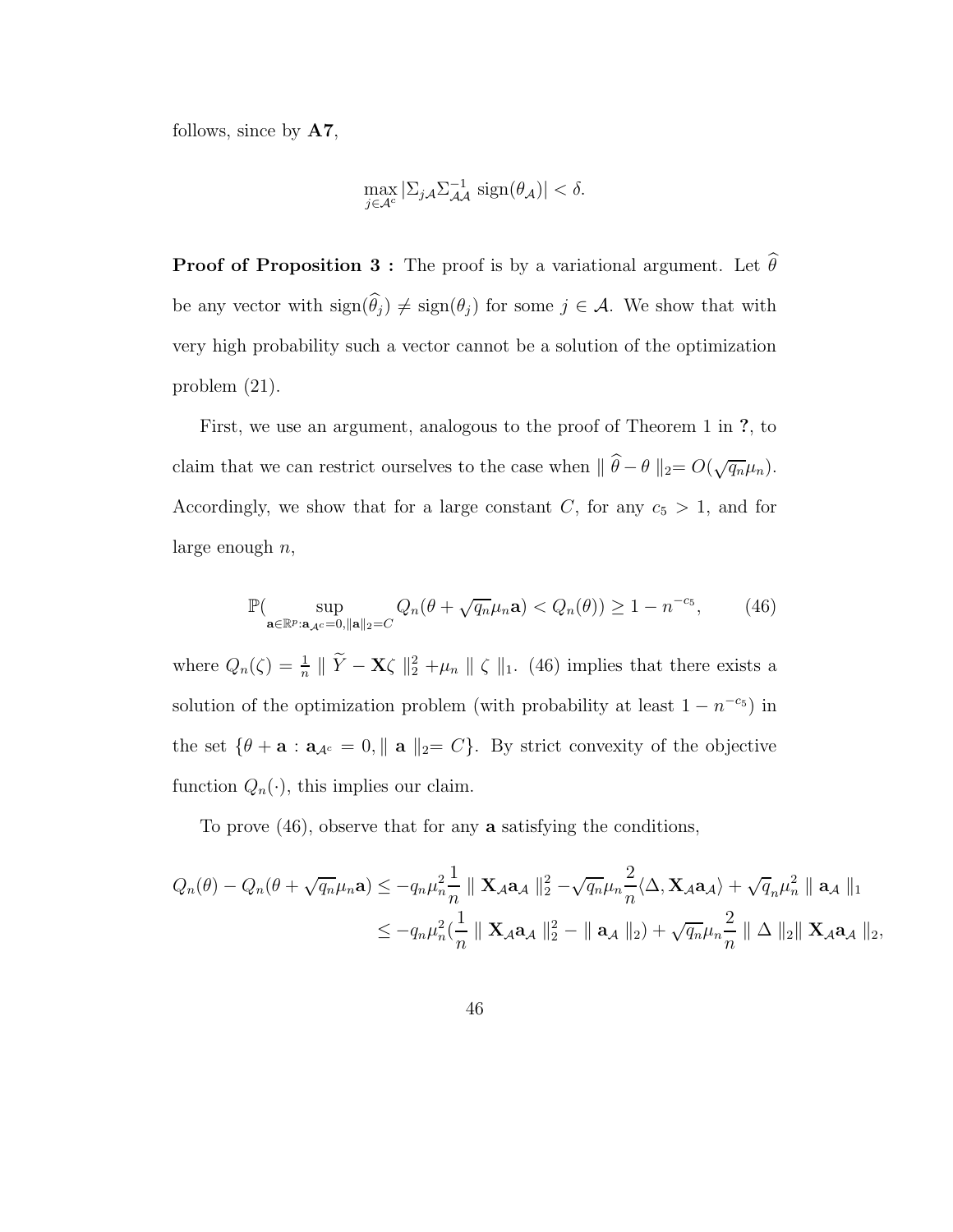follows, since by **A7**,

$$\max_{j \in \mathcal{A}^c} |\Sigma_{j\mathcal{A}} \Sigma_{\mathcal{A}\mathcal{A}}^{-1} \operatorname{sign}(\theta_{\mathcal{A}})| < \delta.$$

**Proof of Proposition 3 :** The proof is by a variational argument. Let $\widehat{\theta}$ be any vector with $\operatorname{sign}(\widehat{\theta}_j) \neq \operatorname{sign}(\theta_j)$ for some $j \in \mathcal{A}$. We show that with very high probability such a vector cannot be a solution of the optimization problem (21).

First, we use an argument, analogous to the proof of Theorem 1 in **?**, to claim that we can restrict ourselves to the case when $\| \widehat{\theta} - \theta \|_2 = O(\sqrt{q_n}\mu_n)$. Accordingly, we show that for a large constant $C$, for any $c_5 > 1$, and for large enough $n$,

$$\mathbb{P}( \sup_{\mathbf{a} \in \mathbb{R}^p : \mathbf{a}_{\mathcal{A}^c} = 0, \|\mathbf{a}\|_2 = C} Q_n(\theta + \sqrt{q_n}\mu_n \mathbf{a}) < Q_n(\theta)) \geq 1 - n^{-c_5}, \tag{46}$$

where $Q_n(\zeta) = \frac{1}{n} \| \widetilde{Y} - \mathbf{X}\zeta \|_2^2 + \mu_n \| \zeta \|_1$. (46) implies that there exists a solution of the optimization problem (with probability at least $1 - n^{-c_5}$) in the set $\{\theta + \mathbf{a} : \mathbf{a}_{\mathcal{A}^c} = 0, \| \mathbf{a} \|_2 = C\}$. By strict convexity of the objective function $Q_n(\cdot)$, this implies our claim.

To prove (46), observe that for any $\mathbf{a}$ satisfying the conditions,

$$\begin{aligned} Q_n(\theta) - Q_n(\theta + \sqrt{q_n}\mu_n \mathbf{a}) &\leq -q_n \mu_n^2 \frac{1}{n} \| \mathbf{X}_{\mathcal{A}} \mathbf{a}_{\mathcal{A}} \|_2^2 - \sqrt{q_n}\mu_n \frac{2}{n} \langle \Delta, \mathbf{X}_{\mathcal{A}} \mathbf{a}_{\mathcal{A}} \rangle + \sqrt{q}_n \mu_n^2 \| \mathbf{a}_{\mathcal{A}} \|_1 \\ &\leq -q_n \mu_n^2 (\frac{1}{n} \| \mathbf{X}_{\mathcal{A}} \mathbf{a}_{\mathcal{A}} \|_2^2 - \| \mathbf{a}_{\mathcal{A}} \|_2) + \sqrt{q_n}\mu_n \frac{2}{n} \| \Delta \|_2 \| \mathbf{X}_{\mathcal{A}} \mathbf{a}_{\mathcal{A}} \|_2, \end{aligned}$$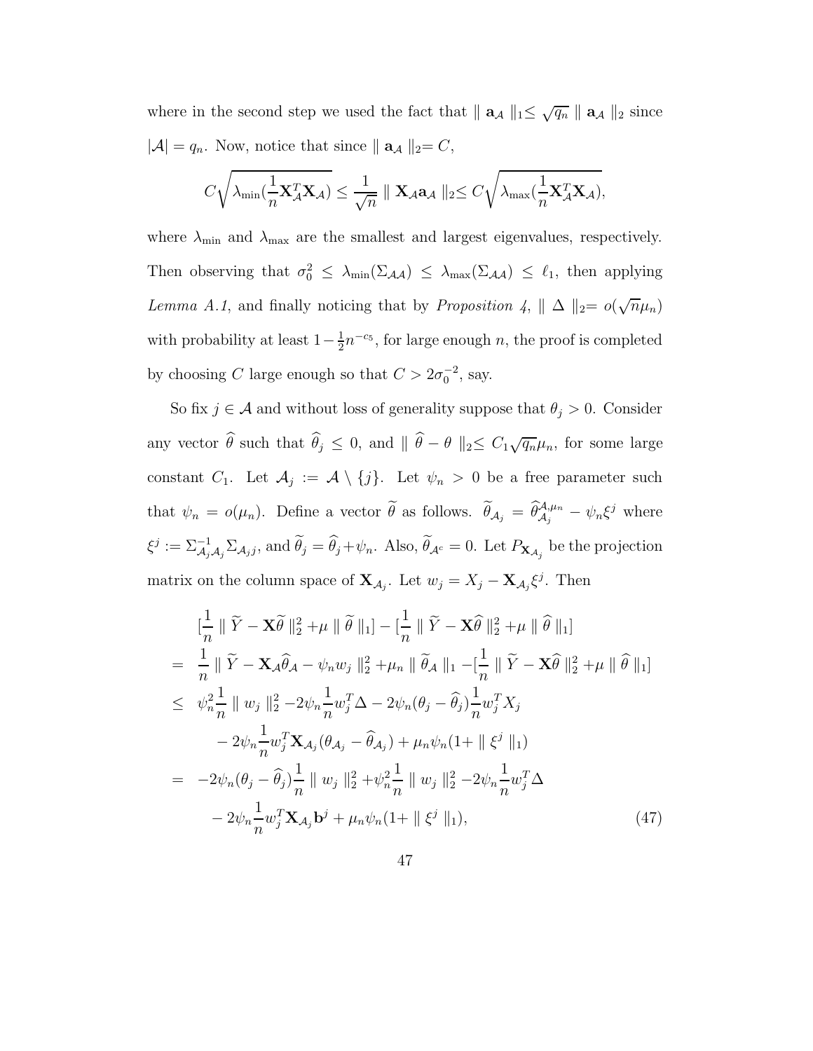where in the second step we used the fact that $\parallel \mathbf{a}_{\mathcal{A}} \parallel_1 \leq \sqrt{q_n} \parallel \mathbf{a}_{\mathcal{A}} \parallel_2$ since $|\mathcal{A}| = q_n$. Now, notice that since $\parallel \mathbf{a}_{\mathcal{A}} \parallel_2 = C$,

$$C\sqrt{\lambda_{\min}(\frac{1}{n}\mathbf{X}_{\mathcal{A}}^T\mathbf{X}_{\mathcal{A}})} \leq \frac{1}{\sqrt{n}} \parallel \mathbf{X}_{\mathcal{A}}\mathbf{a}_{\mathcal{A}} \parallel_2 \leq C\sqrt{\lambda_{\max}(\frac{1}{n}\mathbf{X}_{\mathcal{A}}^T\mathbf{X}_{\mathcal{A}})},$$

where $\lambda_{\min}$ and $\lambda_{\max}$ are the smallest and largest eigenvalues, respectively. Then observing that $\sigma_0^2 \leq \lambda_{\min}(\Sigma_{\mathcal{A}\mathcal{A}}) \leq \lambda_{\max}(\Sigma_{\mathcal{A}\mathcal{A}}) \leq \ell_1$, then applying *Lemma A.1*, and finally noticing that by *Proposition 4*, $\parallel \Delta \parallel_2 = o(\sqrt{n}\mu_n)$ with probability at least $1 - \frac{1}{2}n^{-c_5}$, for large enough $n$, the proof is completed by choosing $C$ large enough so that $C > 2\sigma_0^{-2}$, say.

So fix $j \in \mathcal{A}$ and without loss of generality suppose that $\theta_j > 0$. Consider any vector $\widehat{\theta}$ such that $\widehat{\theta}_j \leq 0$, and $\parallel \widehat{\theta} - \theta \parallel_2 \leq C_1\sqrt{q_n}\mu_n$, for some large constant $C_1$. Let $\mathcal{A}_j := \mathcal{A} \setminus \{j\}$. Let $\psi_n > 0$ be a free parameter such that $\psi_n = o(\mu_n)$. Define a vector $\widetilde{\theta}$ as follows. $\widetilde{\theta}_{\mathcal{A}_j} = \widehat{\theta}_{\mathcal{A}_j}^{\mathcal{A},\mu_n} - \psi_n\xi^j$ where $\xi^j := \Sigma_{\mathcal{A}_j\mathcal{A}_j}^{-1}\Sigma_{\mathcal{A}_j j}$, and $\widetilde{\theta}_j = \widehat{\theta}_j + \psi_n$. Also, $\widetilde{\theta}_{\mathcal{A}^c} = 0$. Let $P_{\mathbf{X}_{\mathcal{A}_j}}$ be the projection matrix on the column space of $\mathbf{X}_{\mathcal{A}_j}$. Let $w_j = X_j - \mathbf{X}_{\mathcal{A}_j}\xi^j$. Then

$$\begin{aligned}
& [\frac{1}{n} \parallel \widetilde{Y} - \mathbf{X}\widetilde{\theta} \parallel_2^2 + \mu \parallel \widetilde{\theta} \parallel_1] - [\frac{1}{n} \parallel \widetilde{Y} - \mathbf{X}\widehat{\theta} \parallel_2^2 + \mu \parallel \widehat{\theta} \parallel_1] \\
= \; & \frac{1}{n} \parallel \widetilde{Y} - \mathbf{X}_{\mathcal{A}}\widehat{\theta}_{\mathcal{A}} - \psi_n w_j \parallel_2^2 + \mu_n \parallel \widetilde{\theta}_{\mathcal{A}} \parallel_1 - [\frac{1}{n} \parallel \widetilde{Y} - \mathbf{X}\widehat{\theta} \parallel_2^2 + \mu \parallel \widehat{\theta} \parallel_1] \\
\leq \; & \psi_n^2 \frac{1}{n} \parallel w_j \parallel_2^2 - 2\psi_n \frac{1}{n} w_j^T \Delta - 2\psi_n(\theta_j - \widehat{\theta}_j)\frac{1}{n} w_j^T X_j \\
& - 2\psi_n \frac{1}{n} w_j^T \mathbf{X}_{\mathcal{A}_j}(\theta_{\mathcal{A}_j} - \widehat{\theta}_{\mathcal{A}_j}) + \mu_n\psi_n(1 + \parallel \xi^j \parallel_1) \\
= \; & -2\psi_n(\theta_j - \widehat{\theta}_j)\frac{1}{n} \parallel w_j \parallel_2^2 + \psi_n^2 \frac{1}{n} \parallel w_j \parallel_2^2 - 2\psi_n \frac{1}{n} w_j^T \Delta \\
& - 2\psi_n \frac{1}{n} w_j^T \mathbf{X}_{\mathcal{A}_j}\mathbf{b}^j + \mu_n\psi_n(1 + \parallel \xi^j \parallel_1), \qquad (47)
\end{aligned}$$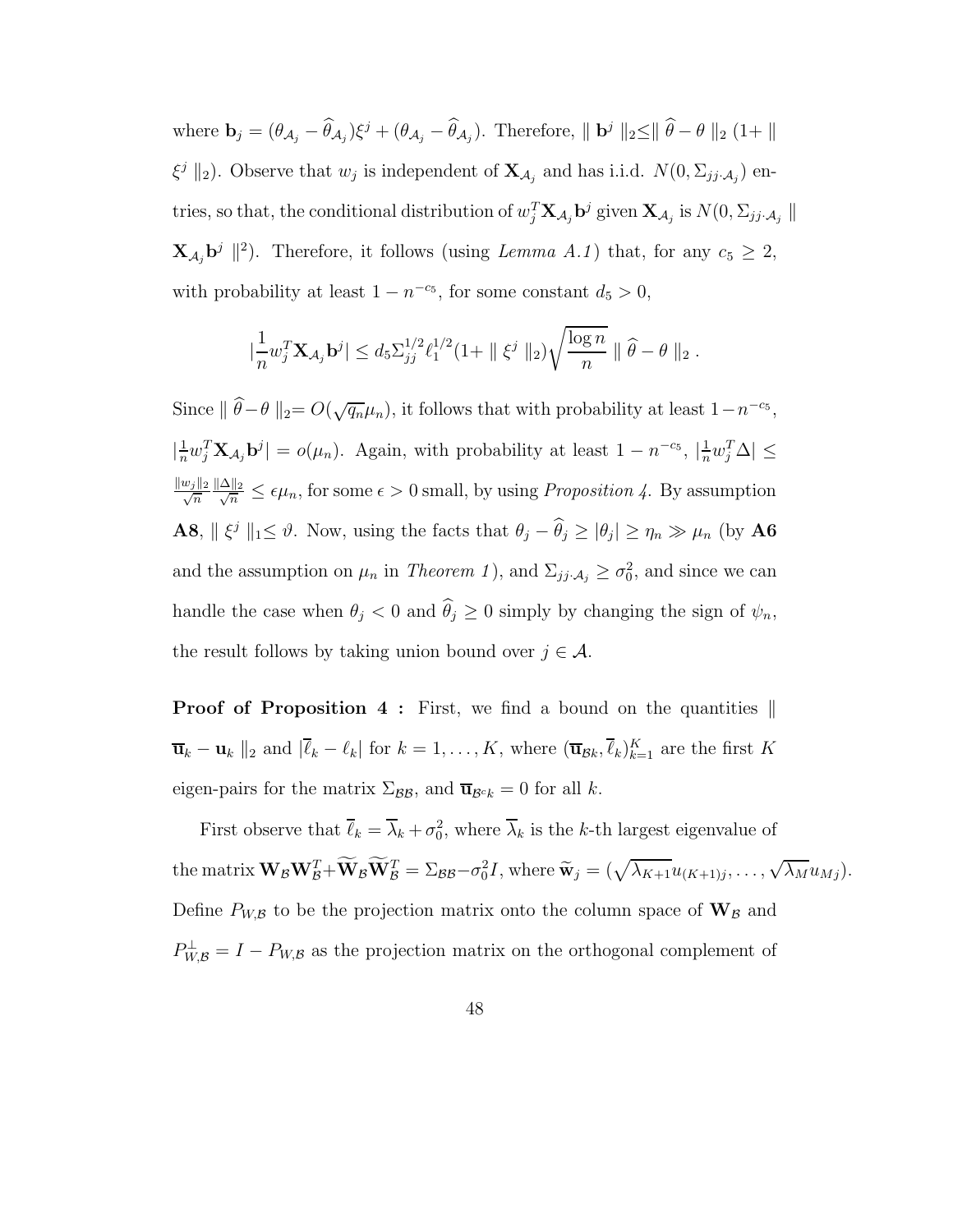where $\mathbf{b}_j = (\theta_{\mathcal{A}_j} - \widehat{\theta}_{\mathcal{A}_j})\xi^j + (\theta_{\mathcal{A}_j} - \widehat{\theta}_{\mathcal{A}_j})$. Therefore, $\| \mathbf{b}^j \|_2 \leq \| \widehat{\theta} - \theta \|_2 (1 + \| \xi^j \|_2)$. Observe that $w_j$ is independent of $\mathbf{X}_{\mathcal{A}_j}$ and has i.i.d. $N(0, \Sigma_{jj \cdot \mathcal{A}_j})$ entries, so that, the conditional distribution of $w_j^T \mathbf{X}_{\mathcal{A}_j} \mathbf{b}^j$ given $\mathbf{X}_{\mathcal{A}_j}$ is $N(0, \Sigma_{jj \cdot \mathcal{A}_j} \| \mathbf{X}_{\mathcal{A}_j} \mathbf{b}^j \|^2)$. Therefore, it follows (using *Lemma A.1*) that, for any $c_5 \geq 2$, with probability at least $1 - n^{-c_5}$, for some constant $d_5 > 0$,

$$|\frac{1}{n} w_j^T \mathbf{X}_{\mathcal{A}_j} \mathbf{b}^j| \leq d_5 \Sigma_{jj}^{1/2} \ell_1^{1/2} (1 + \| \xi^j \|_2) \sqrt{\frac{\log n}{n}} \| \widehat{\theta} - \theta \|_2 .$$

Since $\| \widehat{\theta} - \theta \|_2 = O(\sqrt{q_n} \mu_n)$, it follows that with probability at least $1 - n^{-c_5}$, $|\frac{1}{n} w_j^T \mathbf{X}_{\mathcal{A}_j} \mathbf{b}^j| = o(\mu_n)$. Again, with probability at least $1 - n^{-c_5}$, $|\frac{1}{n} w_j^T \Delta| \leq \frac{\|w_j\|_2}{\sqrt{n}} \frac{\|\Delta\|_2}{\sqrt{n}} \leq \epsilon \mu_n$, for some $\epsilon > 0$ small, by using *Proposition 4*. By assumption **A8**, $\| \xi^j \|_1 \leq \vartheta$. Now, using the facts that $\theta_j - \widehat{\theta}_j \geq |\theta_j| \geq \eta_n \gg \mu_n$ (by **A6** and the assumption on $\mu_n$ in *Theorem 1*), and $\Sigma_{jj \cdot \mathcal{A}_j} \geq \sigma_0^2$, and since we can handle the case when $\theta_j < 0$ and $\widehat{\theta}_j \geq 0$ simply by changing the sign of $\psi_n$, the result follows by taking union bound over $j \in \mathcal{A}$.

**Proof of Proposition 4 :** First, we find a bound on the quantities $\| \overline{\mathbf{u}}_k - \mathbf{u}_k \|_2$ and $|\overline{\ell}_k - \ell_k|$ for $k = 1, \ldots, K$, where $(\overline{\mathbf{u}}_{\mathcal{B}k}, \overline{\ell}_k)_{k=1}^K$ are the first $K$ eigen-pairs for the matrix $\Sigma_{\mathcal{B}\mathcal{B}}$, and $\overline{\mathbf{u}}_{\mathcal{B}^c k} = 0$ for all $k$.

First observe that $\overline{\ell}_k = \overline{\lambda}_k + \sigma_0^2$, where $\overline{\lambda}_k$ is the $k$-th largest eigenvalue of the matrix $\mathbf{W}_\mathcal{B} \mathbf{W}_\mathcal{B}^T + \widetilde{\mathbf{W}}_\mathcal{B} \widetilde{\mathbf{W}}_\mathcal{B}^T = \Sigma_{\mathcal{B}\mathcal{B}} - \sigma_0^2 I$, where $\widetilde{\mathbf{w}}_j = (\sqrt{\lambda_{K+1}} u_{(K+1)j}, \ldots, \sqrt{\lambda_M} u_{Mj})$. Define $P_{W,\mathcal{B}}$ to be the projection matrix onto the column space of $\mathbf{W}_\mathcal{B}$ and $P_{W,\mathcal{B}}^\perp = I - P_{W,\mathcal{B}}$ as the projection matrix on the orthogonal complement of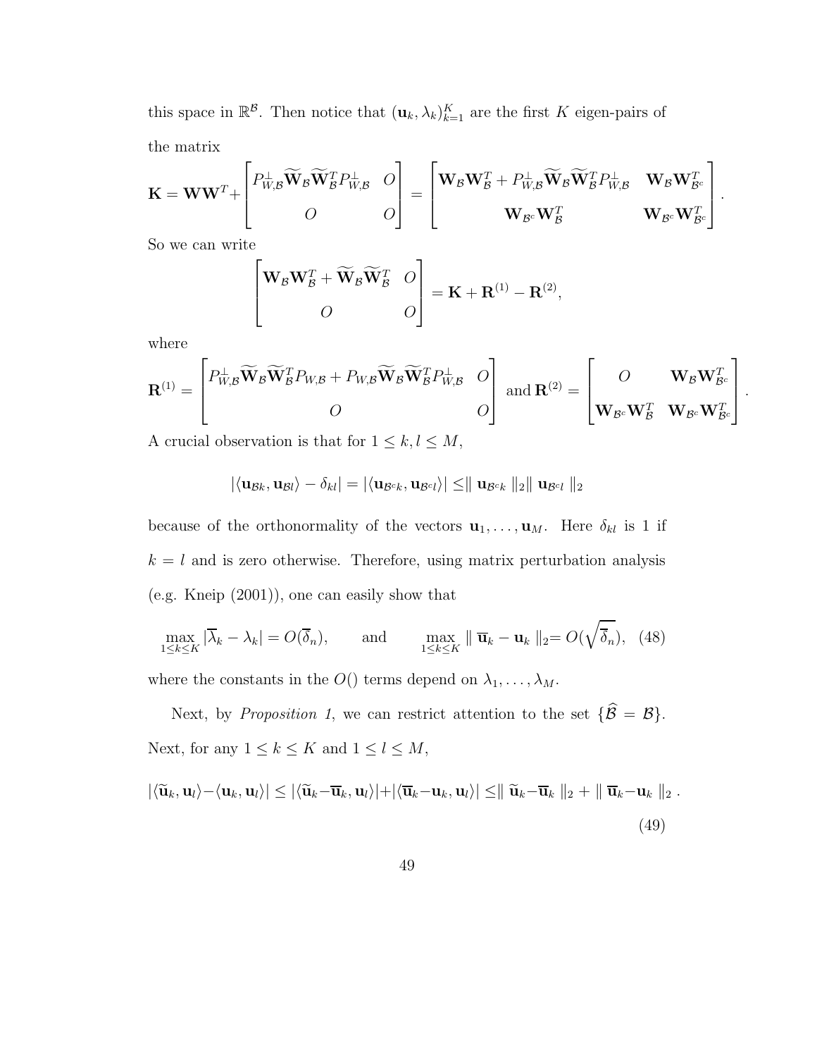this space in $\mathbb{R}^{\mathcal{B}}$. Then notice that $(\mathbf{u}_k, \lambda_k)_{k=1}^K$ are the first $K$ eigen-pairs of the matrix

$$\mathbf{K} = \mathbf{W}\mathbf{W}^T + \begin{bmatrix} P_{W,\mathcal{B}}^{\perp} \widetilde{\mathbf{W}}_{\mathcal{B}} \widetilde{\mathbf{W}}_{\mathcal{B}}^T P_{W,\mathcal{B}}^{\perp} & O \\ O & O \end{bmatrix} = \begin{bmatrix} \mathbf{W}_{\mathcal{B}}\mathbf{W}_{\mathcal{B}}^T + P_{W,\mathcal{B}}^{\perp} \widetilde{\mathbf{W}}_{\mathcal{B}} \widetilde{\mathbf{W}}_{\mathcal{B}}^T P_{W,\mathcal{B}}^{\perp} & \mathbf{W}_{\mathcal{B}}\mathbf{W}_{\mathcal{B}^c}^T \\ \mathbf{W}_{\mathcal{B}^c}\mathbf{W}_{\mathcal{B}}^T & \mathbf{W}_{\mathcal{B}^c}\mathbf{W}_{\mathcal{B}^c}^T \end{bmatrix}.$$

So we can write

$$\begin{bmatrix} \mathbf{W}_{\mathcal{B}}\mathbf{W}_{\mathcal{B}}^T + \widetilde{\mathbf{W}}_{\mathcal{B}} \widetilde{\mathbf{W}}_{\mathcal{B}}^T & O \\ O & O \end{bmatrix} = \mathbf{K} + \mathbf{R}^{(1)} - \mathbf{R}^{(2)},$$

where

$$\mathbf{R}^{(1)} = \begin{bmatrix} P_{W,\mathcal{B}}^{\perp} \widetilde{\mathbf{W}}_{\mathcal{B}} \widetilde{\mathbf{W}}_{\mathcal{B}}^T P_{W,\mathcal{B}} + P_{W,\mathcal{B}} \widetilde{\mathbf{W}}_{\mathcal{B}} \widetilde{\mathbf{W}}_{\mathcal{B}}^T P_{W,\mathcal{B}}^{\perp} & O \\ O & O \end{bmatrix} \text{ and } \mathbf{R}^{(2)} = \begin{bmatrix} O & \mathbf{W}_{\mathcal{B}}\mathbf{W}_{\mathcal{B}^c}^T \\ \mathbf{W}_{\mathcal{B}^c}\mathbf{W}_{\mathcal{B}}^T & \mathbf{W}_{\mathcal{B}^c}\mathbf{W}_{\mathcal{B}^c}^T \end{bmatrix}.$$

A crucial observation is that for $1 \leq k, l \leq M$,

$$|\langle \mathbf{u}_{\mathcal{B}k}, \mathbf{u}_{\mathcal{B}l} \rangle - \delta_{kl}| = |\langle \mathbf{u}_{\mathcal{B}^c k}, \mathbf{u}_{\mathcal{B}^c l} \rangle| \leq \parallel \mathbf{u}_{\mathcal{B}^c k} \parallel_2 \parallel \mathbf{u}_{\mathcal{B}^c l} \parallel_2$$

because of the orthonormality of the vectors $\mathbf{u}_1, \ldots, \mathbf{u}_M$. Here $\delta_{kl}$ is 1 if $k = l$ and is zero otherwise. Therefore, using matrix perturbation analysis (e.g. Kneip (2001)), one can easily show that

$$\max_{1 \leq k \leq K} |\overline{\lambda}_k - \lambda_k| = O(\overline{\delta}_n), \qquad \text{and} \qquad \max_{1 \leq k \leq K} \parallel \overline{\mathbf{u}}_k - \mathbf{u}_k \parallel_2 = O(\sqrt{\overline{\delta}_n}), \quad (48)$$

where the constants in the $O()$ terms depend on $\lambda_1, \ldots, \lambda_M$.

Next, by *Proposition 1*, we can restrict attention to the set $\{\widehat{\mathcal{B}} = \mathcal{B}\}$. Next, for any $1 \leq k \leq K$ and $1 \leq l \leq M$,

$$|\langle \widetilde{\mathbf{u}}_k, \mathbf{u}_l \rangle - \langle \mathbf{u}_k, \mathbf{u}_l \rangle| \leq |\langle \widetilde{\mathbf{u}}_k - \overline{\mathbf{u}}_k, \mathbf{u}_l \rangle| + |\langle \overline{\mathbf{u}}_k - \mathbf{u}_k, \mathbf{u}_l \rangle| \leq \parallel \widetilde{\mathbf{u}}_k - \overline{\mathbf{u}}_k \parallel_2 + \parallel \overline{\mathbf{u}}_k - \mathbf{u}_k \parallel_2 . \quad (49)$$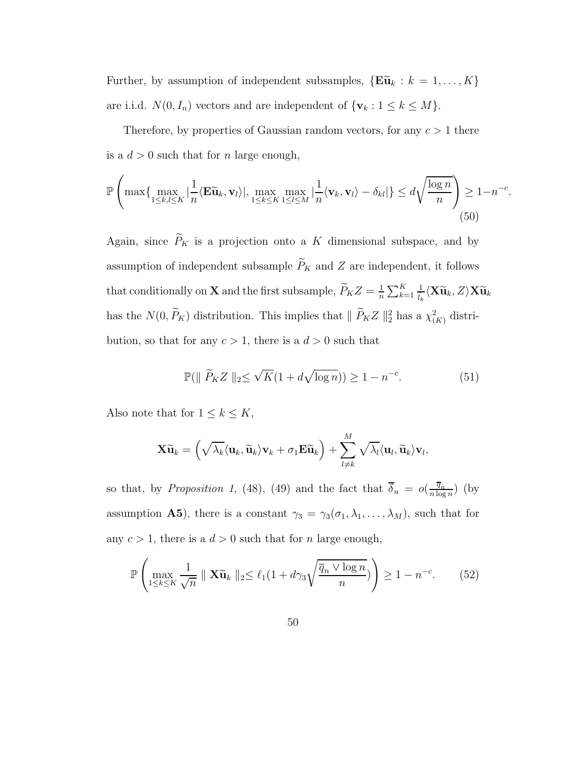Further, by assumption of independent subsamples, $\{\mathbf{E}\widetilde{\mathbf{u}}_k : k = 1, \ldots, K\}$ are i.i.d. $N(0, I_n)$ vectors and are independent of $\{\mathbf{v}_k : 1 \leq k \leq M\}$.

Therefore, by properties of Gaussian random vectors, for any $c > 1$ there is a $d > 0$ such that for $n$ large enough,

$$\mathbb{P}\left(\max\{\max_{1\leq k,l\leq K}|\frac{1}{n}\langle \mathbf{E}\widetilde{\mathbf{u}}_k, \mathbf{v}_l\rangle|, \max_{1\leq k\leq K}\max_{1\leq l\leq M}|\frac{1}{n}\langle \mathbf{v}_k, \mathbf{v}_l\rangle - \delta_{kl}|\} \leq d\sqrt{\frac{\log n}{n}}\right) \geq 1 - n^{-c}. \tag{50}$$

Again, since $\widetilde{P}_K$ is a projection onto a $K$ dimensional subspace, and by assumption of independent subsample $\widetilde{P}_K$ and $Z$ are independent, it follows that conditionally on $\mathbf{X}$ and the first subsample, $\widetilde{P}_K Z = \frac{1}{n}\sum_{k=1}^{K}\frac{1}{l_k}\langle \mathbf{X}\widetilde{\mathbf{u}}_k, Z\rangle \mathbf{X}\widetilde{\mathbf{u}}_k$ has the $N(0, \widetilde{P}_K)$ distribution. This implies that $\| \widetilde{P}_K Z \|_2^2$ has a $\chi^2_{(K)}$ distribution, so that for any $c > 1$, there is a $d > 0$ such that

$$\mathbb{P}(\| \widetilde{P}_K Z \|_2 \leq \sqrt{K}(1 + d\sqrt{\log n})) \geq 1 - n^{-c}. \tag{51}$$

Also note that for $1 \leq k \leq K$,

$$\mathbf{X}\widetilde{\mathbf{u}}_k = \left(\sqrt{\lambda_k}\langle \mathbf{u}_k, \widetilde{\mathbf{u}}_k\rangle \mathbf{v}_k + \sigma_1 \mathbf{E}\widetilde{\mathbf{u}}_k\right) + \sum_{l\neq k}^{M}\sqrt{\lambda_l}\langle \mathbf{u}_l, \widetilde{\mathbf{u}}_k\rangle \mathbf{v}_l,$$

so that, by *Proposition 1*, (48), (49) and the fact that $\overline{\delta}_n = o(\frac{\overline{q}_n}{n\log n})$ (by assumption **A5**), there is a constant $\gamma_3 = \gamma_3(\sigma_1, \lambda_1, \ldots, \lambda_M)$, such that for any $c > 1$, there is a $d > 0$ such that for $n$ large enough,

$$\mathbb{P}\left(\max_{1\leq k\leq K}\frac{1}{\sqrt{n}}\| \mathbf{X}\widetilde{\mathbf{u}}_k \|_2 \leq \ell_1(1 + d\gamma_3\sqrt{\frac{\overline{q}_n \vee \log n}{n}})\right) \geq 1 - n^{-c}. \tag{52}$$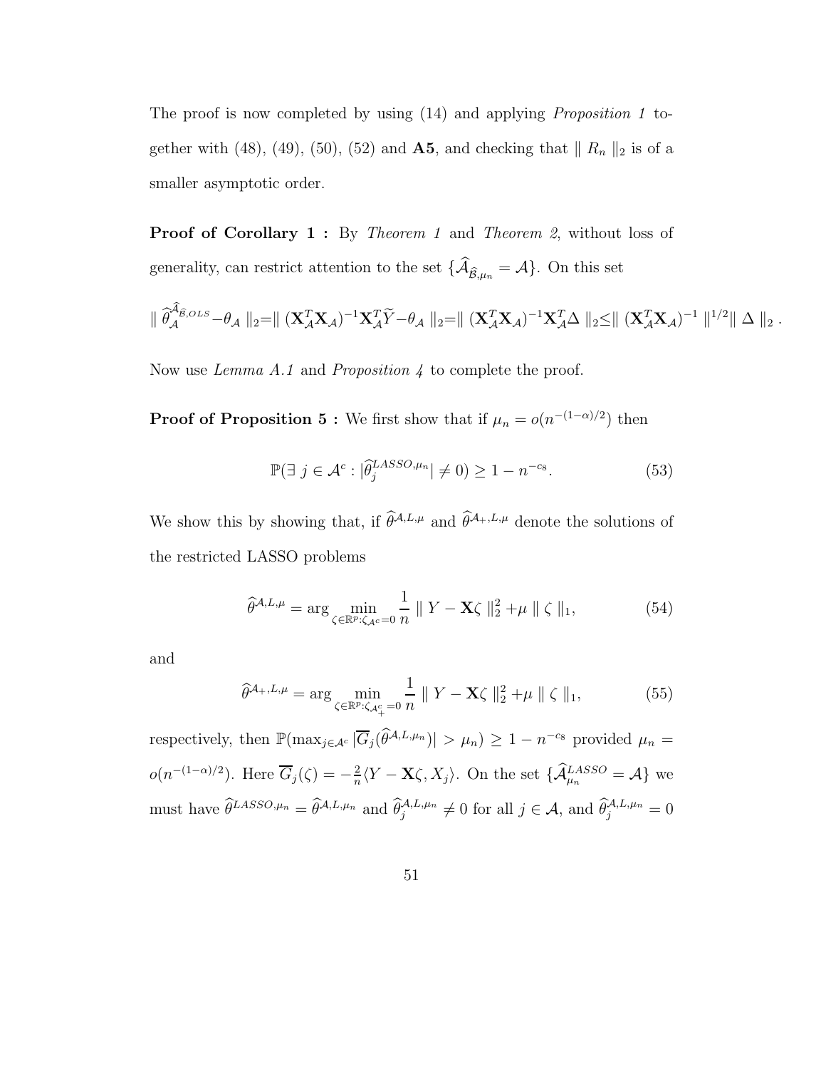The proof is now completed by using (14) and applying *Proposition 1* together with (48), (49), (50), (52) and **A5**, and checking that $\| R_n \|_2$ is of a smaller asymptotic order.

**Proof of Corollary 1 :** By *Theorem 1* and *Theorem 2*, without loss of generality, can restrict attention to the set $\{\widehat{\mathcal{A}}_{\widehat{\mathcal{B}},\mu_n} = \mathcal{A}\}$. On this set

$$\| \widehat{\theta}_{\mathcal{A}}^{\widehat{\mathcal{A}}_{\widehat{\mathcal{B}},OLS}} - \theta_{\mathcal{A}} \|_2 = \| (\mathbf{X}_{\mathcal{A}}^T \mathbf{X}_{\mathcal{A}})^{-1} \mathbf{X}_{\mathcal{A}}^T \widetilde{Y} - \theta_{\mathcal{A}} \|_2 = \| (\mathbf{X}_{\mathcal{A}}^T \mathbf{X}_{\mathcal{A}})^{-1} \mathbf{X}_{\mathcal{A}}^T \Delta \|_2 \leq \| (\mathbf{X}_{\mathcal{A}}^T \mathbf{X}_{\mathcal{A}})^{-1} \|^{1/2} \| \Delta \|_2 .$$

Now use *Lemma A.1* and *Proposition 4* to complete the proof.

**Proof of Proposition 5 :** We first show that if $\mu_n = o(n^{-(1-\alpha)/2})$ then

$$\mathbb{P}(\exists\ j \in \mathcal{A}^c : |\widehat{\theta}_j^{LASSO,\mu_n}| \neq 0) \geq 1 - n^{-c_8}. \tag{53}$$

We show this by showing that, if $\widehat{\theta}^{\mathcal{A},L,\mu}$ and $\widehat{\theta}^{\mathcal{A}_+,L,\mu}$ denote the solutions of the restricted LASSO problems

$$\widehat{\theta}^{\mathcal{A},L,\mu} = \arg \min_{\zeta \in \mathbb{R}^p : \zeta_{\mathcal{A}^c} = 0} \frac{1}{n} \| Y - \mathbf{X}\zeta \|_2^2 + \mu \| \zeta \|_1, \tag{54}$$

and

$$\widehat{\theta}^{\mathcal{A}_+,L,\mu} = \arg \min_{\zeta \in \mathbb{R}^p : \zeta_{\mathcal{A}_+^c} = 0} \frac{1}{n} \| Y - \mathbf{X}\zeta \|_2^2 + \mu \| \zeta \|_1, \tag{55}$$

respectively, then $\mathbb{P}(\max_{j \in \mathcal{A}^c} |\overline{G}_j(\widehat{\theta}^{\mathcal{A},L,\mu_n})| > \mu_n) \geq 1 - n^{-c_8}$ provided $\mu_n = o(n^{-(1-\alpha)/2})$. Here $\overline{G}_j(\zeta) = -\frac{2}{n}\langle Y - \mathbf{X}\zeta, X_j \rangle$. On the set $\{\widehat{\mathcal{A}}_{\mu_n}^{LASSO} = \mathcal{A}\}$ we must have $\widehat{\theta}^{LASSO,\mu_n} = \widehat{\theta}^{\mathcal{A},L,\mu_n}$ and $\widehat{\theta}_j^{\mathcal{A},L,\mu_n} \neq 0$ for all $j \in \mathcal{A}$, and $\widehat{\theta}_j^{\mathcal{A},L,\mu_n} = 0$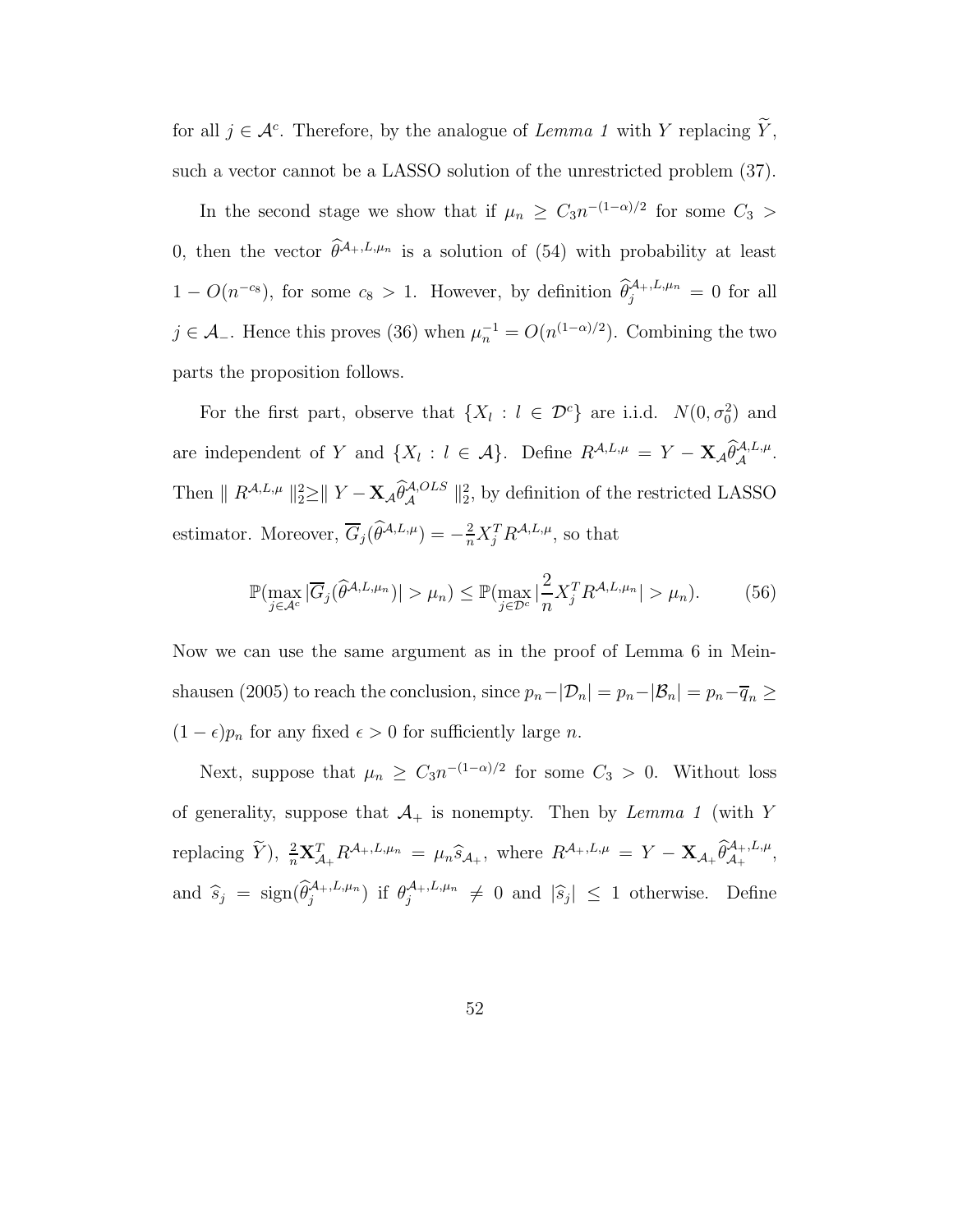for all $j \in \mathcal{A}^c$. Therefore, by the analogue of *Lemma 1* with $Y$ replacing $\widetilde{Y}$, such a vector cannot be a LASSO solution of the unrestricted problem (37).

In the second stage we show that if $\mu_n \geq C_3 n^{-(1-\alpha)/2}$ for some $C_3 > 0$, then the vector $\widehat{\theta}^{\mathcal{A}_+,L,\mu_n}$ is a solution of (54) with probability at least $1 - O(n^{-c_8})$, for some $c_8 > 1$. However, by definition $\widehat{\theta}_j^{\mathcal{A}_+,L,\mu_n} = 0$ for all $j \in \mathcal{A}_-$. Hence this proves (36) when $\mu_n^{-1} = O(n^{(1-\alpha)/2})$. Combining the two parts the proposition follows.

For the first part, observe that $\{X_l : l \in \mathcal{D}^c\}$ are i.i.d. $N(0, \sigma_0^2)$ and are independent of $Y$ and $\{X_l : l \in \mathcal{A}\}$. Define $R^{\mathcal{A},L,\mu} = Y - \mathbf{X}_{\mathcal{A}} \widehat{\theta}_{\mathcal{A}}^{\mathcal{A},L,\mu}$. Then $\| R^{\mathcal{A},L,\mu} \|_2^2 \geq \| Y - \mathbf{X}_{\mathcal{A}} \widehat{\theta}_{\mathcal{A}}^{\mathcal{A},OLS} \|_2^2$, by definition of the restricted LASSO estimator. Moreover, $\overline{G}_j(\widehat{\theta}^{\mathcal{A},L,\mu}) = -\frac{2}{n} X_j^T R^{\mathcal{A},L,\mu}$, so that

$$\mathbb{P}(\max_{j \in \mathcal{A}^c} |\overline{G}_j(\widehat{\theta}^{\mathcal{A},L,\mu_n})| > \mu_n) \leq \mathbb{P}(\max_{j \in \mathcal{D}^c} |\frac{2}{n} X_j^T R^{\mathcal{A},L,\mu_n}| > \mu_n). \tag{56}$$

Now we can use the same argument as in the proof of Lemma 6 in Meinshausen (2005) to reach the conclusion, since $p_n - |\mathcal{D}_n| = p_n - |\mathcal{B}_n| = p_n - \overline{q}_n \geq (1 - \epsilon) p_n$ for any fixed $\epsilon > 0$ for sufficiently large $n$.

Next, suppose that $\mu_n \geq C_3 n^{-(1-\alpha)/2}$ for some $C_3 > 0$. Without loss of generality, suppose that $\mathcal{A}_+$ is nonempty. Then by *Lemma 1* (with $Y$ replacing $\widetilde{Y}$), $\frac{2}{n} \mathbf{X}_{\mathcal{A}_+}^T R^{\mathcal{A}_+,L,\mu_n} = \mu_n \widehat{s}_{\mathcal{A}_+}$, where $R^{\mathcal{A}_+,L,\mu} = Y - \mathbf{X}_{\mathcal{A}_+} \widehat{\theta}_{\mathcal{A}_+}^{\mathcal{A}_+,L,\mu}$, and $\widehat{s}_j = \text{sign}(\widehat{\theta}_j^{\mathcal{A}_+,L,\mu_n})$ if $\theta_j^{\mathcal{A}_+,L,\mu_n} \neq 0$ and $|\widehat{s}_j| \leq 1$ otherwise. Define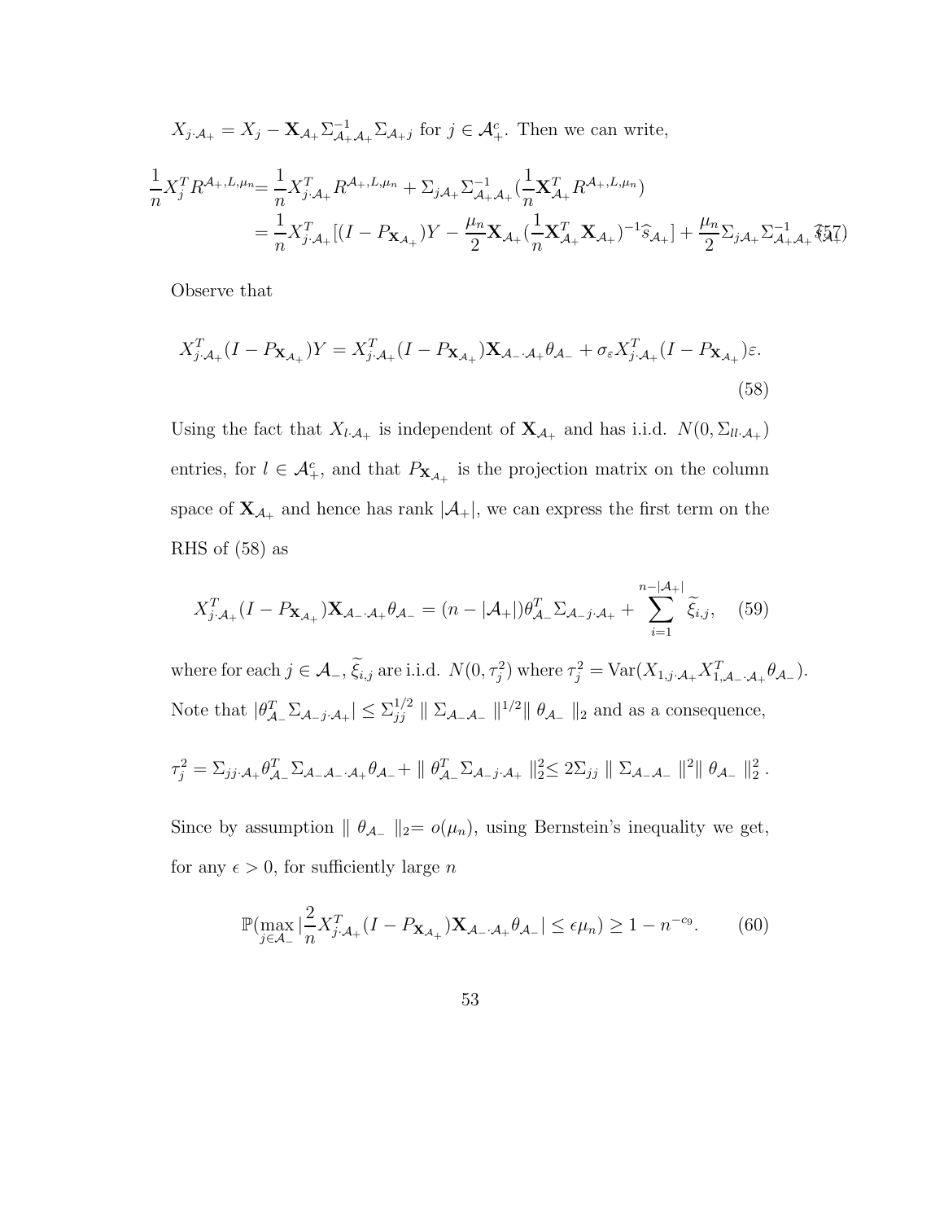$X_{j\cdot\mathcal{A}_+} = X_j - \mathbf{X}_{\mathcal{A}_+}\Sigma^{-1}_{\mathcal{A}_+\mathcal{A}_+}\Sigma_{\mathcal{A}_+j}$ for $j \in \mathcal{A}^c_+$. Then we can write,

$$\begin{aligned}
\frac{1}{n}X_j^T R^{\mathcal{A}_+,L,\mu_n} &= \frac{1}{n}X^T_{j\cdot\mathcal{A}_+}R^{\mathcal{A}_+,L,\mu_n} + \Sigma_{j\mathcal{A}_+}\Sigma^{-1}_{\mathcal{A}_+\mathcal{A}_+}(\frac{1}{n}\mathbf{X}^T_{\mathcal{A}_+}R^{\mathcal{A}_+,L,\mu_n}) \\
&= \frac{1}{n}X^T_{j\cdot\mathcal{A}_+}[(I-P_{\mathbf{X}_{\mathcal{A}_+}})Y - \frac{\mu_n}{2}\mathbf{X}_{\mathcal{A}_+}(\frac{1}{n}\mathbf{X}^T_{\mathcal{A}_+}\mathbf{X}_{\mathcal{A}_+})^{-1}\widehat{s}_{\mathcal{A}_+}] + \frac{\mu_n}{2}\Sigma_{j\mathcal{A}_+}\Sigma^{-1}_{\mathcal{A}_+\mathcal{A}_+}\widehat{s}_{\mathcal{A}_+}
\end{aligned} \tag{57}$$

Observe that

$$X^T_{j\cdot\mathcal{A}_+}(I-P_{\mathbf{X}_{\mathcal{A}_+}})Y = X^T_{j\cdot\mathcal{A}_+}(I-P_{\mathbf{X}_{\mathcal{A}_+}})\mathbf{X}_{\mathcal{A}_-\cdot\mathcal{A}_+}\theta_{\mathcal{A}_-} + \sigma_\varepsilon X^T_{j\cdot\mathcal{A}_+}(I-P_{\mathbf{X}_{\mathcal{A}_+}})\varepsilon. \tag{58}$$

Using the fact that $X_{l\cdot\mathcal{A}_+}$ is independent of $\mathbf{X}_{\mathcal{A}_+}$ and has i.i.d. $N(0,\Sigma_{ll\cdot\mathcal{A}_+})$ entries, for $l \in \mathcal{A}^c_+$, and that $P_{\mathbf{X}_{\mathcal{A}_+}}$ is the projection matrix on the column space of $\mathbf{X}_{\mathcal{A}_+}$ and hence has rank $|\mathcal{A}_+|$, we can express the first term on the RHS of (58) as

$$X^T_{j\cdot\mathcal{A}_+}(I-P_{\mathbf{X}_{\mathcal{A}_+}})\mathbf{X}_{\mathcal{A}_-\cdot\mathcal{A}_+}\theta_{\mathcal{A}_-} = (n-|\mathcal{A}_+|)\theta^T_{\mathcal{A}_-}\Sigma_{\mathcal{A}_-j\cdot\mathcal{A}_+} + \sum_{i=1}^{n-|\mathcal{A}_+|}\widetilde{\xi}_{i,j}, \tag{59}$$

where for each $j \in \mathcal{A}_-$, $\widetilde{\xi}_{i,j}$ are i.i.d. $N(0,\tau_j^2)$ where $\tau_j^2 = \mathrm{Var}(X_{1,j\cdot\mathcal{A}_+}X^T_{1,\mathcal{A}_-\cdot\mathcal{A}_+}\theta_{\mathcal{A}_-})$. Note that $|\theta^T_{\mathcal{A}_-}\Sigma_{\mathcal{A}_-j\cdot\mathcal{A}_+}| \leq \Sigma^{1/2}_{jj} \parallel \Sigma_{\mathcal{A}_-\mathcal{A}_-} \parallel^{1/2} \parallel \theta_{\mathcal{A}_-} \parallel_2$ and as a consequence,

$$\tau_j^2 = \Sigma_{jj\cdot\mathcal{A}_+}\theta^T_{\mathcal{A}_-}\Sigma_{\mathcal{A}_-\mathcal{A}_-\cdot\mathcal{A}_+}\theta_{\mathcal{A}_-} + \parallel \theta^T_{\mathcal{A}_-}\Sigma_{\mathcal{A}_-j\cdot\mathcal{A}_+} \parallel_2^2 \leq 2\Sigma_{jj} \parallel \Sigma_{\mathcal{A}_-\mathcal{A}_-} \parallel^2 \parallel \theta_{\mathcal{A}_-} \parallel_2^2.$$

Since by assumption $\parallel \theta_{\mathcal{A}_-} \parallel_2 = o(\mu_n)$, using Bernstein's inequality we get, for any $\epsilon > 0$, for sufficiently large $n$

$$\mathbb{P}(\max_{j\in\mathcal{A}_-}|\frac{2}{n}X^T_{j\cdot\mathcal{A}_+}(I-P_{\mathbf{X}_{\mathcal{A}_+}})\mathbf{X}_{\mathcal{A}_-\cdot\mathcal{A}_+}\theta_{\mathcal{A}_-}| \leq \epsilon\mu_n) \geq 1 - n^{-c_9}. \tag{60}$$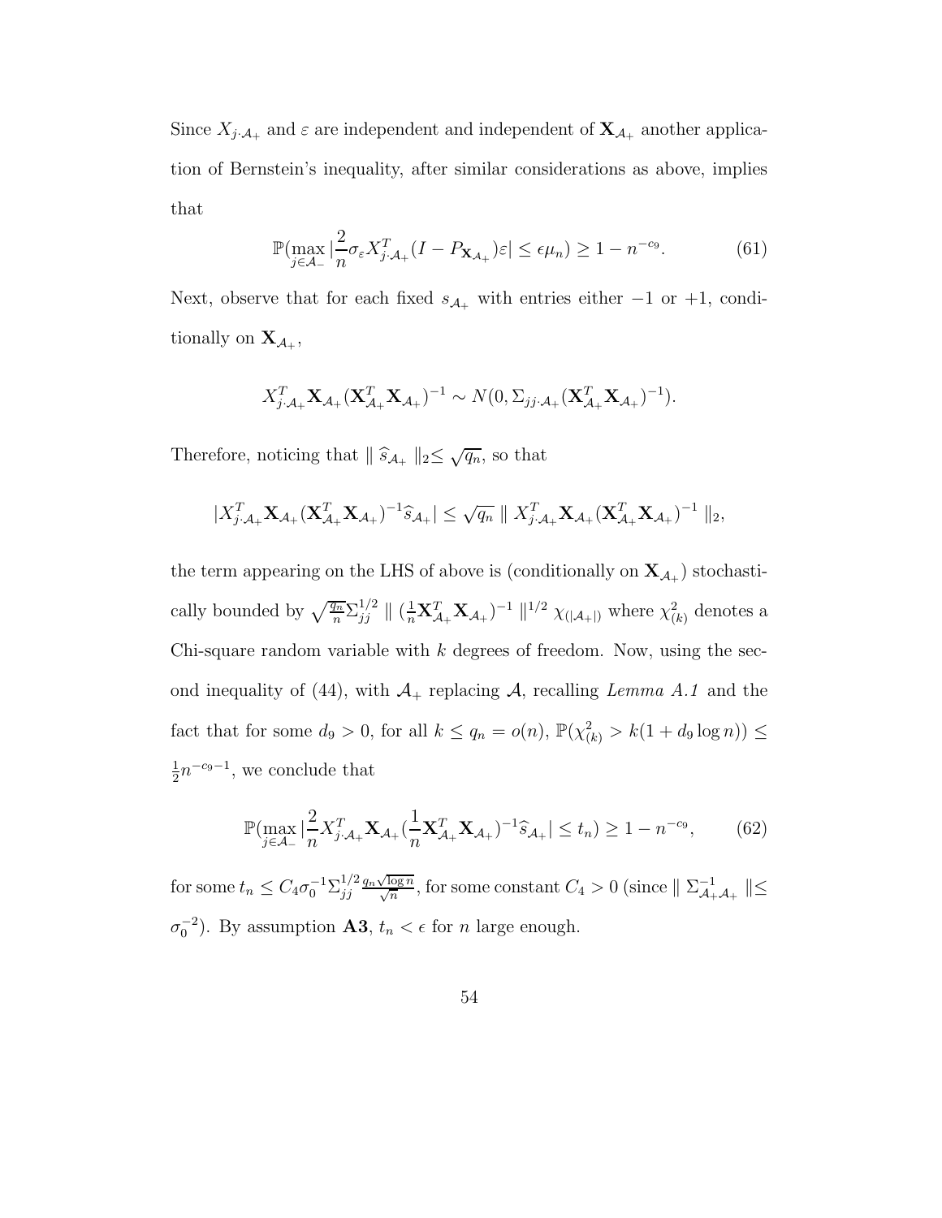Since $X_{j \cdot \mathcal{A}_+}$ and $\varepsilon$ are independent and independent of $\mathbf{X}_{\mathcal{A}_+}$ another application of Bernstein's inequality, after similar considerations as above, implies that

$$\mathbb{P}(\max_{j \in \mathcal{A}_-} |\frac{2}{n} \sigma_\varepsilon X_{j \cdot \mathcal{A}_+}^T (I - P_{\mathbf{X}_{\mathcal{A}_+}}) \varepsilon| \leq \epsilon \mu_n) \geq 1 - n^{-c_9}. \tag{61}$$

Next, observe that for each fixed $s_{\mathcal{A}_+}$ with entries either $-1$ or $+1$, conditionally on $\mathbf{X}_{\mathcal{A}_+}$,

$$X_{j \cdot \mathcal{A}_+}^T \mathbf{X}_{\mathcal{A}_+} (\mathbf{X}_{\mathcal{A}_+}^T \mathbf{X}_{\mathcal{A}_+})^{-1} \sim N(0, \Sigma_{jj \cdot \mathcal{A}_+} (\mathbf{X}_{\mathcal{A}_+}^T \mathbf{X}_{\mathcal{A}_+})^{-1}).$$

Therefore, noticing that $\| \widehat{s}_{\mathcal{A}_+} \|_2 \leq \sqrt{q_n}$, so that

$$|X_{j \cdot \mathcal{A}_+}^T \mathbf{X}_{\mathcal{A}_+} (\mathbf{X}_{\mathcal{A}_+}^T \mathbf{X}_{\mathcal{A}_+})^{-1} \widehat{s}_{\mathcal{A}_+}| \leq \sqrt{q_n} \| X_{j \cdot \mathcal{A}_+}^T \mathbf{X}_{\mathcal{A}_+} (\mathbf{X}_{\mathcal{A}_+}^T \mathbf{X}_{\mathcal{A}_+})^{-1} \|_2,$$

the term appearing on the LHS of above is (conditionally on $\mathbf{X}_{\mathcal{A}_+}$) stochastically bounded by $\sqrt{\frac{q_n}{n}} \Sigma_{jj}^{1/2} \| (\frac{1}{n} \mathbf{X}_{\mathcal{A}_+}^T \mathbf{X}_{\mathcal{A}_+})^{-1} \|^{1/2} \chi_{(|\mathcal{A}_+|)}$ where $\chi_{(k)}^2$ denotes a Chi-square random variable with $k$ degrees of freedom. Now, using the second inequality of (44), with $\mathcal{A}_+$ replacing $\mathcal{A}$, recalling *Lemma A.1* and the fact that for some $d_9 > 0$, for all $k \leq q_n = o(n)$, $\mathbb{P}(\chi_{(k)}^2 > k(1 + d_9 \log n)) \leq \frac{1}{2} n^{-c_9 - 1}$, we conclude that

$$\mathbb{P}(\max_{j \in \mathcal{A}_-} |\frac{2}{n} X_{j \cdot \mathcal{A}_+}^T \mathbf{X}_{\mathcal{A}_+} (\frac{1}{n} \mathbf{X}_{\mathcal{A}_+}^T \mathbf{X}_{\mathcal{A}_+})^{-1} \widehat{s}_{\mathcal{A}_+}| \leq t_n) \geq 1 - n^{-c_9}, \tag{62}$$

for some $t_n \leq C_4 \sigma_0^{-1} \Sigma_{jj}^{1/2} \frac{q_n \sqrt{\log n}}{\sqrt{n}}$, for some constant $C_4 > 0$ (since $\| \Sigma_{\mathcal{A}_+ \mathcal{A}_+}^{-1} \| \leq \sigma_0^{-2}$). By assumption **A3**, $t_n < \epsilon$ for $n$ large enough.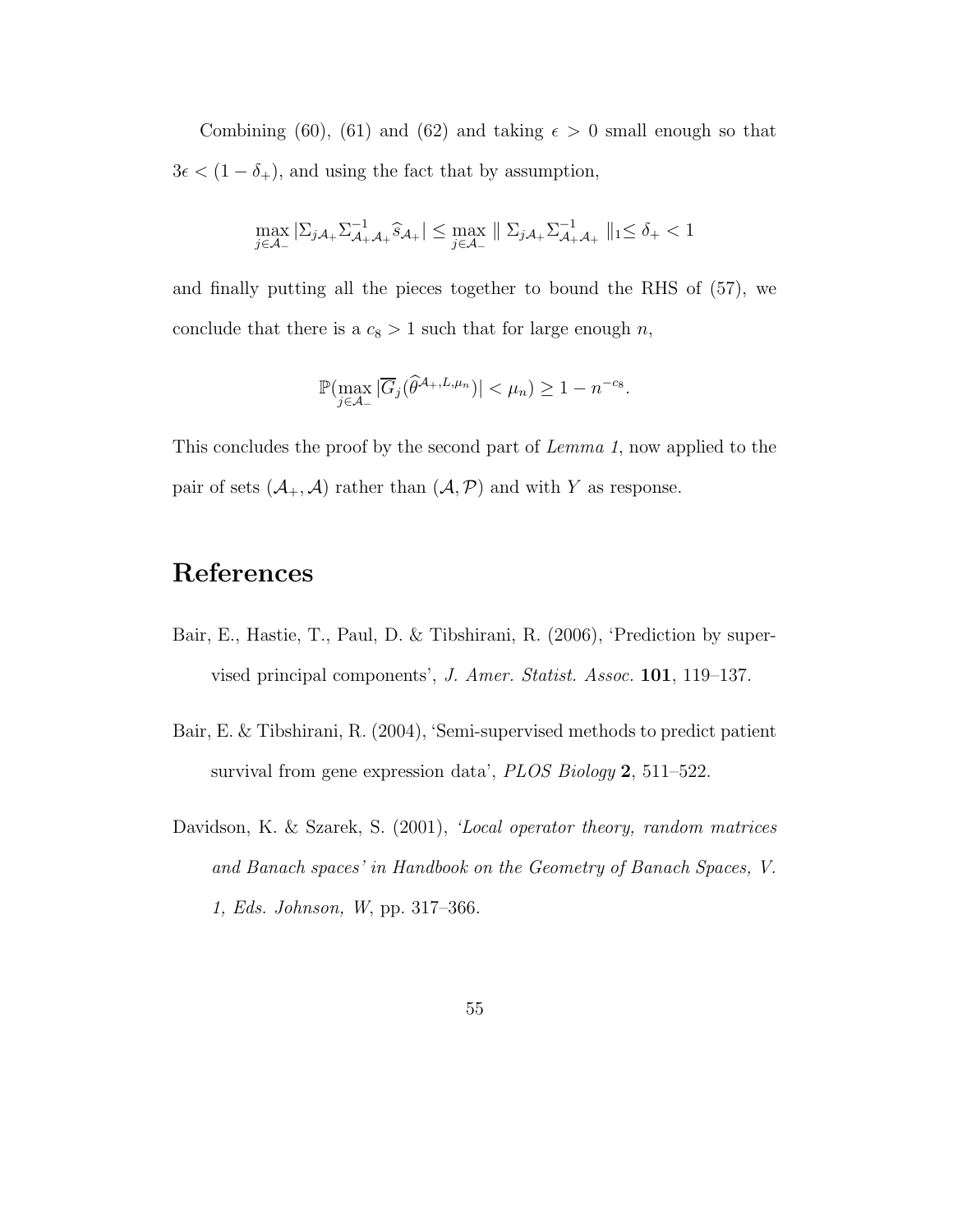Combining (60), (61) and (62) and taking $\epsilon > 0$ small enough so that $3\epsilon < (1 - \delta_+)$, and using the fact that by assumption,

$$\max_{j \in \mathcal{A}_-} |\Sigma_{j\mathcal{A}_+} \Sigma_{\mathcal{A}_+\mathcal{A}_+}^{-1} \widehat{s}_{\mathcal{A}_+}| \leq \max_{j \in \mathcal{A}_-} \| \Sigma_{j\mathcal{A}_+} \Sigma_{\mathcal{A}_+\mathcal{A}_+}^{-1} \|_1 \leq \delta_+ < 1$$

and finally putting all the pieces together to bound the RHS of (57), we conclude that there is a $c_8 > 1$ such that for large enough $n$,

$$\mathbb{P}(\max_{j \in \mathcal{A}_-} |\overline{G}_j(\widehat{\theta}^{\mathcal{A}_+, L, \mu_n})| < \mu_n) \geq 1 - n^{-c_8}.$$

This concludes the proof by the second part of *Lemma 1*, now applied to the pair of sets $(\mathcal{A}_+, \mathcal{A})$ rather than $(\mathcal{A}, \mathcal{P})$ and with $Y$ as response.

# References

Bair, E., Hastie, T., Paul, D. & Tibshirani, R. (2006), 'Prediction by supervised principal components', *J. Amer. Statist. Assoc.* **101**, 119–137.

Bair, E. & Tibshirani, R. (2004), 'Semi-supervised methods to predict patient survival from gene expression data', *PLOS Biology* **2**, 511–522.

Davidson, K. & Szarek, S. (2001), *'Local operator theory, random matrices and Banach spaces' in Handbook on the Geometry of Banach Spaces, V. 1, Eds. Johnson, W*, pp. 317–366.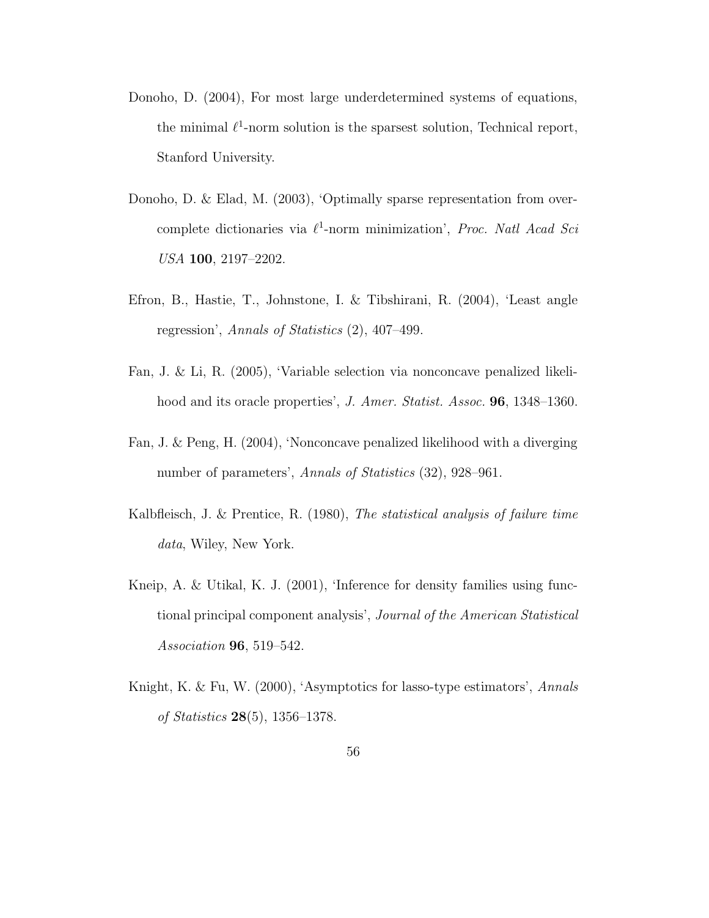Donoho, D. (2004), For most large underdetermined systems of equations, the minimal $\ell^1$-norm solution is the sparsest solution, Technical report, Stanford University.

Donoho, D. & Elad, M. (2003), 'Optimally sparse representation from overcomplete dictionaries via $\ell^1$-norm minimization', *Proc. Natl Acad Sci USA* **100**, 2197–2202.

Efron, B., Hastie, T., Johnstone, I. & Tibshirani, R. (2004), 'Least angle regression', *Annals of Statistics* (2), 407–499.

Fan, J. & Li, R. (2005), 'Variable selection via nonconcave penalized likelihood and its oracle properties', *J. Amer. Statist. Assoc.* **96**, 1348–1360.

Fan, J. & Peng, H. (2004), 'Nonconcave penalized likelihood with a diverging number of parameters', *Annals of Statistics* (32), 928–961.

Kalbfleisch, J. & Prentice, R. (1980), *The statistical analysis of failure time data*, Wiley, New York.

Kneip, A. & Utikal, K. J. (2001), 'Inference for density families using functional principal component analysis', *Journal of the American Statistical Association* **96**, 519–542.

Knight, K. & Fu, W. (2000), 'Asymptotics for lasso-type estimators', *Annals of Statistics* **28**(5), 1356–1378.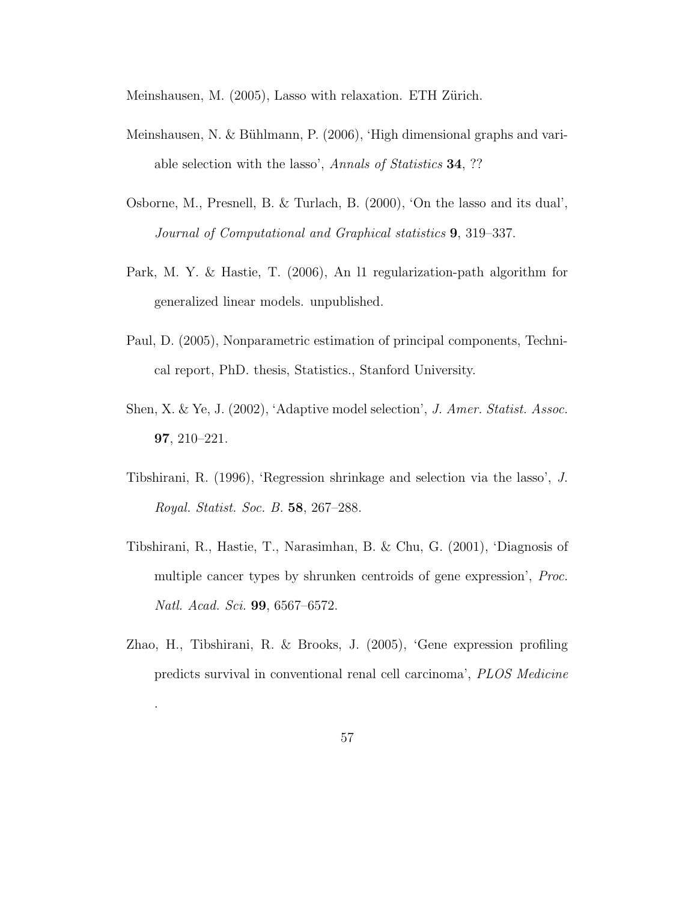Meinshausen, M. (2005), Lasso with relaxation. ETH Zürich.

Meinshausen, N. & Bühlmann, P. (2006), 'High dimensional graphs and variable selection with the lasso', *Annals of Statistics* **34**, ??

Osborne, M., Presnell, B. & Turlach, B. (2000), 'On the lasso and its dual', *Journal of Computational and Graphical statistics* **9**, 319–337.

Park, M. Y. & Hastie, T. (2006), An l1 regularization-path algorithm for generalized linear models. unpublished.

Paul, D. (2005), Nonparametric estimation of principal components, Technical report, PhD. thesis, Statistics., Stanford University.

Shen, X. & Ye, J. (2002), 'Adaptive model selection', *J. Amer. Statist. Assoc.* **97**, 210–221.

Tibshirani, R. (1996), 'Regression shrinkage and selection via the lasso', *J. Royal. Statist. Soc. B.* **58**, 267–288.

Tibshirani, R., Hastie, T., Narasimhan, B. & Chu, G. (2001), 'Diagnosis of multiple cancer types by shrunken centroids of gene expression', *Proc. Natl. Acad. Sci.* **99**, 6567–6572.

Zhao, H., Tibshirani, R. & Brooks, J. (2005), 'Gene expression profiling predicts survival in conventional renal cell carcinoma', *PLOS Medicine* .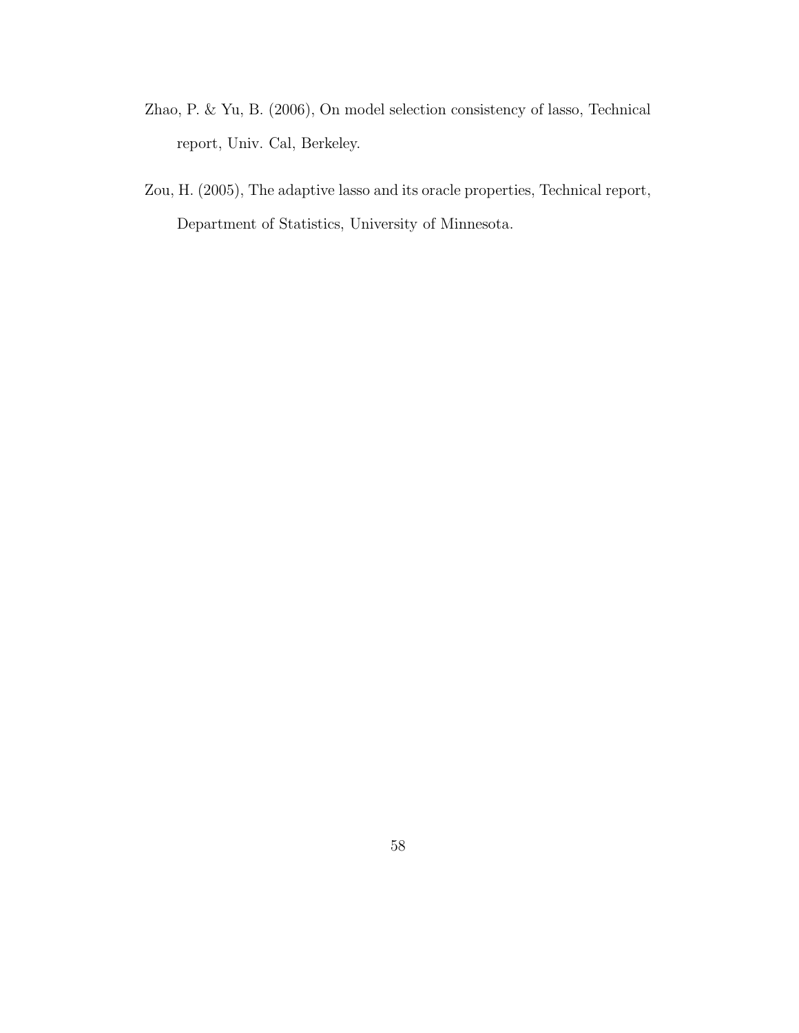Zhao, P. & Yu, B. (2006), On model selection consistency of lasso, Technical report, Univ. Cal, Berkeley.

Zou, H. (2005), The adaptive lasso and its oracle properties, Technical report, Department of Statistics, University of Minnesota.